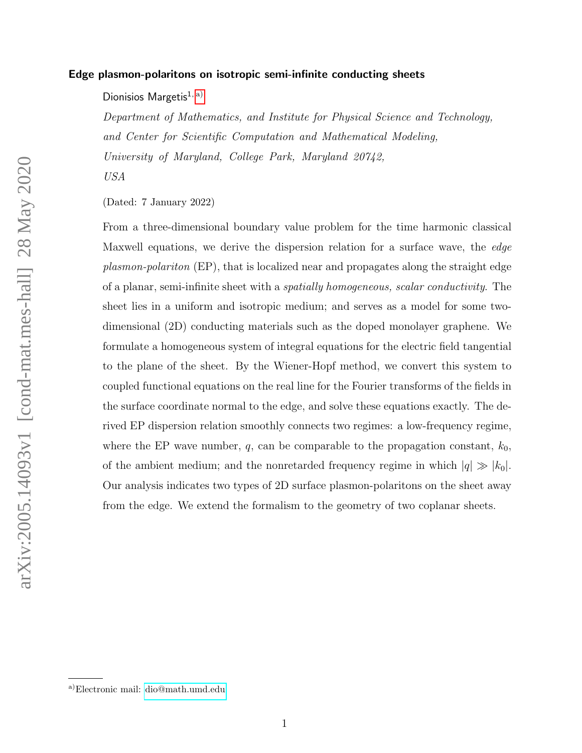# Edge plasmon-polaritons on isotropic semi-infinite conducting sheets

Dionisios Margetis[1, a)]

*Department of Mathematics, and Institute for Physical Science and Technology, and Center for Scientific Computation and Mathematical Modeling, University of Maryland, College Park, Maryland 20742, USA*

(Dated: 7 January 2022)

From a three-dimensional boundary value problem for the time harmonic classical Maxwell equations, we derive the dispersion relation for a surface wave, the *edge plasmon-polariton* (EP), that is localized near and propagates along the straight edge of a planar, semi-infinite sheet with a *spatially homogeneous, scalar conductivity*. The sheet lies in a uniform and isotropic medium; and serves as a model for some two-dimensional (2D) conducting materials such as the doped monolayer graphene. We formulate a homogeneous system of integral equations for the electric field tangential to the plane of the sheet. By the Wiener-Hopf method, we convert this system to coupled functional equations on the real line for the Fourier transforms of the fields in the surface coordinate normal to the edge, and solve these equations exactly. The derived EP dispersion relation smoothly connects two regimes: a low-frequency regime, where the EP wave number, $q$, can be comparable to the propagation constant, $k_0$, of the ambient medium; and the nonretarded frequency regime in which $|q| \gg |k_0|$. Our analysis indicates two types of 2D surface plasmon-polaritons on the sheet away from the edge. We extend the formalism to the geometry of two coplanar sheets.

---

a) Electronic mail: dio@math.umd.edu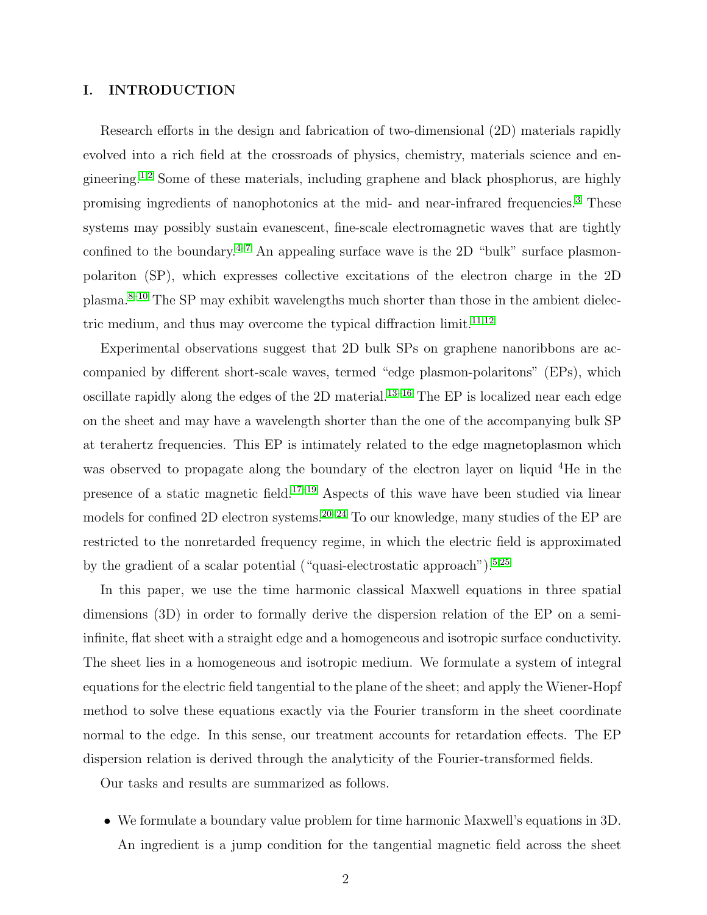## I. INTRODUCTION

Research efforts in the design and fabrication of two-dimensional (2D) materials rapidly evolved into a rich field at the crossroads of physics, chemistry, materials science and engineering.[1,2] Some of these materials, including graphene and black phosphorus, are highly promising ingredients of nanophotonics at the mid- and near-infrared frequencies.[3] These systems may possibly sustain evanescent, fine-scale electromagnetic waves that are tightly confined to the boundary.[4–7] An appealing surface wave is the 2D "bulk" surface plasmon-polariton (SP), which expresses collective excitations of the electron charge in the 2D plasma.[8–10] The SP may exhibit wavelengths much shorter than those in the ambient dielectric medium, and thus may overcome the typical diffraction limit.[11,12]

Experimental observations suggest that 2D bulk SPs on graphene nanoribbons are accompanied by different short-scale waves, termed "edge plasmon-polaritons" (EPs), which oscillate rapidly along the edges of the 2D material.[13–16] The EP is localized near each edge on the sheet and may have a wavelength shorter than the one of the accompanying bulk SP at terahertz frequencies. This EP is intimately related to the edge magnetoplasmon which was observed to propagate along the boundary of the electron layer on liquid $^4$He in the presence of a static magnetic field.[17–19] Aspects of this wave have been studied via linear models for confined 2D electron systems.[20–24] To our knowledge, many studies of the EP are restricted to the nonretarded frequency regime, in which the electric field is approximated by the gradient of a scalar potential ("quasi-electrostatic approach").[5,25]

In this paper, we use the time harmonic classical Maxwell equations in three spatial dimensions (3D) in order to formally derive the dispersion relation of the EP on a semi-infinite, flat sheet with a straight edge and a homogeneous and isotropic surface conductivity. The sheet lies in a homogeneous and isotropic medium. We formulate a system of integral equations for the electric field tangential to the plane of the sheet; and apply the Wiener-Hopf method to solve these equations exactly via the Fourier transform in the sheet coordinate normal to the edge. In this sense, our treatment accounts for retardation effects. The EP dispersion relation is derived through the analyticity of the Fourier-transformed fields.

Our tasks and results are summarized as follows.

- We formulate a boundary value problem for time harmonic Maxwell's equations in 3D. An ingredient is a jump condition for the tangential magnetic field across the sheet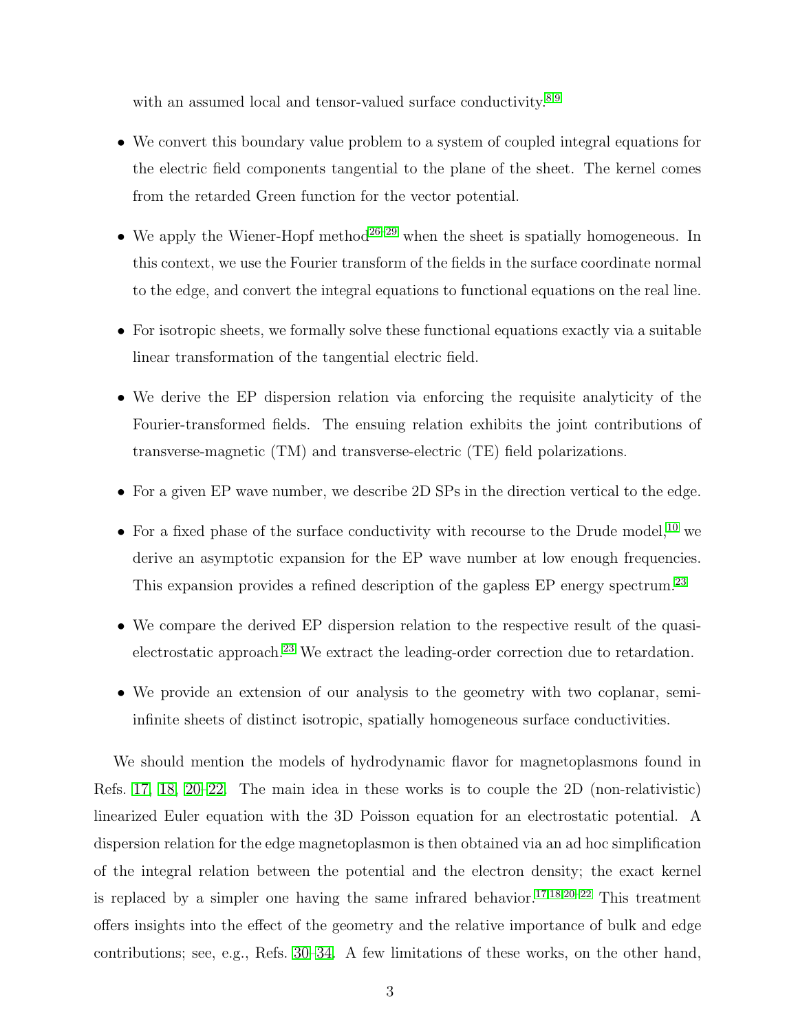with an assumed local and tensor-valued surface conductivity.[8,9]

- We convert this boundary value problem to a system of coupled integral equations for the electric field components tangential to the plane of the sheet. The kernel comes from the retarded Green function for the vector potential.

- We apply the Wiener-Hopf method[26–29] when the sheet is spatially homogeneous. In this context, we use the Fourier transform of the fields in the surface coordinate normal to the edge, and convert the integral equations to functional equations on the real line.

- For isotropic sheets, we formally solve these functional equations exactly via a suitable linear transformation of the tangential electric field.

- We derive the EP dispersion relation via enforcing the requisite analyticity of the Fourier-transformed fields. The ensuing relation exhibits the joint contributions of transverse-magnetic (TM) and transverse-electric (TE) field polarizations.

- For a given EP wave number, we describe 2D SPs in the direction vertical to the edge.

- For a fixed phase of the surface conductivity with recourse to the Drude model,[10] we derive an asymptotic expansion for the EP wave number at low enough frequencies. This expansion provides a refined description of the gapless EP energy spectrum.[23]

- We compare the derived EP dispersion relation to the respective result of the quasi-electrostatic approach.[23] We extract the leading-order correction due to retardation.

- We provide an extension of our analysis to the geometry with two coplanar, semi-infinite sheets of distinct isotropic, spatially homogeneous surface conductivities.

We should mention the models of hydrodynamic flavor for magnetoplasmons found in Refs. 17, 18, 20–22. The main idea in these works is to couple the 2D (non-relativistic) linearized Euler equation with the 3D Poisson equation for an electrostatic potential. A dispersion relation for the edge magnetoplasmon is then obtained via an ad hoc simplification of the integral relation between the potential and the electron density; the exact kernel is replaced by a simpler one having the same infrared behavior.[17,18,20–22] This treatment offers insights into the effect of the geometry and the relative importance of bulk and edge contributions; see, e.g., Refs. 30–34. A few limitations of these works, on the other hand,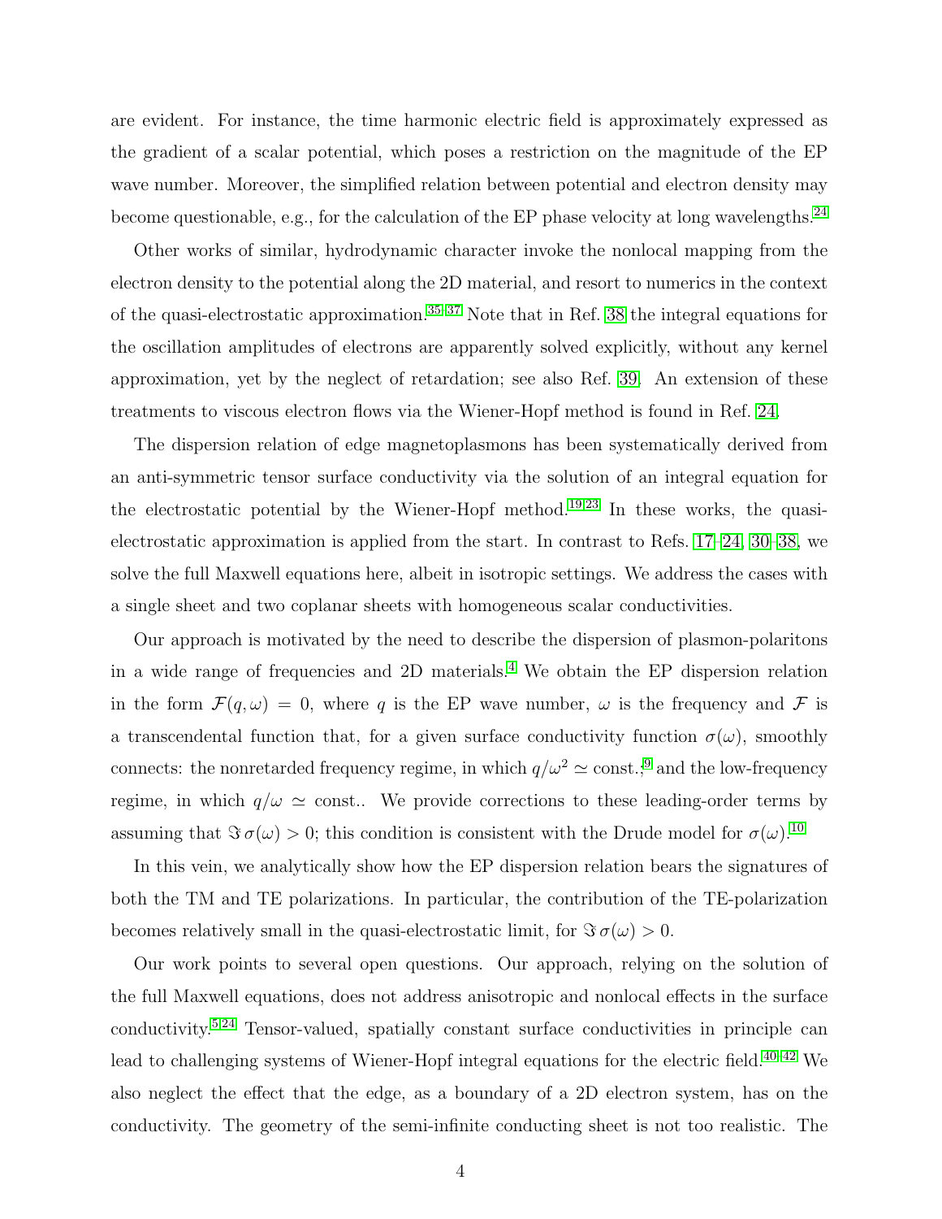are evident. For instance, the time harmonic electric field is approximately expressed as the gradient of a scalar potential, which poses a restriction on the magnitude of the EP wave number. Moreover, the simplified relation between potential and electron density may become questionable, e.g., for the calculation of the EP phase velocity at long wavelengths.[24]

Other works of similar, hydrodynamic character invoke the nonlocal mapping from the electron density to the potential along the 2D material, and resort to numerics in the context of the quasi-electrostatic approximation.[35–37] Note that in Ref. [38] the integral equations for the oscillation amplitudes of electrons are apparently solved explicitly, without any kernel approximation, yet by the neglect of retardation; see also Ref. [39]. An extension of these treatments to viscous electron flows via the Wiener-Hopf method is found in Ref. [24].

The dispersion relation of edge magnetoplasmons has been systematically derived from an anti-symmetric tensor surface conductivity via the solution of an integral equation for the electrostatic potential by the Wiener-Hopf method.[19,23] In these works, the quasi-electrostatic approximation is applied from the start. In contrast to Refs. [17–24, 30–38], we solve the full Maxwell equations here, albeit in isotropic settings. We address the cases with a single sheet and two coplanar sheets with homogeneous scalar conductivities.

Our approach is motivated by the need to describe the dispersion of plasmon-polaritons in a wide range of frequencies and 2D materials.[4] We obtain the EP dispersion relation in the form $\mathcal{F}(q,\omega)=0$, where $q$ is the EP wave number, $\omega$ is the frequency and $\mathcal{F}$ is a transcendental function that, for a given surface conductivity function $\sigma(\omega)$, smoothly connects: the nonretarded frequency regime, in which $q/\omega^2 \simeq$ const.;[9] and the low-frequency regime, in which $q/\omega \simeq$ const.. We provide corrections to these leading-order terms by assuming that $\Im\,\sigma(\omega)>0$; this condition is consistent with the Drude model for $\sigma(\omega)$.[10]

In this vein, we analytically show how the EP dispersion relation bears the signatures of both the TM and TE polarizations. In particular, the contribution of the TE-polarization becomes relatively small in the quasi-electrostatic limit, for $\Im\,\sigma(\omega)>0$.

Our work points to several open questions. Our approach, relying on the solution of the full Maxwell equations, does not address anisotropic and nonlocal effects in the surface conductivity.[5,24] Tensor-valued, spatially constant surface conductivities in principle can lead to challenging systems of Wiener-Hopf integral equations for the electric field.[40–42] We also neglect the effect that the edge, as a boundary of a 2D electron system, has on the conductivity. The geometry of the semi-infinite conducting sheet is not too realistic. The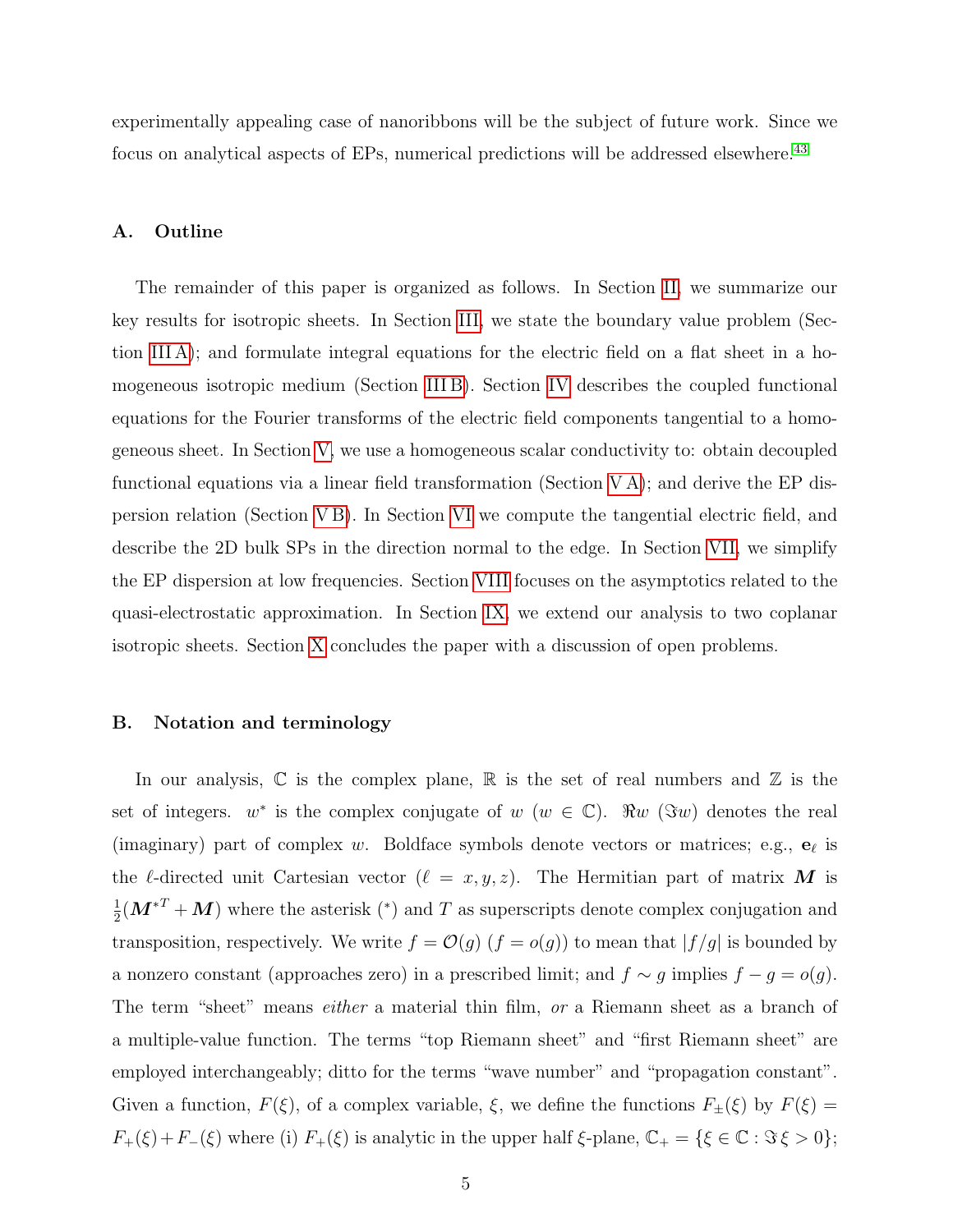experimentally appealing case of nanoribbons will be the subject of future work. Since we focus on analytical aspects of EPs, numerical predictions will be addressed elsewhere.[43]

### A. Outline

The remainder of this paper is organized as follows. In Section II, we summarize our key results for isotropic sheets. In Section III, we state the boundary value problem (Section III A); and formulate integral equations for the electric field on a flat sheet in a homogeneous isotropic medium (Section III B). Section IV describes the coupled functional equations for the Fourier transforms of the electric field components tangential to a homogeneous sheet. In Section V, we use a homogeneous scalar conductivity to: obtain decoupled functional equations via a linear field transformation (Section V A); and derive the EP dispersion relation (Section V B). In Section VI we compute the tangential electric field, and describe the 2D bulk SPs in the direction normal to the edge. In Section VII, we simplify the EP dispersion at low frequencies. Section VIII focuses on the asymptotics related to the quasi-electrostatic approximation. In Section IX, we extend our analysis to two coplanar isotropic sheets. Section X concludes the paper with a discussion of open problems.

### B. Notation and terminology

In our analysis, $\mathbb{C}$ is the complex plane, $\mathbb{R}$ is the set of real numbers and $\mathbb{Z}$ is the set of integers. $w^*$ is the complex conjugate of $w$ ($w \in \mathbb{C}$). $\Re w$ ($\Im w$) denotes the real (imaginary) part of complex $w$. Boldface symbols denote vectors or matrices; e.g., $\mathbf{e}_\ell$ is the $\ell$-directed unit Cartesian vector ($\ell = x, y, z$). The Hermitian part of matrix $\boldsymbol{M}$ is $\frac{1}{2}(\boldsymbol{M}^{*T} + \boldsymbol{M})$ where the asterisk ($^*$) and $T$ as superscripts denote complex conjugation and transposition, respectively. We write $f = \mathcal{O}(g)$ ($f = o(g)$) to mean that $|f/g|$ is bounded by a nonzero constant (approaches zero) in a prescribed limit; and $f \sim g$ implies $f - g = o(g)$. The term "sheet" means *either* a material thin film, *or* a Riemann sheet as a branch of a multiple-value function. The terms "top Riemann sheet" and "first Riemann sheet" are employed interchangeably; ditto for the terms "wave number" and "propagation constant". Given a function, $F(\xi)$, of a complex variable, $\xi$, we define the functions $F_\pm(\xi)$ by $F(\xi) = F_+(\xi) + F_-(\xi)$ where (i) $F_+(\xi)$ is analytic in the upper half $\xi$-plane, $\mathbb{C}_+ = \{\xi \in \mathbb{C} : \Im \xi > 0\}$;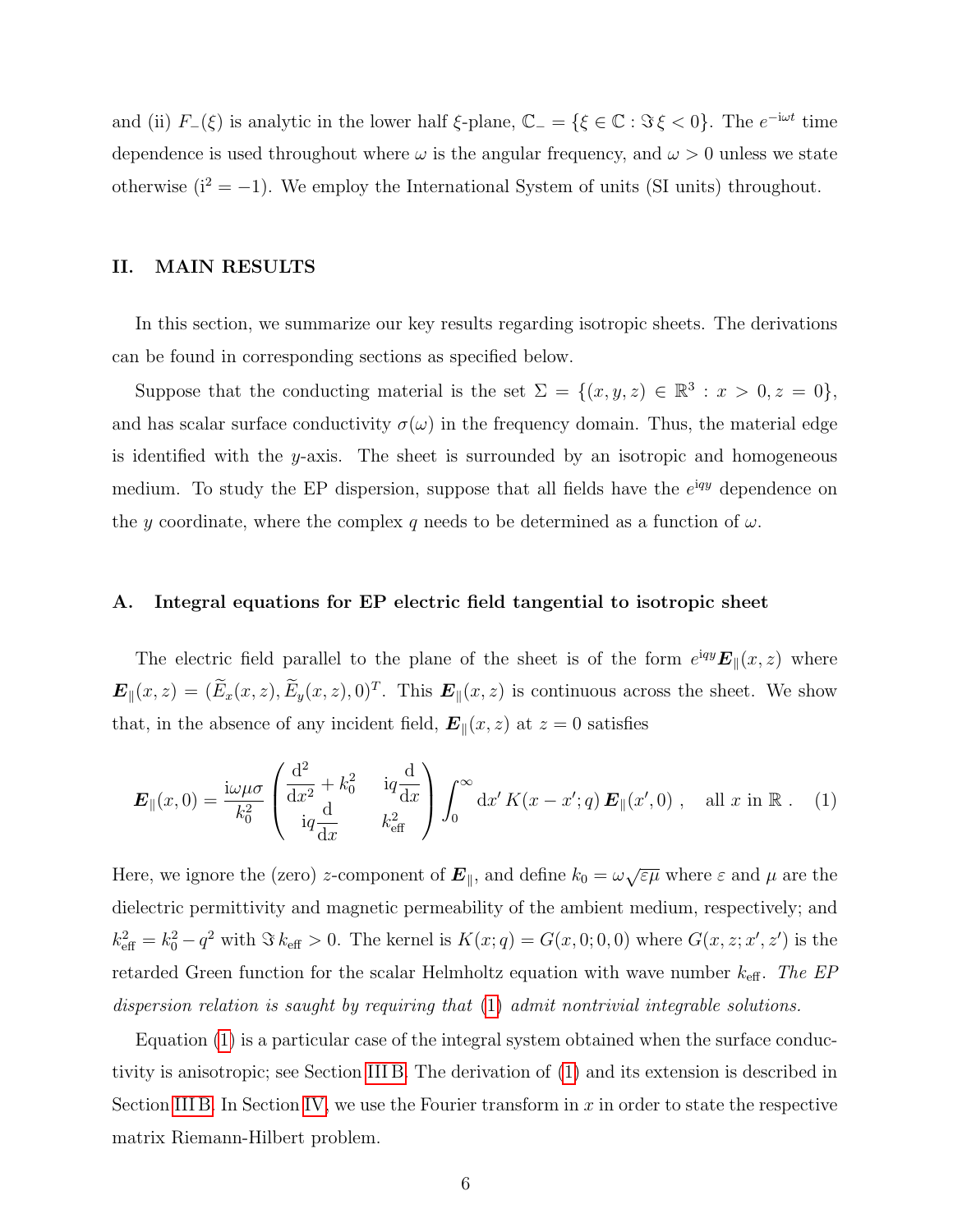and (ii) $F_-(\xi)$ is analytic in the lower half $\xi$-plane, $\mathbb{C}_- = \{\xi \in \mathbb{C} : \Im\,\xi < 0\}$. The $e^{-\mathrm{i}\omega t}$ time dependence is used throughout where $\omega$ is the angular frequency, and $\omega > 0$ unless we state otherwise ($\mathrm{i}^2 = -1$). We employ the International System of units (SI units) throughout.

## II. MAIN RESULTS

In this section, we summarize our key results regarding isotropic sheets. The derivations can be found in corresponding sections as specified below.

Suppose that the conducting material is the set $\Sigma = \{(x, y, z) \in \mathbb{R}^3 : x > 0, z = 0\}$, and has scalar surface conductivity $\sigma(\omega)$ in the frequency domain. Thus, the material edge is identified with the $y$-axis. The sheet is surrounded by an isotropic and homogeneous medium. To study the EP dispersion, suppose that all fields have the $e^{\mathrm{i}qy}$ dependence on the $y$ coordinate, where the complex $q$ needs to be determined as a function of $\omega$.

### A. Integral equations for EP electric field tangential to isotropic sheet

The electric field parallel to the plane of the sheet is of the form $e^{\mathrm{i}qy}\boldsymbol{E}_\parallel(x, z)$ where $\boldsymbol{E}_\parallel(x, z) = (\widetilde{E}_x(x, z), \widetilde{E}_y(x, z), 0)^T$. This $\boldsymbol{E}_\parallel(x, z)$ is continuous across the sheet. We show that, in the absence of any incident field, $\boldsymbol{E}_\parallel(x, z)$ at $z = 0$ satisfies

$$\boldsymbol{E}_\parallel(x, 0) = \frac{\mathrm{i}\omega\mu\sigma}{k_0^2} \begin{pmatrix} \dfrac{\mathrm{d}^2}{\mathrm{d}x^2} + k_0^2 & \mathrm{i}q\dfrac{\mathrm{d}}{\mathrm{d}x} \\ \mathrm{i}q\dfrac{\mathrm{d}}{\mathrm{d}x} & k_{\text{eff}}^2 \end{pmatrix} \int_0^\infty \mathrm{d}x'\, K(x - x'; q)\, \boldsymbol{E}_\parallel(x', 0)\ , \quad \text{all } x \text{ in } \mathbb{R}\ . \quad (1)$$

Here, we ignore the (zero) $z$-component of $\boldsymbol{E}_\parallel$, and define $k_0 = \omega\sqrt{\varepsilon\mu}$ where $\varepsilon$ and $\mu$ are the dielectric permittivity and magnetic permeability of the ambient medium, respectively; and $k_{\text{eff}}^2 = k_0^2 - q^2$ with $\Im\, k_{\text{eff}} > 0$. The kernel is $K(x; q) = G(x, 0; 0, 0)$ where $G(x, z; x', z')$ is the retarded Green function for the scalar Helmholtz equation with wave number $k_{\text{eff}}$. *The EP dispersion relation is saught by requiring that (1) admit nontrivial integrable solutions.*

Equation (1) is a particular case of the integral system obtained when the surface conductivity is anisotropic; see Section III B. The derivation of (1) and its extension is described in Section III B. In Section IV, we use the Fourier transform in $x$ in order to state the respective matrix Riemann-Hilbert problem.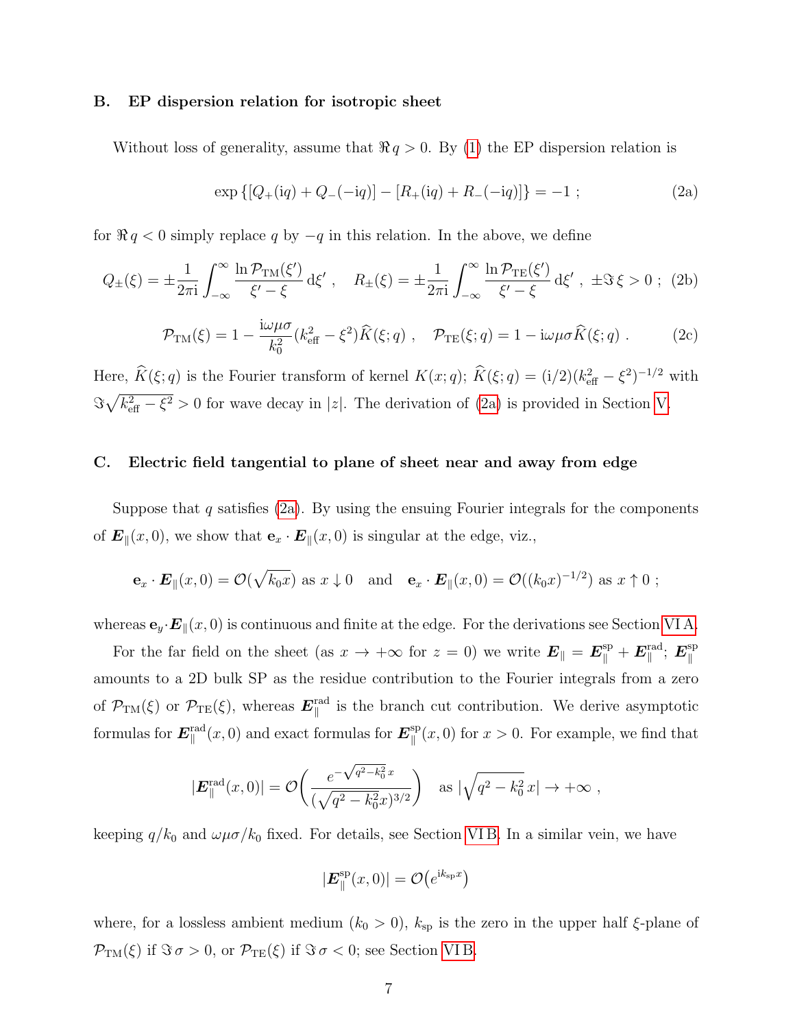### B. EP dispersion relation for isotropic sheet

Without loss of generality, assume that $\Re q > 0$. By (1) the EP dispersion relation is

$$\exp\left\{[Q_+(\mathrm{i}q) + Q_-(-\mathrm{i}q)] - [R_+(\mathrm{i}q) + R_-(-\mathrm{i}q)]\right\} = -1 \;; \tag{2a}$$

for $\Re q < 0$ simply replace $q$ by $-q$ in this relation. In the above, we define

$$Q_\pm(\xi) = \pm\frac{1}{2\pi\mathrm{i}}\int_{-\infty}^{\infty}\frac{\ln\mathcal{P}_{\mathrm{TM}}(\xi')}{\xi'-\xi}\,\mathrm{d}\xi' \;,\quad R_\pm(\xi) = \pm\frac{1}{2\pi\mathrm{i}}\int_{-\infty}^{\infty}\frac{\ln\mathcal{P}_{\mathrm{TE}}(\xi')}{\xi'-\xi}\,\mathrm{d}\xi' \;,\; \pm\Im\,\xi > 0 \;; \tag{2b}$$

$$\mathcal{P}_{\mathrm{TM}}(\xi) = 1 - \frac{\mathrm{i}\omega\mu\sigma}{k_0^2}(k_{\mathrm{eff}}^2 - \xi^2)\widehat{K}(\xi;q) \;,\quad \mathcal{P}_{\mathrm{TE}}(\xi;q) = 1 - \mathrm{i}\omega\mu\sigma\widehat{K}(\xi;q) \;. \tag{2c}$$

Here, $\widehat{K}(\xi;q)$ is the Fourier transform of kernel $K(x;q)$; $\widehat{K}(\xi;q) = (\mathrm{i}/2)(k_{\mathrm{eff}}^2-\xi^2)^{-1/2}$ with $\Im\sqrt{k_{\mathrm{eff}}^2-\xi^2} > 0$ for wave decay in $|z|$. The derivation of (2a) is provided in Section V.

### C. Electric field tangential to plane of sheet near and away from edge

Suppose that $q$ satisfies (2a). By using the ensuing Fourier integrals for the components of $\boldsymbol{E}_\parallel(x,0)$, we show that $\mathbf{e}_x\cdot\boldsymbol{E}_\parallel(x,0)$ is singular at the edge, viz.,

$$\mathbf{e}_x\cdot\boldsymbol{E}_\parallel(x,0) = \mathcal{O}(\sqrt{k_0x}) \text{ as } x\downarrow 0 \quad\text{and}\quad \mathbf{e}_x\cdot\boldsymbol{E}_\parallel(x,0) = \mathcal{O}((k_0x)^{-1/2}) \text{ as } x\uparrow 0 \;;$$

whereas $\mathbf{e}_y\cdot\boldsymbol{E}_\parallel(x,0)$ is continuous and finite at the edge. For the derivations see Section VI A.

For the far field on the sheet (as $x\to+\infty$ for $z=0$) we write $\boldsymbol{E}_\parallel = \boldsymbol{E}_\parallel^{\mathrm{sp}} + \boldsymbol{E}_\parallel^{\mathrm{rad}}$; $\boldsymbol{E}_\parallel^{\mathrm{sp}}$ amounts to a 2D bulk SP as the residue contribution to the Fourier integrals from a zero of $\mathcal{P}_{\mathrm{TM}}(\xi)$ or $\mathcal{P}_{\mathrm{TE}}(\xi)$, whereas $\boldsymbol{E}_\parallel^{\mathrm{rad}}$ is the branch cut contribution. We derive asymptotic formulas for $\boldsymbol{E}_\parallel^{\mathrm{rad}}(x,0)$ and exact formulas for $\boldsymbol{E}_\parallel^{\mathrm{sp}}(x,0)$ for $x>0$. For example, we find that

$$|\boldsymbol{E}_\parallel^{\mathrm{rad}}(x,0)| = \mathcal{O}\left(\frac{e^{-\sqrt{q^2-k_0^2}\,x}}{(\sqrt{q^2-k_0^2}x)^{3/2}}\right) \quad\text{as } |\sqrt{q^2-k_0^2}\,x|\to+\infty \;,$$

keeping $q/k_0$ and $\omega\mu\sigma/k_0$ fixed. For details, see Section VI B. In a similar vein, we have

$$|\boldsymbol{E}_\parallel^{\mathrm{sp}}(x,0)| = \mathcal{O}\big(e^{\mathrm{i}k_{\mathrm{sp}}x}\big)$$

where, for a lossless ambient medium ($k_0>0$), $k_{\mathrm{sp}}$ is the zero in the upper half $\xi$-plane of $\mathcal{P}_{\mathrm{TM}}(\xi)$ if $\Im\,\sigma > 0$, or $\mathcal{P}_{\mathrm{TE}}(\xi)$ if $\Im\,\sigma < 0$; see Section VI B.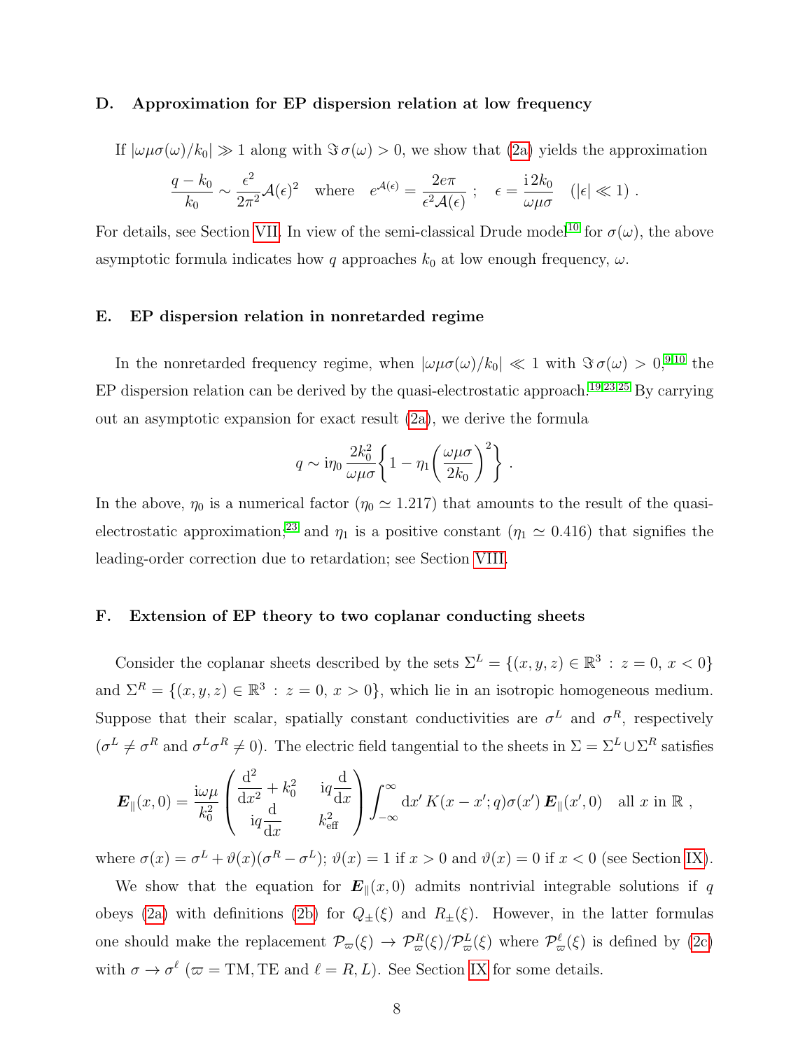### D. Approximation for EP dispersion relation at low frequency

If $|\omega\mu\sigma(\omega)/k_0| \gg 1$ along with $\Im\,\sigma(\omega) > 0$, we show that (2a) yields the approximation

$$\frac{q-k_0}{k_0} \sim \frac{\epsilon^2}{2\pi^2}\mathcal{A}(\epsilon)^2 \quad \text{where} \quad e^{\mathcal{A}(\epsilon)} = \frac{2e\pi}{\epsilon^2\mathcal{A}(\epsilon)}\ ; \quad \epsilon = \frac{\mathrm{i}\,2k_0}{\omega\mu\sigma} \quad (|\epsilon| \ll 1)\ .$$

For details, see Section VII. In view of the semi-classical Drude model[10] for $\sigma(\omega)$, the above asymptotic formula indicates how $q$ approaches $k_0$ at low enough frequency, $\omega$.

### E. EP dispersion relation in nonretarded regime

In the nonretarded frequency regime, when $|\omega\mu\sigma(\omega)/k_0| \ll 1$ with $\Im\,\sigma(\omega) > 0$,[9,10] the EP dispersion relation can be derived by the quasi-electrostatic approach.[19,23,25] By carrying out an asymptotic expansion for exact result (2a), we derive the formula

$$q \sim \mathrm{i}\eta_0\,\frac{2k_0^2}{\omega\mu\sigma}\left\{1-\eta_1\left(\frac{\omega\mu\sigma}{2k_0}\right)^2\right\}\ .$$

In the above, $\eta_0$ is a numerical factor ($\eta_0 \simeq 1.217$) that amounts to the result of the quasi-electrostatic approximation,[23] and $\eta_1$ is a positive constant ($\eta_1 \simeq 0.416$) that signifies the leading-order correction due to retardation; see Section VIII.

### F. Extension of EP theory to two coplanar conducting sheets

Consider the coplanar sheets described by the sets $\Sigma^L = \{(x,y,z)\in\mathbb{R}^3 : z=0,\ x<0\}$ and $\Sigma^R = \{(x,y,z)\in\mathbb{R}^3 : z=0,\ x>0\}$, which lie in an isotropic homogeneous medium. Suppose that their scalar, spatially constant conductivities are $\sigma^L$ and $\sigma^R$, respectively ($\sigma^L \neq \sigma^R$ and $\sigma^L\sigma^R \neq 0$). The electric field tangential to the sheets in $\Sigma = \Sigma^L \cup \Sigma^R$ satisfies

$$\boldsymbol{E}_\parallel(x,0) = \frac{\mathrm{i}\omega\mu}{k_0^2}\begin{pmatrix} \dfrac{\mathrm{d}^2}{\mathrm{d}x^2}+k_0^2 & \mathrm{i}q\dfrac{\mathrm{d}}{\mathrm{d}x} \\ \mathrm{i}q\dfrac{\mathrm{d}}{\mathrm{d}x} & k_{\rm eff}^2 \end{pmatrix}\int_{-\infty}^{\infty}\mathrm{d}x'\,K(x-x';q)\sigma(x')\,\boldsymbol{E}_\parallel(x',0) \quad \text{all } x \text{ in } \mathbb{R}\ ,$$

where $\sigma(x) = \sigma^L + \vartheta(x)(\sigma^R-\sigma^L)$; $\vartheta(x) = 1$ if $x>0$ and $\vartheta(x)=0$ if $x<0$ (see Section IX).

We show that the equation for $\boldsymbol{E}_\parallel(x,0)$ admits nontrivial integrable solutions if $q$ obeys (2a) with definitions (2b) for $Q_\pm(\xi)$ and $R_\pm(\xi)$. However, in the latter formulas one should make the replacement $\mathcal{P}_\varpi(\xi) \to \mathcal{P}_\varpi^R(\xi)/\mathcal{P}_\varpi^L(\xi)$ where $\mathcal{P}_\varpi^\ell(\xi)$ is defined by (2c) with $\sigma \to \sigma^\ell$ ($\varpi = \mathrm{TM},\mathrm{TE}$ and $\ell = R, L$). See Section IX for some details.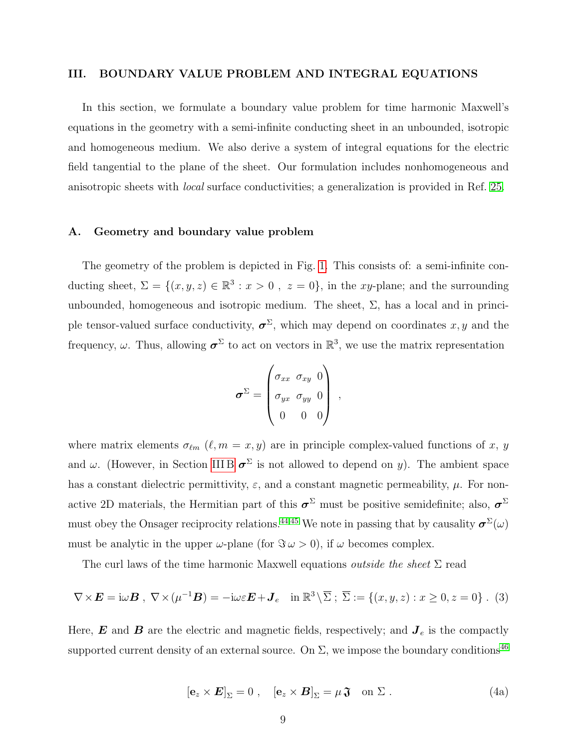## III. BOUNDARY VALUE PROBLEM AND INTEGRAL EQUATIONS

In this section, we formulate a boundary value problem for time harmonic Maxwell's equations in the geometry with a semi-infinite conducting sheet in an unbounded, isotropic and homogeneous medium. We also derive a system of integral equations for the electric field tangential to the plane of the sheet. Our formulation includes nonhomogeneous and anisotropic sheets with *local* surface conductivities; a generalization is provided in Ref. 25.

### A. Geometry and boundary value problem

The geometry of the problem is depicted in Fig. 1. This consists of: a semi-infinite conducting sheet, $\Sigma = \{(x, y, z) \in \mathbb{R}^3 : x > 0\ ,\ z = 0\}$, in the $xy$-plane; and the surrounding unbounded, homogeneous and isotropic medium. The sheet, $\Sigma$, has a local and in principle tensor-valued surface conductivity, $\boldsymbol{\sigma}^\Sigma$, which may depend on coordinates $x, y$ and the frequency, $\omega$. Thus, allowing $\boldsymbol{\sigma}^\Sigma$ to act on vectors in $\mathbb{R}^3$, we use the matrix representation

$$\boldsymbol{\sigma}^\Sigma = \begin{pmatrix} \sigma_{xx} & \sigma_{xy} & 0 \\ \sigma_{yx} & \sigma_{yy} & 0 \\ 0 & 0 & 0 \end{pmatrix} ,$$

where matrix elements $\sigma_{\ell m}$ ($\ell, m = x, y$) are in principle complex-valued functions of $x$, $y$ and $\omega$. (However, in Section III B $\boldsymbol{\sigma}^\Sigma$ is not allowed to depend on $y$). The ambient space has a constant dielectric permittivity, $\varepsilon$, and a constant magnetic permeability, $\mu$. For non-active 2D materials, the Hermitian part of this $\boldsymbol{\sigma}^\Sigma$ must be positive semidefinite; also, $\boldsymbol{\sigma}^\Sigma$ must obey the Onsager reciprocity relations.[44,45] We note in passing that by causality $\boldsymbol{\sigma}^\Sigma(\omega)$ must be analytic in the upper $\omega$-plane (for $\Im\,\omega > 0$), if $\omega$ becomes complex.

The curl laws of the time harmonic Maxwell equations *outside the sheet* $\Sigma$ read

$$\nabla \times \boldsymbol{E} = \mathrm{i}\omega \boldsymbol{B}\ ,\ \nabla \times (\mu^{-1}\boldsymbol{B}) = -\mathrm{i}\omega\varepsilon \boldsymbol{E} + \boldsymbol{J}_e \quad \text{in } \mathbb{R}^3 \setminus \overline{\Sigma}\ ;\ \overline{\Sigma} := \{(x, y, z) : x \geq 0, z = 0\}\ . \quad (3)$$

Here, $\boldsymbol{E}$ and $\boldsymbol{B}$ are the electric and magnetic fields, respectively; and $\boldsymbol{J}_e$ is the compactly supported current density of an external source. On $\Sigma$, we impose the boundary conditions[46]

$$[\mathbf{e}_z \times \boldsymbol{E}]_\Sigma = 0\ , \quad [\mathbf{e}_z \times \boldsymbol{B}]_\Sigma = \mu\, \boldsymbol{\mathfrak{J}} \quad \text{on } \Sigma\ . \quad (4a)$$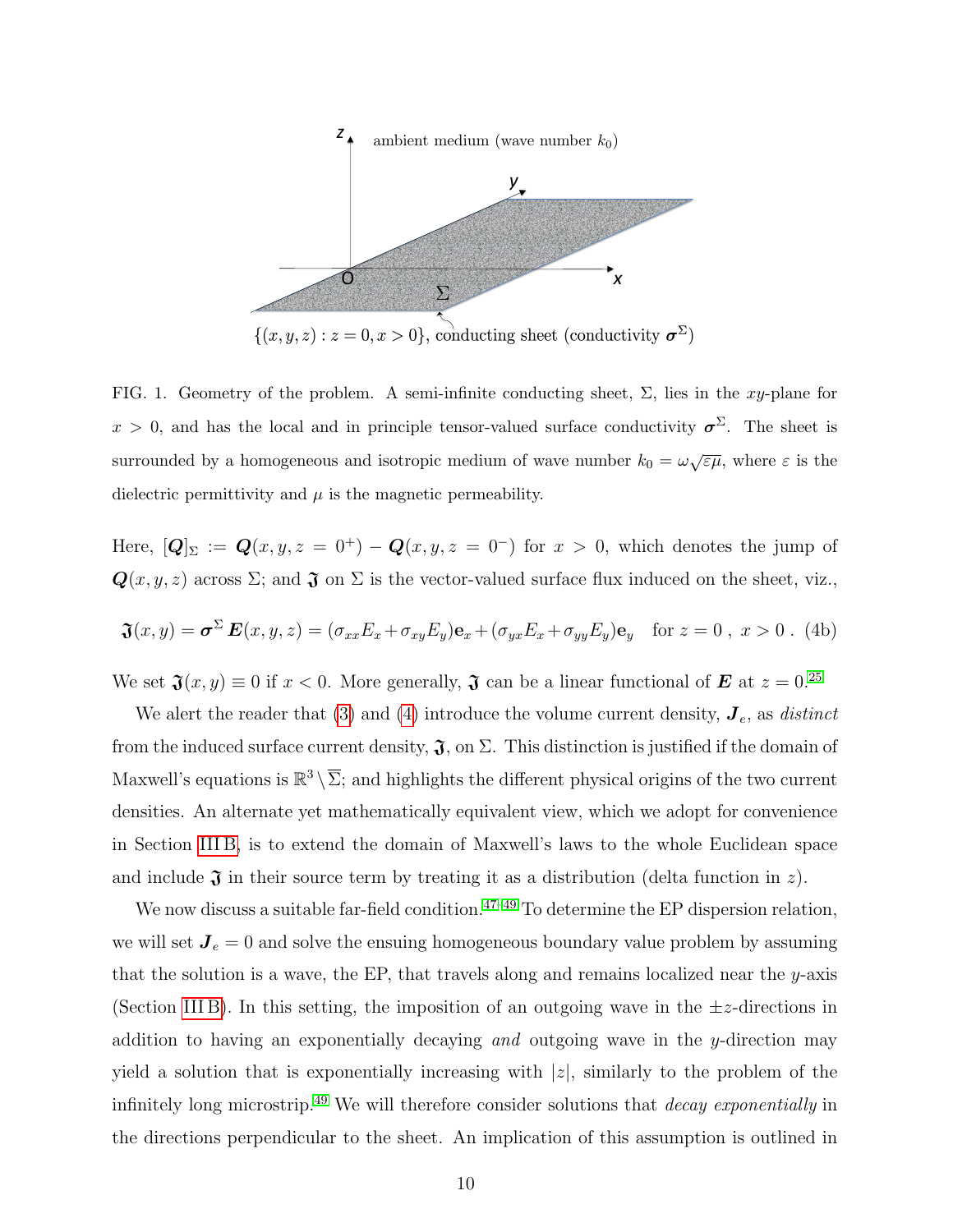FIG. 1. Geometry of the problem. A semi-infinite conducting sheet, $\Sigma$, lies in the $xy$-plane for $x > 0$, and has the local and in principle tensor-valued surface conductivity $\boldsymbol{\sigma}^{\Sigma}$. The sheet is surrounded by a homogeneous and isotropic medium of wave number $k_0 = \omega\sqrt{\varepsilon\mu}$, where $\varepsilon$ is the dielectric permittivity and $\mu$ is the magnetic permeability.

Here, $[\boldsymbol{Q}]_{\Sigma} := \boldsymbol{Q}(x, y, z = 0^{+}) - \boldsymbol{Q}(x, y, z = 0^{-})$ for $x > 0$, which denotes the jump of $\boldsymbol{Q}(x, y, z)$ across $\Sigma$; and $\mathfrak{J}$ on $\Sigma$ is the vector-valued surface flux induced on the sheet, viz.,

$$\mathfrak{J}(x, y) = \boldsymbol{\sigma}^{\Sigma}\, \boldsymbol{E}(x, y, z) = (\sigma_{xx}E_x + \sigma_{xy}E_y)\mathbf{e}_x + (\sigma_{yx}E_x + \sigma_{yy}E_y)\mathbf{e}_y \quad \text{for } z = 0\,,\ x > 0\,. \tag{4b}$$

We set $\mathfrak{J}(x, y) \equiv 0$ if $x < 0$. More generally, $\mathfrak{J}$ can be a linear functional of $\boldsymbol{E}$ at $z = 0$.[25]

We alert the reader that (3) and (4) introduce the volume current density, $\boldsymbol{J}_e$, as *distinct* from the induced surface current density, $\mathfrak{J}$, on $\Sigma$. This distinction is justified if the domain of Maxwell's equations is $\mathbb{R}^3 \setminus \overline{\Sigma}$; and highlights the different physical origins of the two current densities. An alternate yet mathematically equivalent view, which we adopt for convenience in Section III B, is to extend the domain of Maxwell's laws to the whole Euclidean space and include $\mathfrak{J}$ in their source term by treating it as a distribution (delta function in $z$).

We now discuss a suitable far-field condition.[47–49] To determine the EP dispersion relation, we will set $\boldsymbol{J}_e = 0$ and solve the ensuing homogeneous boundary value problem by assuming that the solution is a wave, the EP, that travels along and remains localized near the $y$-axis (Section III B). In this setting, the imposition of an outgoing wave in the $\pm z$-directions in addition to having an exponentially decaying *and* outgoing wave in the $y$-direction may yield a solution that is exponentially increasing with $|z|$, similarly to the problem of the infinitely long microstrip.[49] We will therefore consider solutions that *decay exponentially* in the directions perpendicular to the sheet. An implication of this assumption is outlined in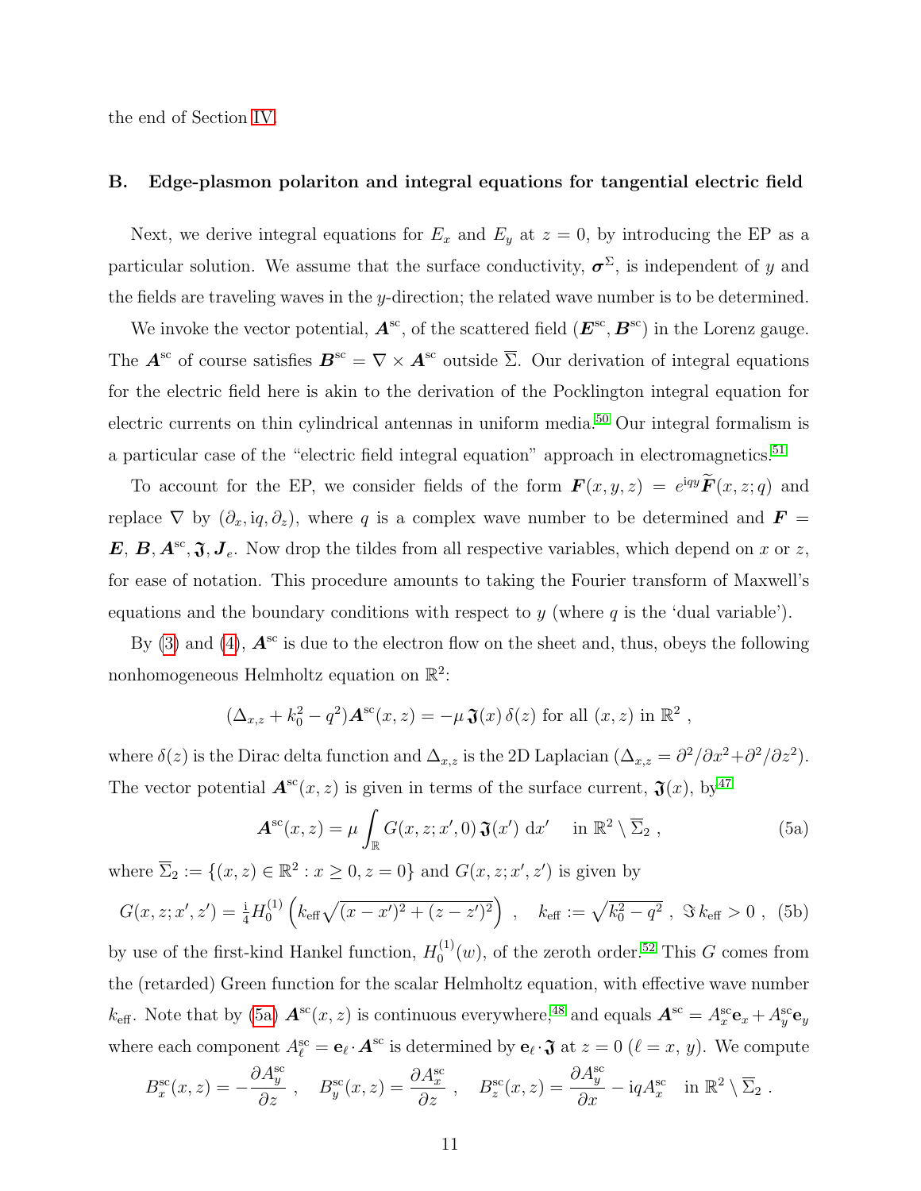the end of Section IV.

## B. Edge-plasmon polariton and integral equations for tangential electric field

Next, we derive integral equations for $E_x$ and $E_y$ at $z = 0$, by introducing the EP as a particular solution. We assume that the surface conductivity, $\boldsymbol{\sigma}^{\Sigma}$, is independent of $y$ and the fields are traveling waves in the $y$-direction; the related wave number is to be determined.

We invoke the vector potential, $\boldsymbol{A}^{\rm sc}$, of the scattered field $(\boldsymbol{E}^{\rm sc}, \boldsymbol{B}^{\rm sc})$ in the Lorenz gauge. The $\boldsymbol{A}^{\rm sc}$ of course satisfies $\boldsymbol{B}^{\rm sc} = \nabla \times \boldsymbol{A}^{\rm sc}$ outside $\overline{\Sigma}$. Our derivation of integral equations for the electric field here is akin to the derivation of the Pocklington integral equation for electric currents on thin cylindrical antennas in uniform media.[50] Our integral formalism is a particular case of the "electric field integral equation" approach in electromagnetics.[51]

To account for the EP, we consider fields of the form $\boldsymbol{F}(x, y, z) = e^{{\rm i}qy}\widetilde{\boldsymbol{F}}(x, z; q)$ and replace $\nabla$ by $(\partial_x, {\rm i}q, \partial_z)$, where $q$ is a complex wave number to be determined and $\boldsymbol{F} = \boldsymbol{E}, \boldsymbol{B}, \boldsymbol{A}^{\rm sc}, \boldsymbol{\mathfrak{J}}, \boldsymbol{J}_e$. Now drop the tildes from all respective variables, which depend on $x$ or $z$, for ease of notation. This procedure amounts to taking the Fourier transform of Maxwell's equations and the boundary conditions with respect to $y$ (where $q$ is the 'dual variable').

By (3) and (4), $\boldsymbol{A}^{\rm sc}$ is due to the electron flow on the sheet and, thus, obeys the following nonhomogeneous Helmholtz equation on $\mathbb{R}^2$:

$$(\Delta_{x,z} + k_0^2 - q^2)\boldsymbol{A}^{\rm sc}(x, z) = -\mu\, \boldsymbol{\mathfrak{J}}(x)\, \delta(z) \text{ for all } (x, z) \text{ in } \mathbb{R}^2 \ ,$$

where $\delta(z)$ is the Dirac delta function and $\Delta_{x,z}$ is the 2D Laplacian ($\Delta_{x,z} = \partial^2/\partial x^2 + \partial^2/\partial z^2$). The vector potential $\boldsymbol{A}^{\rm sc}(x, z)$ is given in terms of the surface current, $\boldsymbol{\mathfrak{J}}(x)$, by[47]

$$\boldsymbol{A}^{\rm sc}(x, z) = \mu \int_{\mathbb{R}} G(x, z; x', 0)\, \boldsymbol{\mathfrak{J}}(x')\, {\rm d}x' \quad \text{ in } \mathbb{R}^2 \setminus \overline{\Sigma}_2 \ , \tag{5a}$$

where $\overline{\Sigma}_2 := \{(x, z) \in \mathbb{R}^2 : x \geq 0, z = 0\}$ and $G(x, z; x', z')$ is given by

$$G(x, z; x', z') = \tfrac{\rm i}{4} H_0^{(1)}\left(k_{\rm eff}\sqrt{(x - x')^2 + (z - z')^2}\right) \ , \quad k_{\rm eff} := \sqrt{k_0^2 - q^2} \ , \ \Im\, k_{\rm eff} > 0 \ , \tag{5b}$$

by use of the first-kind Hankel function, $H_0^{(1)}(w)$, of the zeroth order.[52] This $G$ comes from the (retarded) Green function for the scalar Helmholtz equation, with effective wave number $k_{\rm eff}$. Note that by (5a) $\boldsymbol{A}^{\rm sc}(x, z)$ is continuous everywhere,[48] and equals $\boldsymbol{A}^{\rm sc} = A_x^{\rm sc}\mathbf{e}_x + A_y^{\rm sc}\mathbf{e}_y$ where each component $A_\ell^{\rm sc} = \mathbf{e}_\ell \cdot \boldsymbol{A}^{\rm sc}$ is determined by $\mathbf{e}_\ell \cdot \boldsymbol{\mathfrak{J}}$ at $z = 0$ ($\ell = x, y$). We compute

$$B_x^{\rm sc}(x, z) = -\frac{\partial A_y^{\rm sc}}{\partial z} \ , \quad B_y^{\rm sc}(x, z) = \frac{\partial A_x^{\rm sc}}{\partial z} \ , \quad B_z^{\rm sc}(x, z) = \frac{\partial A_y^{\rm sc}}{\partial x} - {\rm i}qA_x^{\rm sc} \quad \text{in } \mathbb{R}^2 \setminus \overline{\Sigma}_2 \ .$$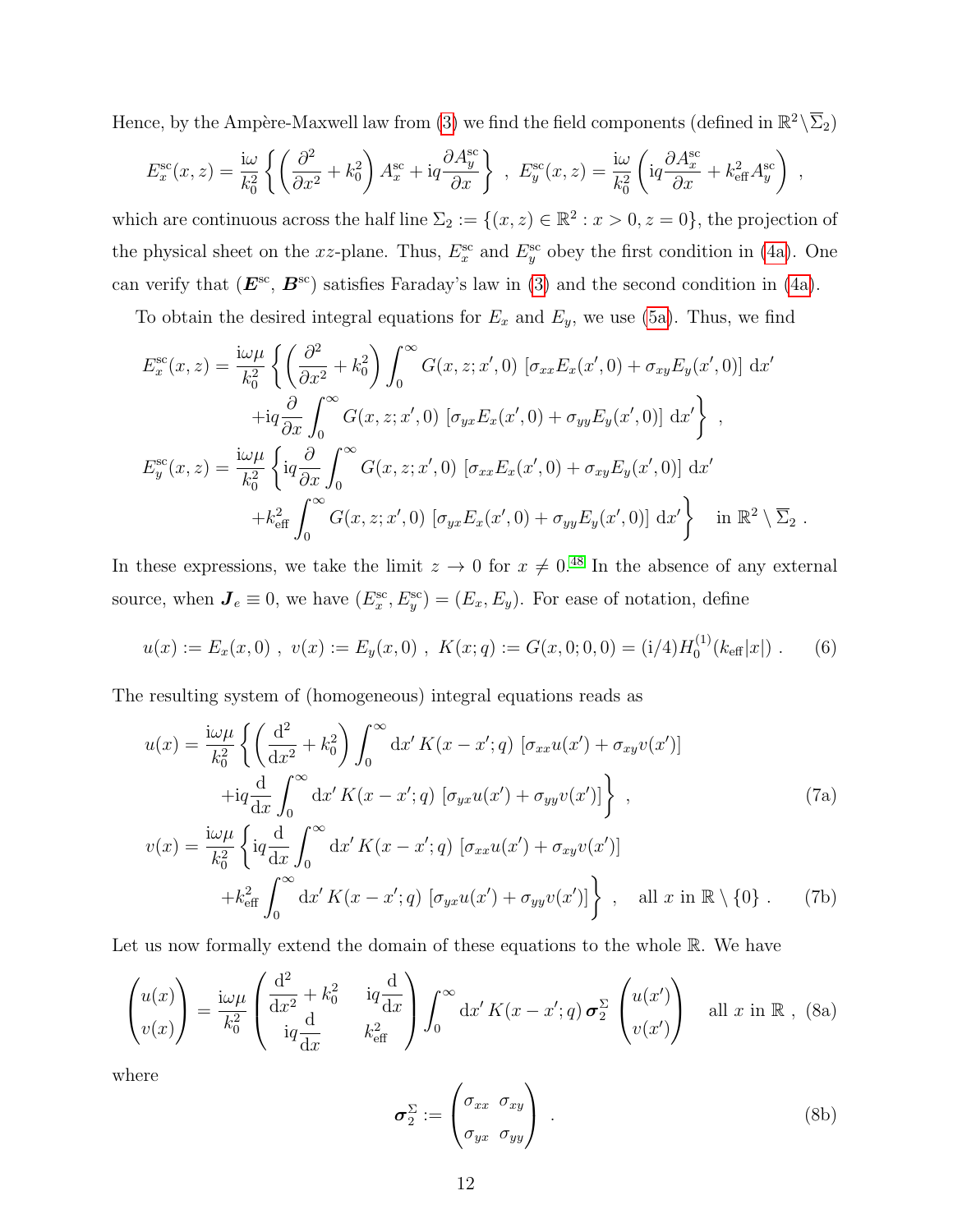Hence, by the Ampère-Maxwell law from (3) we find the field components (defined in $\mathbb{R}^2\setminus\overline{\Sigma}_2$)

$$E_x^{\rm sc}(x,z)=\frac{\mathrm{i}\omega}{k_0^2}\left\{\left(\frac{\partial^2}{\partial x^2}+k_0^2\right)A_x^{\rm sc}+\mathrm{i}q\frac{\partial A_y^{\rm sc}}{\partial x}\right\}\ ,\ E_y^{\rm sc}(x,z)=\frac{\mathrm{i}\omega}{k_0^2}\left(\mathrm{i}q\frac{\partial A_x^{\rm sc}}{\partial x}+k_{\rm eff}^2A_y^{\rm sc}\right)\ ,$$

which are continuous across the half line $\Sigma_2:=\{(x,z)\in\mathbb{R}^2: x>0, z=0\}$, the projection of the physical sheet on the $xz$-plane. Thus, $E_x^{\rm sc}$ and $E_y^{\rm sc}$ obey the first condition in (4a). One can verify that ($\boldsymbol{E}^{\rm sc}$, $\boldsymbol{B}^{\rm sc}$) satisfies Faraday's law in (3) and the second condition in (4a).

To obtain the desired integral equations for $E_x$ and $E_y$, we use (5a). Thus, we find

$$\begin{aligned}
E_x^{\rm sc}(x,z)=\frac{\mathrm{i}\omega\mu}{k_0^2}\bigg\{&\left(\frac{\partial^2}{\partial x^2}+k_0^2\right)\int_0^\infty G(x,z;x',0)\ [\sigma_{xx}E_x(x',0)+\sigma_{xy}E_y(x',0)]\ \mathrm{d}x'\\
&+\mathrm{i}q\frac{\partial}{\partial x}\int_0^\infty G(x,z;x',0)\ [\sigma_{yx}E_x(x',0)+\sigma_{yy}E_y(x',0)]\ \mathrm{d}x'\bigg\}\ ,\\
E_y^{\rm sc}(x,z)=\frac{\mathrm{i}\omega\mu}{k_0^2}\bigg\{&\mathrm{i}q\frac{\partial}{\partial x}\int_0^\infty G(x,z;x',0)\ [\sigma_{xx}E_x(x',0)+\sigma_{xy}E_y(x',0)]\ \mathrm{d}x'\\
&+k_{\rm eff}^2\int_0^\infty G(x,z;x',0)\ [\sigma_{yx}E_x(x',0)+\sigma_{yy}E_y(x',0)]\ \mathrm{d}x'\bigg\}\quad \text{in } \mathbb{R}^2\setminus\overline{\Sigma}_2\ .
\end{aligned}$$

In these expressions, we take the limit $z\to 0$ for $x\neq 0$.[48] In the absence of any external source, when $\boldsymbol{J}_e\equiv 0$, we have $(E_x^{\rm sc},E_y^{\rm sc})=(E_x,E_y)$. For ease of notation, define

$$u(x):=E_x(x,0)\ ,\ v(x):=E_y(x,0)\ ,\ K(x;q):=G(x,0;0,0)=(\mathrm{i}/4)H_0^{(1)}(k_{\rm eff}|x|)\ . \tag{6}$$

The resulting system of (homogeneous) integral equations reads as

$$\begin{aligned}
u(x)=\frac{\mathrm{i}\omega\mu}{k_0^2}\bigg\{&\left(\frac{\mathrm{d}^2}{\mathrm{d}x^2}+k_0^2\right)\int_0^\infty \mathrm{d}x'\,K(x-x';q)\ [\sigma_{xx}u(x')+\sigma_{xy}v(x')]\\
&+\mathrm{i}q\frac{\mathrm{d}}{\mathrm{d}x}\int_0^\infty \mathrm{d}x'\,K(x-x';q)\ [\sigma_{yx}u(x')+\sigma_{yy}v(x')]\bigg\}\ ,
\end{aligned}\tag{7a}$$

$$\begin{aligned}
v(x)=\frac{\mathrm{i}\omega\mu}{k_0^2}\bigg\{&\mathrm{i}q\frac{\mathrm{d}}{\mathrm{d}x}\int_0^\infty \mathrm{d}x'\,K(x-x';q)\ [\sigma_{xx}u(x')+\sigma_{xy}v(x')]\\
&+k_{\rm eff}^2\int_0^\infty \mathrm{d}x'\,K(x-x';q)\ [\sigma_{yx}u(x')+\sigma_{yy}v(x')]\bigg\}\ ,\quad \text{all } x \text{ in } \mathbb{R}\setminus\{0\}\ .
\end{aligned}\tag{7b}$$

Let us now formally extend the domain of these equations to the whole $\mathbb{R}$. We have

$$\begin{pmatrix}u(x)\\ v(x)\end{pmatrix}=\frac{\mathrm{i}\omega\mu}{k_0^2}\begin{pmatrix}\dfrac{\mathrm{d}^2}{\mathrm{d}x^2}+k_0^2 & \mathrm{i}q\dfrac{\mathrm{d}}{\mathrm{d}x}\\ \mathrm{i}q\dfrac{\mathrm{d}}{\mathrm{d}x} & k_{\rm eff}^2\end{pmatrix}\int_0^\infty \mathrm{d}x'\,K(x-x';q)\,\boldsymbol{\sigma}_2^\Sigma\begin{pmatrix}u(x')\\ v(x')\end{pmatrix}\quad \text{all } x \text{ in } \mathbb{R}\ , \tag{8a}$$

where

$$\boldsymbol{\sigma}_2^\Sigma:=\begin{pmatrix}\sigma_{xx} & \sigma_{xy}\\ \sigma_{yx} & \sigma_{yy}\end{pmatrix}\ . \tag{8b}$$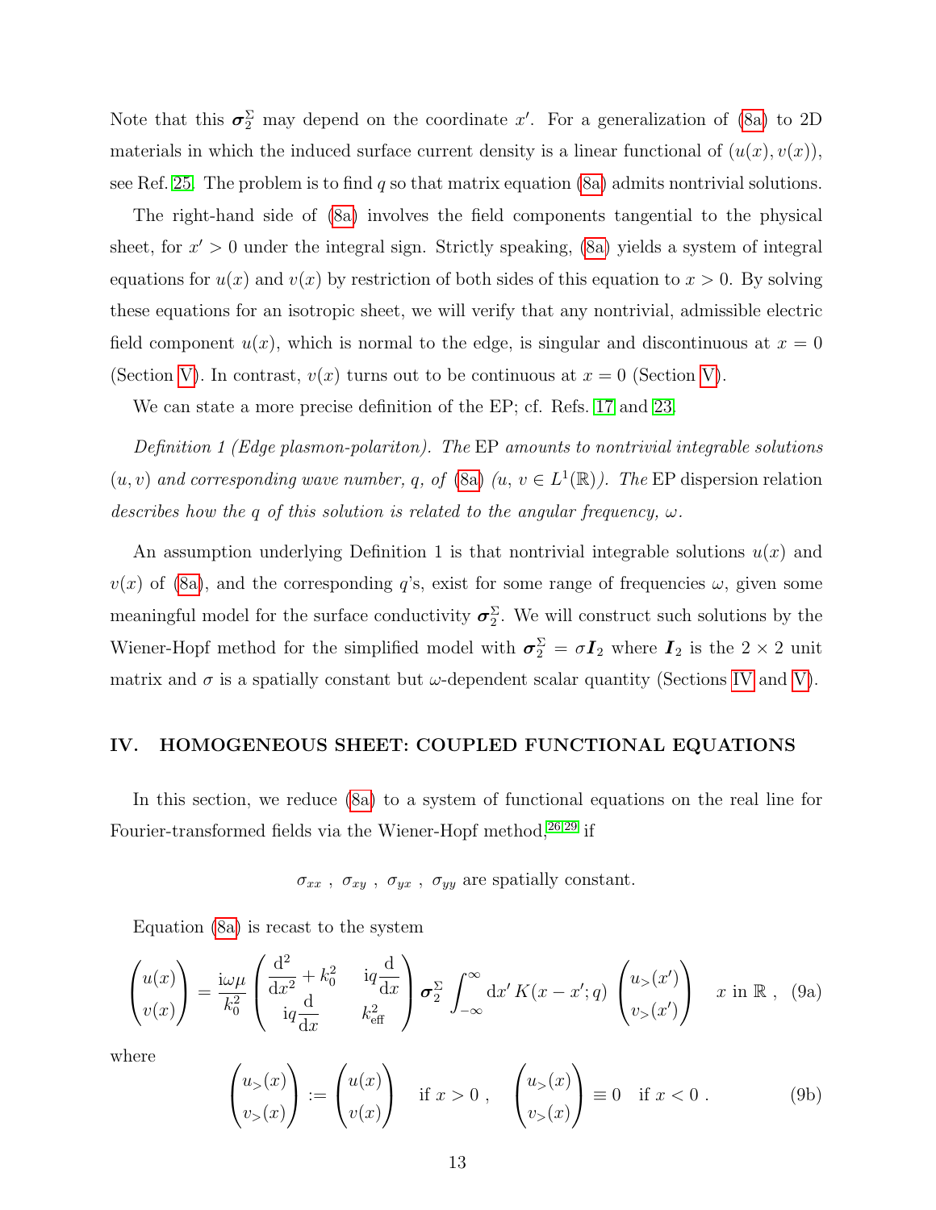Note that this $\boldsymbol{\sigma}_2^\Sigma$ may depend on the coordinate $x'$. For a generalization of (8a) to 2D materials in which the induced surface current density is a linear functional of $(u(x), v(x))$, see Ref. 25. The problem is to find $q$ so that matrix equation (8a) admits nontrivial solutions.

The right-hand side of (8a) involves the field components tangential to the physical sheet, for $x' > 0$ under the integral sign. Strictly speaking, (8a) yields a system of integral equations for $u(x)$ and $v(x)$ by restriction of both sides of this equation to $x > 0$. By solving these equations for an isotropic sheet, we will verify that any nontrivial, admissible electric field component $u(x)$, which is normal to the edge, is singular and discontinuous at $x = 0$ (Section V). In contrast, $v(x)$ turns out to be continuous at $x = 0$ (Section V).

We can state a more precise definition of the EP; cf. Refs. 17 and 23.

*Definition 1 (Edge plasmon-polariton). The* EP *amounts to nontrivial integrable solutions* $(u, v)$ *and corresponding wave number,* $q$*, of* (8a) $(u,\, v \in L^1(\mathbb{R}))$*. The* EP dispersion relation *describes how the* $q$ *of this solution is related to the angular frequency,* $\omega$*.*

An assumption underlying Definition 1 is that nontrivial integrable solutions $u(x)$ and $v(x)$ of (8a), and the corresponding $q$'s, exist for some range of frequencies $\omega$, given some meaningful model for the surface conductivity $\boldsymbol{\sigma}_2^\Sigma$. We will construct such solutions by the Wiener-Hopf method for the simplified model with $\boldsymbol{\sigma}_2^\Sigma = \sigma \boldsymbol{I}_2$ where $\boldsymbol{I}_2$ is the $2 \times 2$ unit matrix and $\sigma$ is a spatially constant but $\omega$-dependent scalar quantity (Sections IV and V).

## IV. HOMOGENEOUS SHEET: COUPLED FUNCTIONAL EQUATIONS

In this section, we reduce (8a) to a system of functional equations on the real line for Fourier-transformed fields via the Wiener-Hopf method,[26,29] if

$$\sigma_{xx}\ ,\ \sigma_{xy}\ ,\ \sigma_{yx}\ ,\ \sigma_{yy} \text{ are spatially constant.}$$

Equation (8a) is recast to the system

$$\begin{pmatrix} u(x) \\ v(x) \end{pmatrix} = \frac{\mathrm{i}\omega\mu}{k_0^2} \begin{pmatrix} \dfrac{\mathrm{d}^2}{\mathrm{d}x^2} + k_0^2 & \mathrm{i}q\dfrac{\mathrm{d}}{\mathrm{d}x} \\ \mathrm{i}q\dfrac{\mathrm{d}}{\mathrm{d}x} & k_{\text{eff}}^2 \end{pmatrix} \boldsymbol{\sigma}_2^\Sigma \int_{-\infty}^{\infty} \mathrm{d}x'\, K(x - x'; q) \begin{pmatrix} u_>(x') \\ v_>(x') \end{pmatrix} \quad x \text{ in } \mathbb{R}\ , \tag{9a}$$

where

$$\begin{pmatrix} u_>(x) \\ v_>(x) \end{pmatrix} := \begin{pmatrix} u(x) \\ v(x) \end{pmatrix} \quad \text{if } x > 0\ , \quad \begin{pmatrix} u_>(x) \\ v_>(x) \end{pmatrix} \equiv 0 \quad \text{if } x < 0\ . \tag{9b}$$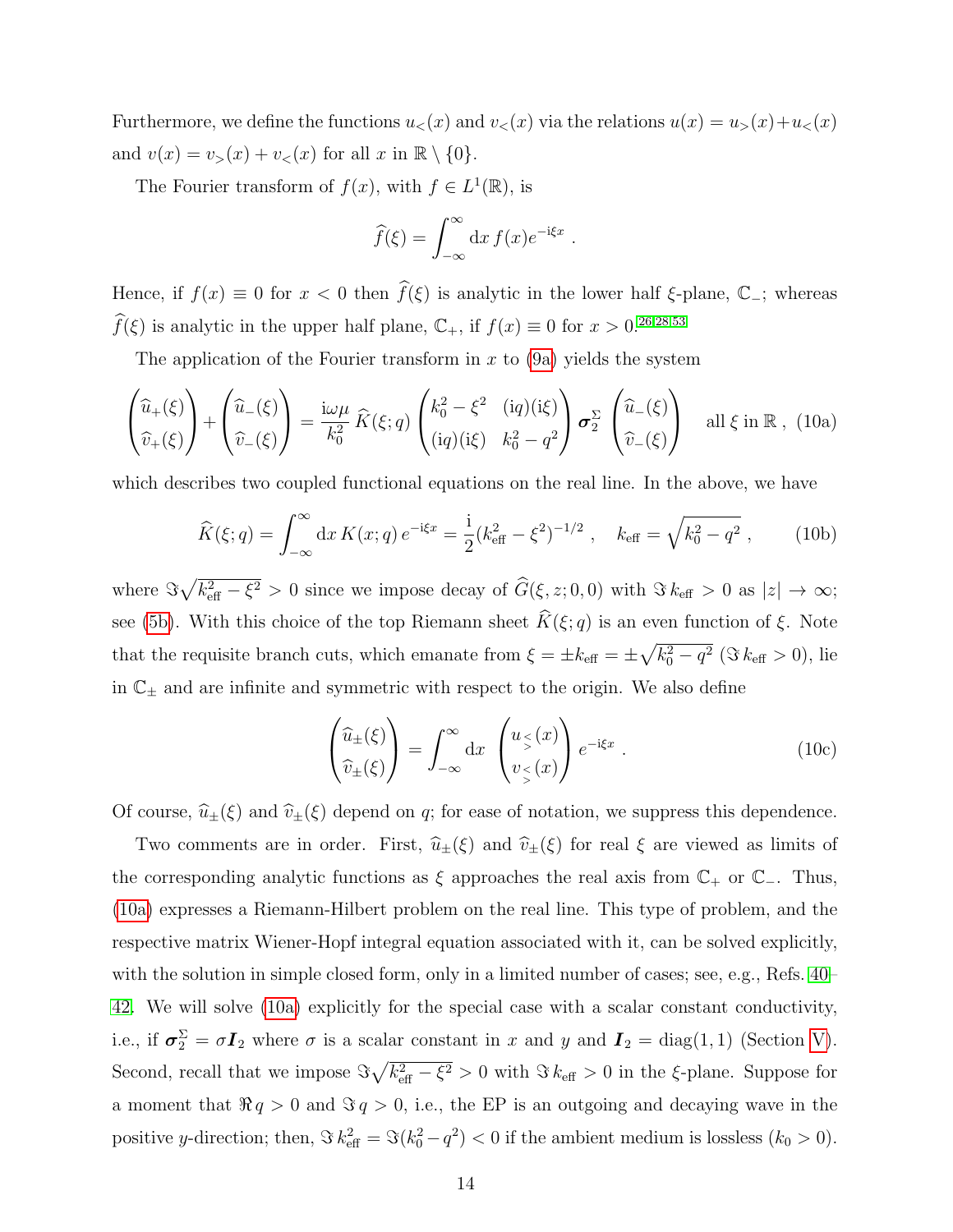Furthermore, we define the functions $u_<(x)$ and $v_<(x)$ via the relations $u(x) = u_>(x)+u_<(x)$ and $v(x) = v_>(x) + v_<(x)$ for all $x$ in $\mathbb{R} \setminus \{0\}$.

The Fourier transform of $f(x)$, with $f \in L^1(\mathbb{R})$, is

$$\widehat{f}(\xi) = \int_{-\infty}^{\infty} \mathrm{d}x\, f(x) e^{-\mathrm{i}\xi x}\ .$$

Hence, if $f(x) \equiv 0$ for $x < 0$ then $\widehat{f}(\xi)$ is analytic in the lower half $\xi$-plane, $\mathbb{C}_-$; whereas $\widehat{f}(\xi)$ is analytic in the upper half plane, $\mathbb{C}_+$, if $f(x) \equiv 0$ for $x > 0$.[26,28,53]

The application of the Fourier transform in $x$ to (9a) yields the system

$$\begin{pmatrix} \widehat{u}_+(\xi) \\ \widehat{v}_+(\xi) \end{pmatrix} + \begin{pmatrix} \widehat{u}_-(\xi) \\ \widehat{v}_-(\xi) \end{pmatrix} = \frac{\mathrm{i}\omega\mu}{k_0^2}\, \widehat{K}(\xi;q) \begin{pmatrix} k_0^2 - \xi^2 & (\mathrm{i}q)(\mathrm{i}\xi) \\ (\mathrm{i}q)(\mathrm{i}\xi) & k_0^2 - q^2 \end{pmatrix} \boldsymbol{\sigma}_2^\Sigma \begin{pmatrix} \widehat{u}_-(\xi) \\ \widehat{v}_-(\xi) \end{pmatrix} \quad \text{all } \xi \text{ in } \mathbb{R}\ , \quad (10a)$$

which describes two coupled functional equations on the real line. In the above, we have

$$\widehat{K}(\xi;q) = \int_{-\infty}^{\infty} \mathrm{d}x\, K(x;q)\, e^{-\mathrm{i}\xi x} = \frac{\mathrm{i}}{2}(k_{\text{eff}}^2 - \xi^2)^{-1/2}\ , \quad k_{\text{eff}} = \sqrt{k_0^2 - q^2}\ , \qquad (10b)$$

where $\Im\sqrt{k_{\text{eff}}^2 - \xi^2} > 0$ since we impose decay of $\widehat{G}(\xi, z; 0, 0)$ with $\Im\, k_{\text{eff}} > 0$ as $|z| \to \infty$; see (5b). With this choice of the top Riemann sheet $\widehat{K}(\xi;q)$ is an even function of $\xi$. Note that the requisite branch cuts, which emanate from $\xi = \pm k_{\text{eff}} = \pm\sqrt{k_0^2 - q^2}$ ($\Im\, k_{\text{eff}} > 0$), lie in $\mathbb{C}_\pm$ and are infinite and symmetric with respect to the origin. We also define

$$\begin{pmatrix} \widehat{u}_\pm(\xi) \\ \widehat{v}_\pm(\xi) \end{pmatrix} = \int_{-\infty}^{\infty} \mathrm{d}x\, \begin{pmatrix} u_{\lessgtr}(x) \\ v_{\lessgtr}(x) \end{pmatrix} e^{-\mathrm{i}\xi x}\ . \qquad (10c)$$

Of course, $\widehat{u}_\pm(\xi)$ and $\widehat{v}_\pm(\xi)$ depend on $q$; for ease of notation, we suppress this dependence.

Two comments are in order. First, $\widehat{u}_\pm(\xi)$ and $\widehat{v}_\pm(\xi)$ for real $\xi$ are viewed as limits of the corresponding analytic functions as $\xi$ approaches the real axis from $\mathbb{C}_+$ or $\mathbb{C}_-$. Thus, (10a) expresses a Riemann-Hilbert problem on the real line. This type of problem, and the respective matrix Wiener-Hopf integral equation associated with it, can be solved explicitly, with the solution in simple closed form, only in a limited number of cases; see, e.g., Refs. 40–42. We will solve (10a) explicitly for the special case with a scalar constant conductivity, i.e., if $\boldsymbol{\sigma}_2^\Sigma = \sigma \boldsymbol{I}_2$ where $\sigma$ is a scalar constant in $x$ and $y$ and $\boldsymbol{I}_2 = \mathrm{diag}(1, 1)$ (Section V). Second, recall that we impose $\Im\sqrt{k_{\text{eff}}^2 - \xi^2} > 0$ with $\Im\, k_{\text{eff}} > 0$ in the $\xi$-plane. Suppose for a moment that $\Re\, q > 0$ and $\Im\, q > 0$, i.e., the EP is an outgoing and decaying wave in the positive $y$-direction; then, $\Im\, k_{\text{eff}}^2 = \Im(k_0^2 - q^2) < 0$ if the ambient medium is lossless ($k_0 > 0$).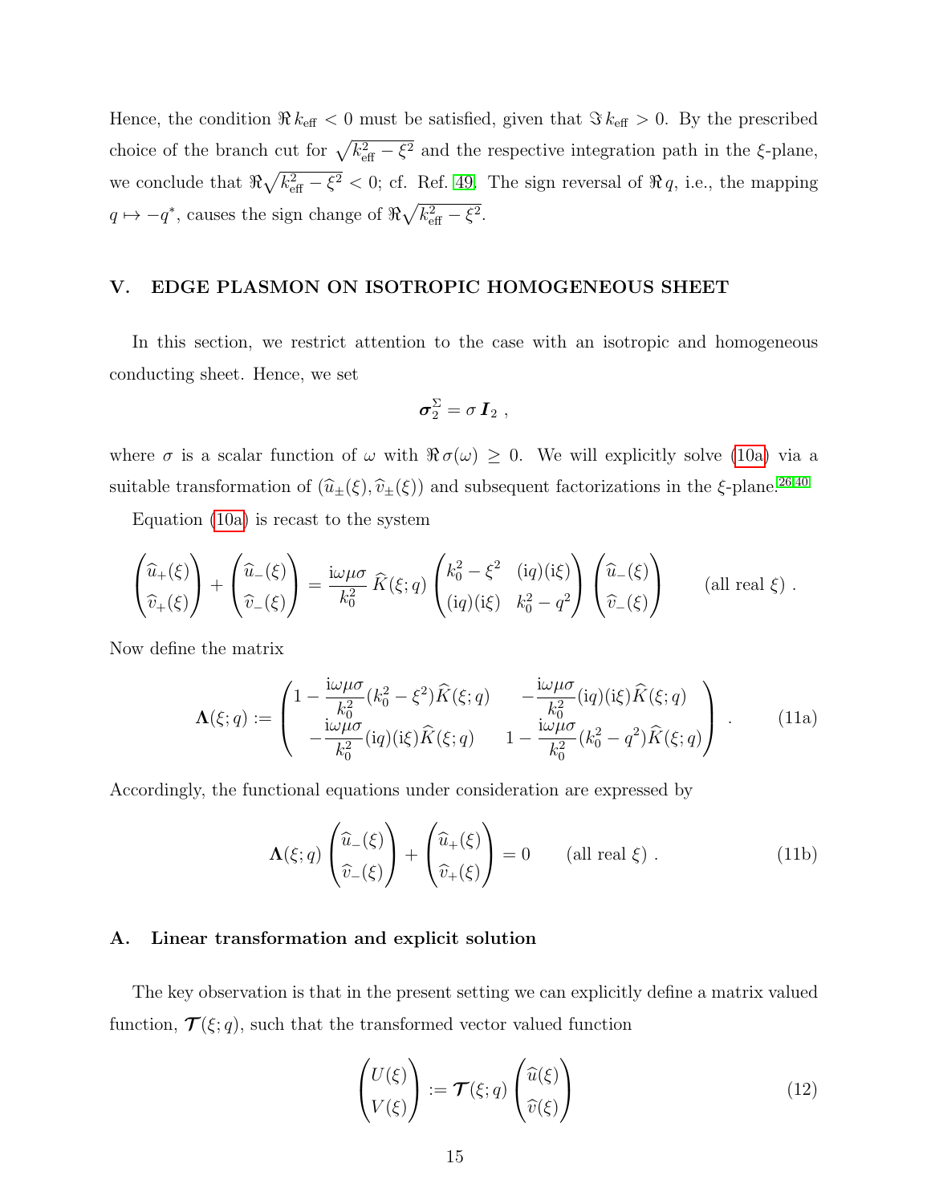Hence, the condition $\Re k_{\text{eff}} < 0$ must be satisfied, given that $\Im k_{\text{eff}} > 0$. By the prescribed choice of the branch cut for $\sqrt{k_{\text{eff}}^2 - \xi^2}$ and the respective integration path in the $\xi$-plane, we conclude that $\Re\sqrt{k_{\text{eff}}^2 - \xi^2} < 0$; cf. Ref. 49. The sign reversal of $\Re q$, i.e., the mapping $q \mapsto -q^*$, causes the sign change of $\Re\sqrt{k_{\text{eff}}^2 - \xi^2}$.

## V. EDGE PLASMON ON ISOTROPIC HOMOGENEOUS SHEET

In this section, we restrict attention to the case with an isotropic and homogeneous conducting sheet. Hence, we set

$$\boldsymbol{\sigma}_2^{\Sigma} = \sigma\, \boldsymbol{I}_2 \ ,$$

where $\sigma$ is a scalar function of $\omega$ with $\Re\sigma(\omega) \geq 0$. We will explicitly solve (10a) via a suitable transformation of $(\widehat{u}_\pm(\xi), \widehat{v}_\pm(\xi))$ and subsequent factorizations in the $\xi$-plane.[26,40]

Equation (10a) is recast to the system

$$\begin{pmatrix} \widehat{u}_+(\xi) \\ \widehat{v}_+(\xi) \end{pmatrix} + \begin{pmatrix} \widehat{u}_-(\xi) \\ \widehat{v}_-(\xi) \end{pmatrix} = \frac{\mathrm{i}\omega\mu\sigma}{k_0^2}\, \widehat{K}(\xi;q) \begin{pmatrix} k_0^2 - \xi^2 & (\mathrm{i}q)(\mathrm{i}\xi) \\ (\mathrm{i}q)(\mathrm{i}\xi) & k_0^2 - q^2 \end{pmatrix} \begin{pmatrix} \widehat{u}_-(\xi) \\ \widehat{v}_-(\xi) \end{pmatrix} \qquad (\text{all real } \xi) \ .$$

Now define the matrix

$$\boldsymbol{\Lambda}(\xi;q) := \begin{pmatrix} 1 - \frac{\mathrm{i}\omega\mu\sigma}{k_0^2}(k_0^2 - \xi^2)\widehat{K}(\xi;q) & -\frac{\mathrm{i}\omega\mu\sigma}{k_0^2}(\mathrm{i}q)(\mathrm{i}\xi)\widehat{K}(\xi;q) \\ -\frac{\mathrm{i}\omega\mu\sigma}{k_0^2}(\mathrm{i}q)(\mathrm{i}\xi)\widehat{K}(\xi;q) & 1 - \frac{\mathrm{i}\omega\mu\sigma}{k_0^2}(k_0^2 - q^2)\widehat{K}(\xi;q) \end{pmatrix} \ . \tag{11a}$$

Accordingly, the functional equations under consideration are expressed by

$$\boldsymbol{\Lambda}(\xi;q) \begin{pmatrix} \widehat{u}_-(\xi) \\ \widehat{v}_-(\xi) \end{pmatrix} + \begin{pmatrix} \widehat{u}_+(\xi) \\ \widehat{v}_+(\xi) \end{pmatrix} = 0 \qquad (\text{all real } \xi) \ . \tag{11b}$$

### A. Linear transformation and explicit solution

The key observation is that in the present setting we can explicitly define a matrix valued function, $\boldsymbol{\mathcal{T}}(\xi;q)$, such that the transformed vector valued function

$$\begin{pmatrix} U(\xi) \\ V(\xi) \end{pmatrix} := \boldsymbol{\mathcal{T}}(\xi;q) \begin{pmatrix} \widehat{u}(\xi) \\ \widehat{v}(\xi) \end{pmatrix} \tag{12}$$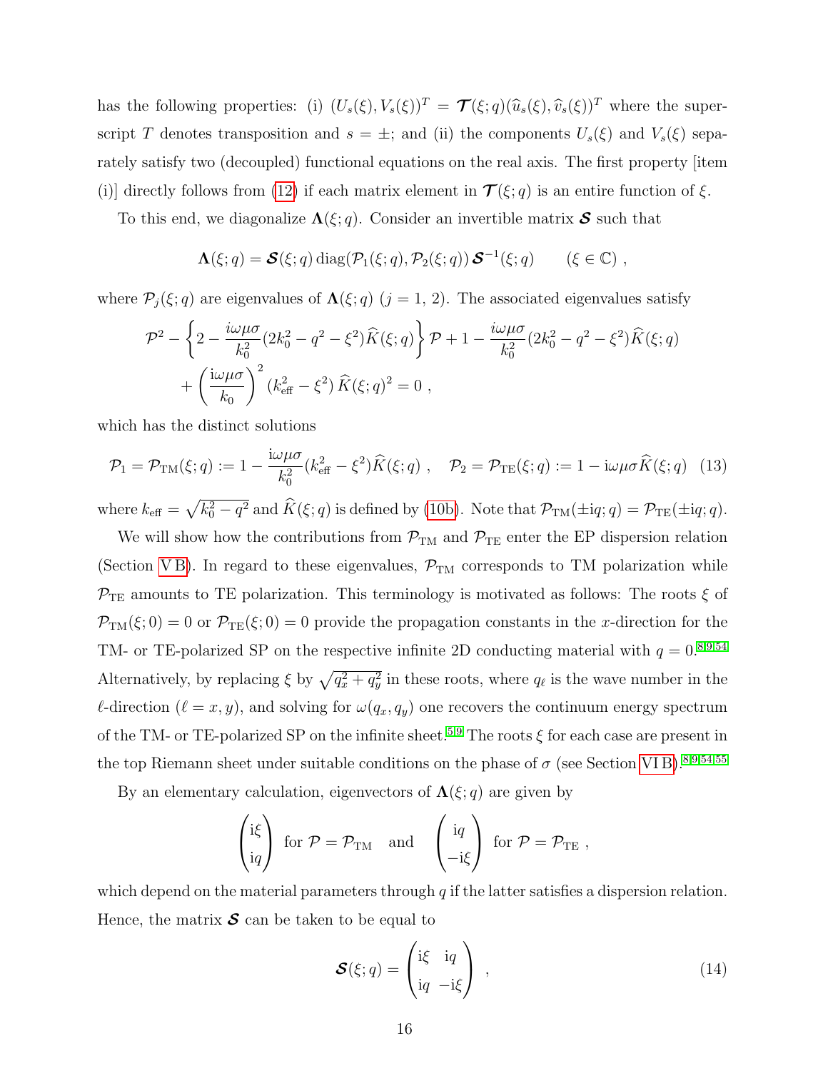has the following properties: (i) $(U_s(\xi), V_s(\xi))^T = \boldsymbol{\mathcal{T}}(\xi; q)(\widehat{u}_s(\xi), \widehat{v}_s(\xi))^T$ where the superscript $T$ denotes transposition and $s = \pm$; and (ii) the components $U_s(\xi)$ and $V_s(\xi)$ separately satisfy two (decoupled) functional equations on the real axis. The first property [item (i)] directly follows from (12) if each matrix element in $\boldsymbol{\mathcal{T}}(\xi; q)$ is an entire function of $\xi$.

To this end, we diagonalize $\boldsymbol{\Lambda}(\xi; q)$. Consider an invertible matrix $\boldsymbol{\mathcal{S}}$ such that

$$\boldsymbol{\Lambda}(\xi; q) = \boldsymbol{\mathcal{S}}(\xi; q)\,\mathrm{diag}(\mathcal{P}_1(\xi; q), \mathcal{P}_2(\xi; q))\,\boldsymbol{\mathcal{S}}^{-1}(\xi; q) \qquad (\xi \in \mathbb{C})\ ,$$

where $\mathcal{P}_j(\xi; q)$ are eigenvalues of $\boldsymbol{\Lambda}(\xi; q)$ ($j = 1, 2$). The associated eigenvalues satisfy

$$\mathcal{P}^2 - \left\{2 - \frac{i\omega\mu\sigma}{k_0^2}(2k_0^2 - q^2 - \xi^2)\widehat{K}(\xi; q)\right\}\mathcal{P} + 1 - \frac{i\omega\mu\sigma}{k_0^2}(2k_0^2 - q^2 - \xi^2)\widehat{K}(\xi; q) + \left(\frac{\mathrm{i}\omega\mu\sigma}{k_0}\right)^2 (k_{\mathrm{eff}}^2 - \xi^2)\,\widehat{K}(\xi; q)^2 = 0\ ,$$

which has the distinct solutions

$$\mathcal{P}_1 = \mathcal{P}_{\mathrm{TM}}(\xi; q) := 1 - \frac{\mathrm{i}\omega\mu\sigma}{k_0^2}(k_{\mathrm{eff}}^2 - \xi^2)\widehat{K}(\xi; q)\ , \quad \mathcal{P}_2 = \mathcal{P}_{\mathrm{TE}}(\xi; q) := 1 - \mathrm{i}\omega\mu\sigma\widehat{K}(\xi; q) \quad (13)$$

where $k_{\mathrm{eff}} = \sqrt{k_0^2 - q^2}$ and $\widehat{K}(\xi; q)$ is defined by (10b). Note that $\mathcal{P}_{\mathrm{TM}}(\pm\mathrm{i}q; q) = \mathcal{P}_{\mathrm{TE}}(\pm\mathrm{i}q; q)$.

We will show how the contributions from $\mathcal{P}_{\mathrm{TM}}$ and $\mathcal{P}_{\mathrm{TE}}$ enter the EP dispersion relation (Section V B). In regard to these eigenvalues, $\mathcal{P}_{\mathrm{TM}}$ corresponds to TM polarization while $\mathcal{P}_{\mathrm{TE}}$ amounts to TE polarization. This terminology is motivated as follows: The roots $\xi$ of $\mathcal{P}_{\mathrm{TM}}(\xi; 0) = 0$ or $\mathcal{P}_{\mathrm{TE}}(\xi; 0) = 0$ provide the propagation constants in the $x$-direction for the TM- or TE-polarized SP on the respective infinite 2D conducting material with $q = 0$.[8,9,54] Alternatively, by replacing $\xi$ by $\sqrt{q_x^2 + q_y^2}$ in these roots, where $q_\ell$ is the wave number in the $\ell$-direction ($\ell = x, y$), and solving for $\omega(q_x, q_y)$ one recovers the continuum energy spectrum of the TM- or TE-polarized SP on the infinite sheet.[5,9] The roots $\xi$ for each case are present in the top Riemann sheet under suitable conditions on the phase of $\sigma$ (see Section VI B).[8,9,54,55]

By an elementary calculation, eigenvectors of $\boldsymbol{\Lambda}(\xi; q)$ are given by

$$\begin{pmatrix}\mathrm{i}\xi \\ \mathrm{i}q\end{pmatrix} \text{ for } \mathcal{P} = \mathcal{P}_{\mathrm{TM}} \quad \text{and} \quad \begin{pmatrix}\mathrm{i}q \\ -\mathrm{i}\xi\end{pmatrix} \text{ for } \mathcal{P} = \mathcal{P}_{\mathrm{TE}}\ ,$$

which depend on the material parameters through $q$ if the latter satisfies a dispersion relation. Hence, the matrix $\boldsymbol{\mathcal{S}}$ can be taken to be equal to

$$\boldsymbol{\mathcal{S}}(\xi; q) = \begin{pmatrix}\mathrm{i}\xi & \mathrm{i}q \\ \mathrm{i}q & -\mathrm{i}\xi\end{pmatrix}\ , \qquad (14)$$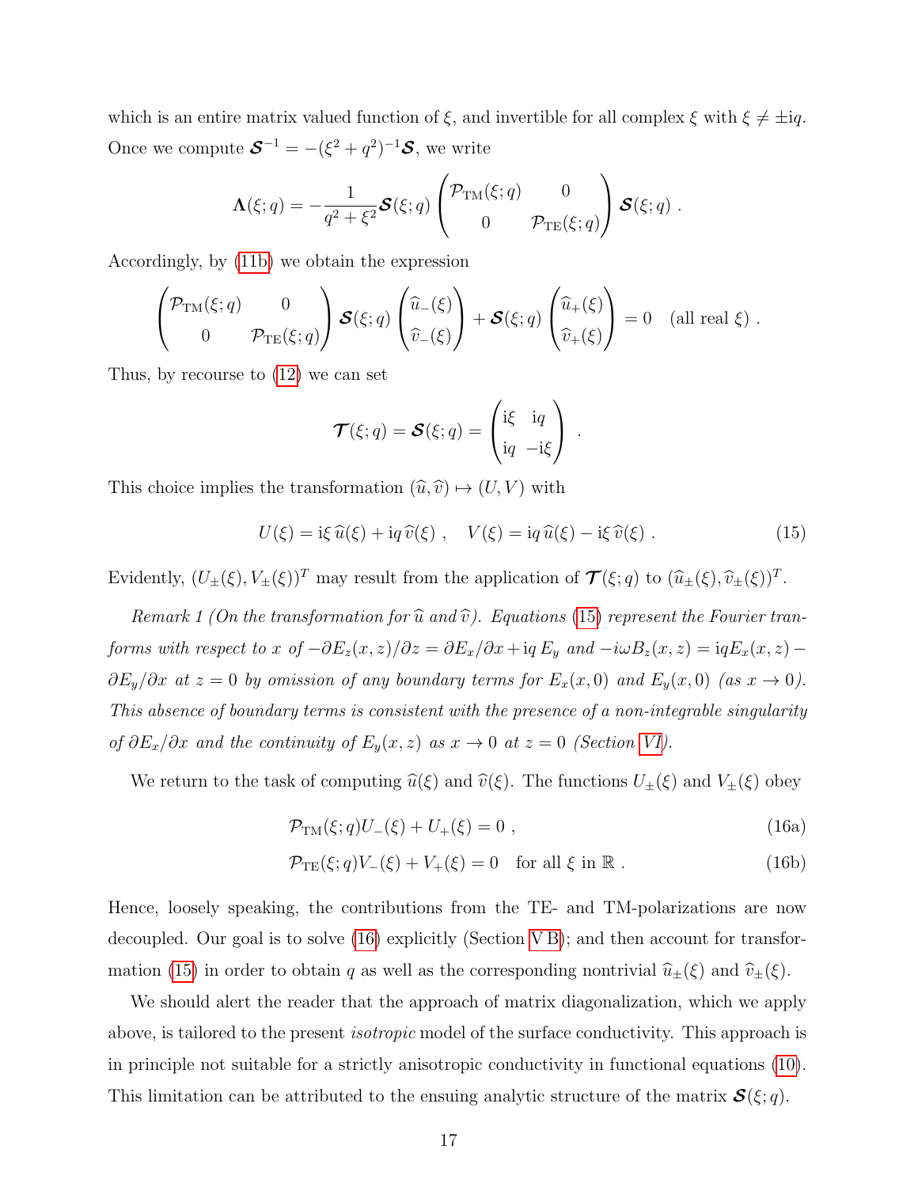which is an entire matrix valued function of $\xi$, and invertible for all complex $\xi$ with $\xi \neq \pm \mathrm{i}q$. Once we compute $\boldsymbol{\mathcal{S}}^{-1} = -(\xi^2+q^2)^{-1}\boldsymbol{\mathcal{S}}$, we write

$$\boldsymbol{\Lambda}(\xi;q) = -\frac{1}{q^2+\xi^2}\boldsymbol{\mathcal{S}}(\xi;q)\begin{pmatrix}\mathcal{P}_{\mathrm{TM}}(\xi;q) & 0\\ 0 & \mathcal{P}_{\mathrm{TE}}(\xi;q)\end{pmatrix}\boldsymbol{\mathcal{S}}(\xi;q)\ .$$

Accordingly, by (11b) we obtain the expression

$$\begin{pmatrix}\mathcal{P}_{\mathrm{TM}}(\xi;q) & 0\\ 0 & \mathcal{P}_{\mathrm{TE}}(\xi;q)\end{pmatrix}\boldsymbol{\mathcal{S}}(\xi;q)\begin{pmatrix}\widehat{u}_-(\xi)\\ \widehat{v}_-(\xi)\end{pmatrix} + \boldsymbol{\mathcal{S}}(\xi;q)\begin{pmatrix}\widehat{u}_+(\xi)\\ \widehat{v}_+(\xi)\end{pmatrix} = 0 \quad (\text{all real } \xi)\ .$$

Thus, by recourse to (12) we can set

$$\boldsymbol{\mathcal{T}}(\xi;q) = \boldsymbol{\mathcal{S}}(\xi;q) = \begin{pmatrix}\mathrm{i}\xi & \mathrm{i}q\\ \mathrm{i}q & -\mathrm{i}\xi\end{pmatrix}\ .$$

This choice implies the transformation $(\widehat{u},\widehat{v}) \mapsto (U,V)$ with

$$U(\xi) = \mathrm{i}\xi\,\widehat{u}(\xi) + \mathrm{i}q\,\widehat{v}(\xi)\ ,\quad V(\xi) = \mathrm{i}q\,\widehat{u}(\xi) - \mathrm{i}\xi\,\widehat{v}(\xi)\ . \tag{15}$$

Evidently, $(U_\pm(\xi), V_\pm(\xi))^T$ may result from the application of $\boldsymbol{\mathcal{T}}(\xi;q)$ to $(\widehat{u}_\pm(\xi), \widehat{v}_\pm(\xi))^T$.

*Remark 1 (On the transformation for $\widehat{u}$ and $\widehat{v}$). Equations (15) represent the Fourier tranforms with respect to $x$ of $-\partial E_z(x,z)/\partial z = \partial E_x/\partial x + \mathrm{i}q\,E_y$ and $-i\omega B_z(x,z) = \mathrm{i}qE_x(x,z) - \partial E_y/\partial x$ at $z=0$ by omission of any boundary terms for $E_x(x,0)$ and $E_y(x,0)$ (as $x \to 0$). This absence of boundary terms is consistent with the presence of a non-integrable singularity of $\partial E_x/\partial x$ and the continuity of $E_y(x,z)$ as $x \to 0$ at $z=0$ (Section VI).*

We return to the task of computing $\widehat{u}(\xi)$ and $\widehat{v}(\xi)$. The functions $U_\pm(\xi)$ and $V_\pm(\xi)$ obey

$$\mathcal{P}_{\mathrm{TM}}(\xi;q)U_-(\xi) + U_+(\xi) = 0\ , \tag{16a}$$

$$\mathcal{P}_{\mathrm{TE}}(\xi;q)V_-(\xi) + V_+(\xi) = 0 \quad \text{for all } \xi \text{ in } \mathbb{R}\ . \tag{16b}$$

Hence, loosely speaking, the contributions from the TE- and TM-polarizations are now decoupled. Our goal is to solve (16) explicitly (Section V B); and then account for transformation (15) in order to obtain $q$ as well as the corresponding nontrivial $\widehat{u}_\pm(\xi)$ and $\widehat{v}_\pm(\xi)$.

We should alert the reader that the approach of matrix diagonalization, which we apply above, is tailored to the present *isotropic* model of the surface conductivity. This approach is in principle not suitable for a strictly anisotropic conductivity in functional equations (10). This limitation can be attributed to the ensuing analytic structure of the matrix $\boldsymbol{\mathcal{S}}(\xi;q)$.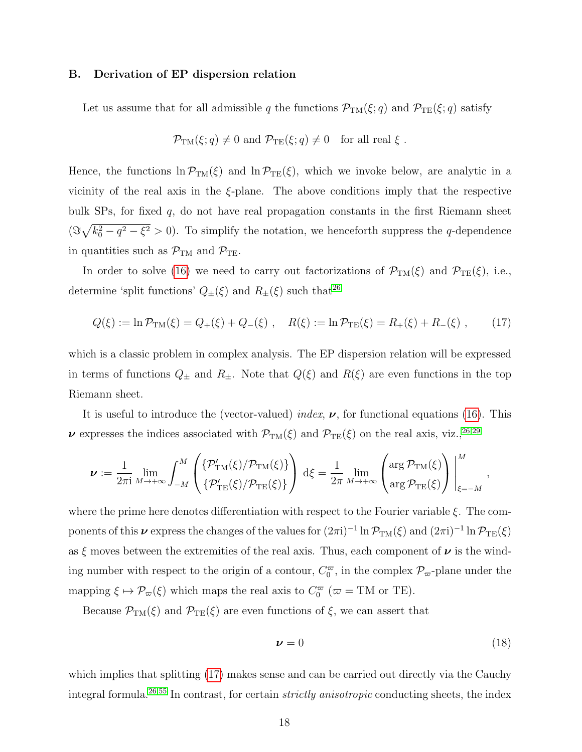### B. Derivation of EP dispersion relation

Let us assume that for all admissible $q$ the functions $\mathcal{P}_{\rm TM}(\xi; q)$ and $\mathcal{P}_{\rm TE}(\xi; q)$ satisfy

$$\mathcal{P}_{\rm TM}(\xi; q) \neq 0 \text{ and } \mathcal{P}_{\rm TE}(\xi; q) \neq 0 \quad \text{for all real } \xi\ .$$

Hence, the functions $\ln \mathcal{P}_{\rm TM}(\xi)$ and $\ln \mathcal{P}_{\rm TE}(\xi)$, which we invoke below, are analytic in a vicinity of the real axis in the $\xi$-plane. The above conditions imply that the respective bulk SPs, for fixed $q$, do not have real propagation constants in the first Riemann sheet ($\Im\sqrt{k_0^2 - q^2 - \xi^2} > 0$). To simplify the notation, we henceforth suppress the $q$-dependence in quantities such as $\mathcal{P}_{\rm TM}$ and $\mathcal{P}_{\rm TE}$.

In order to solve (16) we need to carry out factorizations of $\mathcal{P}_{\rm TM}(\xi)$ and $\mathcal{P}_{\rm TE}(\xi)$, i.e., determine 'split functions' $Q_\pm(\xi)$ and $R_\pm(\xi)$ such that[26]

$$Q(\xi) := \ln \mathcal{P}_{\rm TM}(\xi) = Q_+(\xi) + Q_-(\xi)\ , \quad R(\xi) := \ln \mathcal{P}_{\rm TE}(\xi) = R_+(\xi) + R_-(\xi)\ , \tag{17}$$

which is a classic problem in complex analysis. The EP dispersion relation will be expressed in terms of functions $Q_\pm$ and $R_\pm$. Note that $Q(\xi)$ and $R(\xi)$ are even functions in the top Riemann sheet.

It is useful to introduce the (vector-valued) *index*, $\boldsymbol{\nu}$, for functional equations (16). This $\boldsymbol{\nu}$ expresses the indices associated with $\mathcal{P}_{\rm TM}(\xi)$ and $\mathcal{P}_{\rm TE}(\xi)$ on the real axis, viz.,[26,29]

$$\boldsymbol{\nu} := \frac{1}{2\pi \mathrm{i}} \lim_{M\to+\infty} \int_{-M}^{M} \begin{pmatrix} \{\mathcal{P}'_{\rm TM}(\xi)/\mathcal{P}_{\rm TM}(\xi)\} \\ \{\mathcal{P}'_{\rm TE}(\xi)/\mathcal{P}_{\rm TE}(\xi)\} \end{pmatrix} \mathrm{d}\xi = \frac{1}{2\pi} \lim_{M\to+\infty} \begin{pmatrix} \arg \mathcal{P}_{\rm TM}(\xi) \\ \arg \mathcal{P}_{\rm TE}(\xi) \end{pmatrix} \Bigg|_{\xi=-M}^{M}\ ,$$

where the prime here denotes differentiation with respect to the Fourier variable $\xi$. The components of this $\boldsymbol{\nu}$ express the changes of the values for $(2\pi \mathrm{i})^{-1} \ln \mathcal{P}_{\rm TM}(\xi)$ and $(2\pi \mathrm{i})^{-1} \ln \mathcal{P}_{\rm TE}(\xi)$ as $\xi$ moves between the extremities of the real axis. Thus, each component of $\boldsymbol{\nu}$ is the winding number with respect to the origin of a contour, $C_0^{\varpi}$, in the complex $\mathcal{P}_{\varpi}$-plane under the mapping $\xi \mapsto \mathcal{P}_{\varpi}(\xi)$ which maps the real axis to $C_0^{\varpi}$ ($\varpi = $ TM or TE).

Because $\mathcal{P}_{\rm TM}(\xi)$ and $\mathcal{P}_{\rm TE}(\xi)$ are even functions of $\xi$, we can assert that

$$\boldsymbol{\nu} = 0 \tag{18}$$

which implies that splitting (17) makes sense and can be carried out directly via the Cauchy integral formula.[26,55] In contrast, for certain *strictly anisotropic* conducting sheets, the index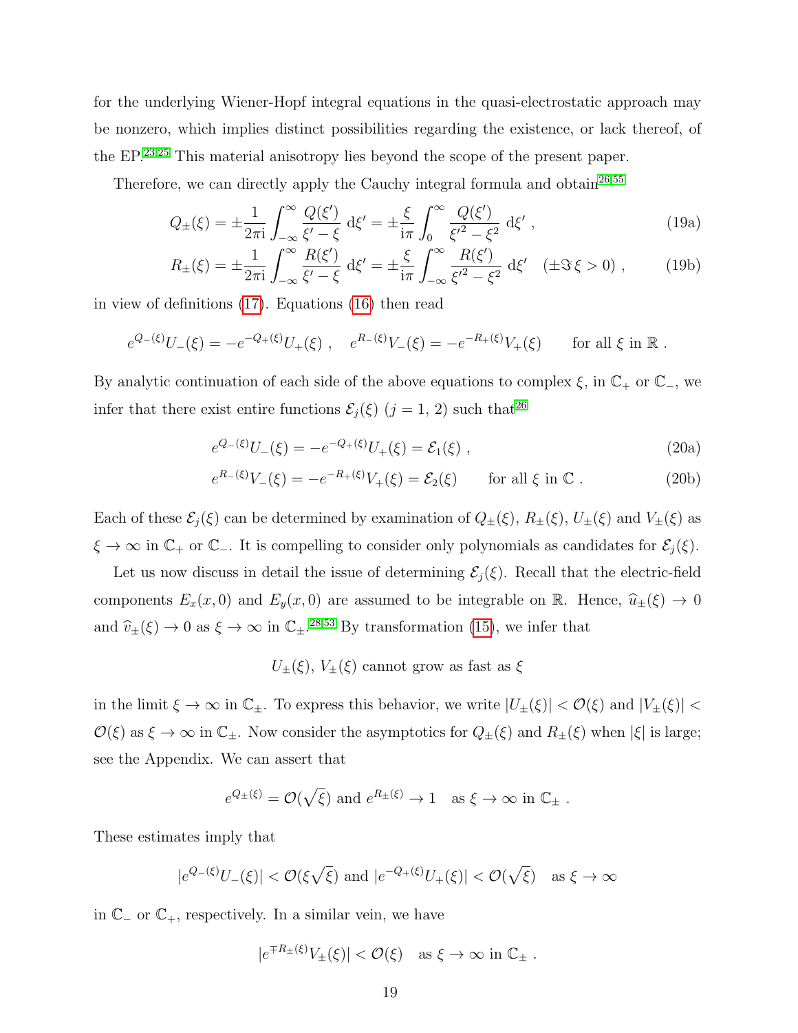for the underlying Wiener-Hopf integral equations in the quasi-electrostatic approach may be nonzero, which implies distinct possibilities regarding the existence, or lack thereof, of the EP.[23,25] This material anisotropy lies beyond the scope of the present paper.

Therefore, we can directly apply the Cauchy integral formula and obtain[26,55]

$$Q_{\pm}(\xi) = \pm\frac{1}{2\pi \mathrm{i}}\int_{-\infty}^{\infty}\frac{Q(\xi')}{\xi'-\xi}\,\mathrm{d}\xi' = \pm\frac{\xi}{\mathrm{i}\pi}\int_{0}^{\infty}\frac{Q(\xi')}{\xi'^2-\xi^2}\,\mathrm{d}\xi'\ , \tag{19a}$$

$$R_{\pm}(\xi) = \pm\frac{1}{2\pi \mathrm{i}}\int_{-\infty}^{\infty}\frac{R(\xi')}{\xi'-\xi}\,\mathrm{d}\xi' = \pm\frac{\xi}{\mathrm{i}\pi}\int_{-\infty}^{\infty}\frac{R(\xi')}{\xi'^2-\xi^2}\,\mathrm{d}\xi' \quad (\pm\Im\,\xi > 0)\ , \tag{19b}$$

in view of definitions (17). Equations (16) then read

$$e^{Q_-(\xi)}U_-(\xi) = -e^{-Q_+(\xi)}U_+(\xi)\ ,\quad e^{R_-(\xi)}V_-(\xi) = -e^{-R_+(\xi)}V_+(\xi) \qquad \text{for all } \xi \text{ in } \mathbb{R}\ .$$

By analytic continuation of each side of the above equations to complex $\xi$, in $\mathbb{C}_+$ or $\mathbb{C}_-$, we infer that there exist entire functions $\mathcal{E}_j(\xi)$ ($j = 1,\, 2$) such that[26]

$$e^{Q_-(\xi)}U_-(\xi) = -e^{-Q_+(\xi)}U_+(\xi) = \mathcal{E}_1(\xi)\ , \tag{20a}$$

$$e^{R_-(\xi)}V_-(\xi) = -e^{-R_+(\xi)}V_+(\xi) = \mathcal{E}_2(\xi) \qquad \text{for all } \xi \text{ in } \mathbb{C}\ . \tag{20b}$$

Each of these $\mathcal{E}_j(\xi)$ can be determined by examination of $Q_\pm(\xi)$, $R_\pm(\xi)$, $U_\pm(\xi)$ and $V_\pm(\xi)$ as $\xi \to \infty$ in $\mathbb{C}_+$ or $\mathbb{C}_-$. It is compelling to consider only polynomials as candidates for $\mathcal{E}_j(\xi)$.

Let us now discuss in detail the issue of determining $\mathcal{E}_j(\xi)$. Recall that the electric-field components $E_x(x, 0)$ and $E_y(x, 0)$ are assumed to be integrable on $\mathbb{R}$. Hence, $\widehat{u}_\pm(\xi) \to 0$ and $\widehat{v}_\pm(\xi) \to 0$ as $\xi \to \infty$ in $\mathbb{C}_\pm$.[28,53] By transformation (15), we infer that

$$U_\pm(\xi),\ V_\pm(\xi) \text{ cannot grow as fast as } \xi$$

in the limit $\xi \to \infty$ in $\mathbb{C}_\pm$. To express this behavior, we write $|U_\pm(\xi)| < \mathcal{O}(\xi)$ and $|V_\pm(\xi)| < \mathcal{O}(\xi)$ as $\xi \to \infty$ in $\mathbb{C}_\pm$. Now consider the asymptotics for $Q_\pm(\xi)$ and $R_\pm(\xi)$ when $|\xi|$ is large; see the Appendix. We can assert that

$$e^{Q_\pm(\xi)} = \mathcal{O}(\sqrt{\xi}) \text{ and } e^{R_\pm(\xi)} \to 1 \quad \text{as } \xi \to \infty \text{ in } \mathbb{C}_\pm\ .$$

These estimates imply that

$$|e^{Q_-(\xi)}U_-(\xi)| < \mathcal{O}(\xi\sqrt{\xi}) \text{ and } |e^{-Q_+(\xi)}U_+(\xi)| < \mathcal{O}(\sqrt{\xi}) \quad \text{as } \xi \to \infty$$

in $\mathbb{C}_-$ or $\mathbb{C}_+$, respectively. In a similar vein, we have

$$|e^{\mp R_\pm(\xi)}V_\pm(\xi)| < \mathcal{O}(\xi) \quad \text{as } \xi \to \infty \text{ in } \mathbb{C}_\pm\ .$$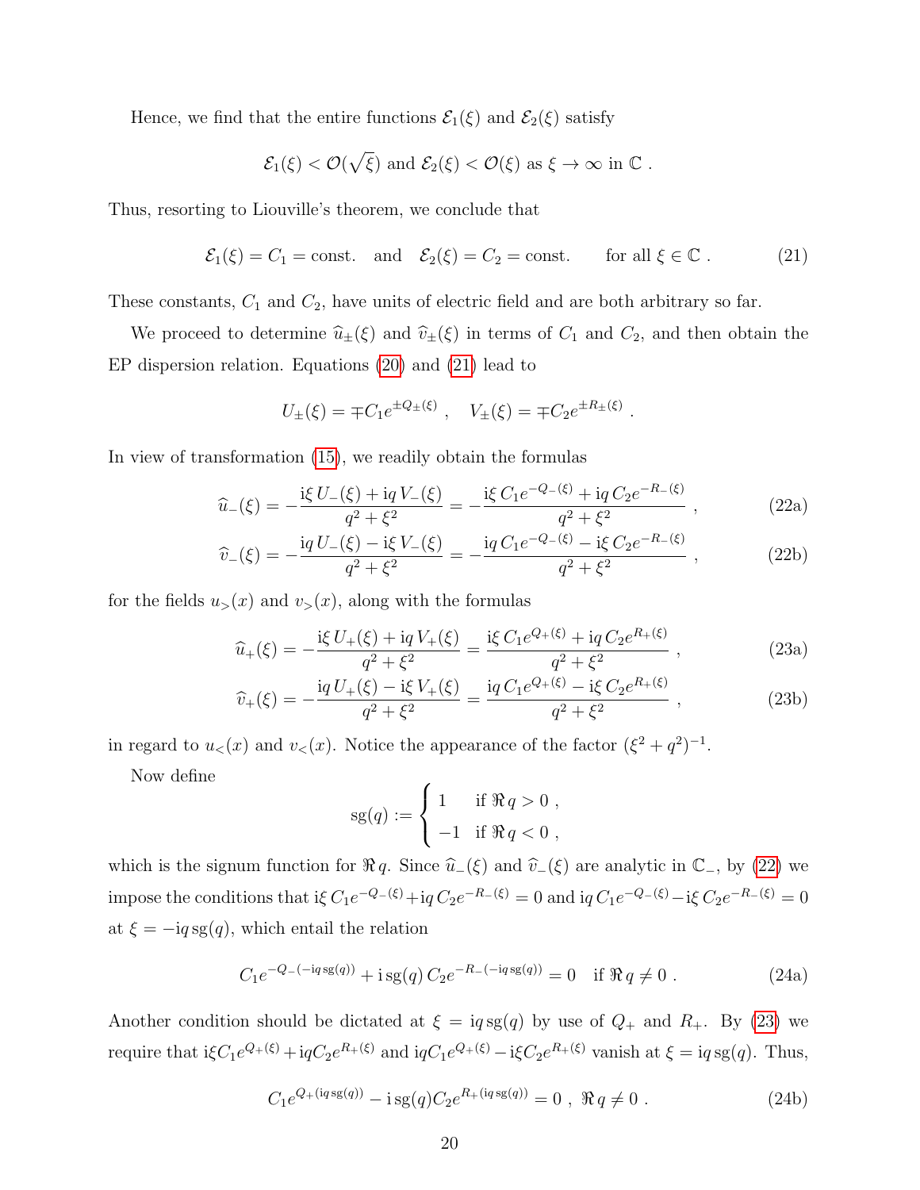Hence, we find that the entire functions $\mathcal{E}_1(\xi)$ and $\mathcal{E}_2(\xi)$ satisfy

$$\mathcal{E}_1(\xi) < \mathcal{O}(\sqrt{\xi}) \text{ and } \mathcal{E}_2(\xi) < \mathcal{O}(\xi) \text{ as } \xi \to \infty \text{ in } \mathbb{C} .$$

Thus, resorting to Liouville's theorem, we conclude that

$$\mathcal{E}_1(\xi) = C_1 = \text{const.} \quad \text{and} \quad \mathcal{E}_2(\xi) = C_2 = \text{const.} \qquad \text{for all } \xi \in \mathbb{C} . \tag{21}$$

These constants, $C_1$ and $C_2$, have units of electric field and are both arbitrary so far.

We proceed to determine $\widehat{u}_\pm(\xi)$ and $\widehat{v}_\pm(\xi)$ in terms of $C_1$ and $C_2$, and then obtain the EP dispersion relation. Equations (20) and (21) lead to

$$U_\pm(\xi) = \mp C_1 e^{\pm Q_\pm(\xi)} , \quad V_\pm(\xi) = \mp C_2 e^{\pm R_\pm(\xi)} .$$

In view of transformation (15), we readily obtain the formulas

$$\widehat{u}_-(\xi) = -\frac{\mathrm{i}\xi\, U_-(\xi) + \mathrm{i}q\, V_-(\xi)}{q^2+\xi^2} = -\frac{\mathrm{i}\xi\, C_1 e^{-Q_-(\xi)} + \mathrm{i}q\, C_2 e^{-R_-(\xi)}}{q^2+\xi^2} , \tag{22a}$$

$$\widehat{v}_-(\xi) = -\frac{\mathrm{i}q\, U_-(\xi) - \mathrm{i}\xi\, V_-(\xi)}{q^2+\xi^2} = -\frac{\mathrm{i}q\, C_1 e^{-Q_-(\xi)} - \mathrm{i}\xi\, C_2 e^{-R_-(\xi)}}{q^2+\xi^2} , \tag{22b}$$

for the fields $u_>(x)$ and $v_>(x)$, along with the formulas

$$\widehat{u}_+(\xi) = -\frac{\mathrm{i}\xi\, U_+(\xi) + \mathrm{i}q\, V_+(\xi)}{q^2+\xi^2} = \frac{\mathrm{i}\xi\, C_1 e^{Q_+(\xi)} + \mathrm{i}q\, C_2 e^{R_+(\xi)}}{q^2+\xi^2} , \tag{23a}$$

$$\widehat{v}_+(\xi) = -\frac{\mathrm{i}q\, U_+(\xi) - \mathrm{i}\xi\, V_+(\xi)}{q^2+\xi^2} = \frac{\mathrm{i}q\, C_1 e^{Q_+(\xi)} - \mathrm{i}\xi\, C_2 e^{R_+(\xi)}}{q^2+\xi^2} , \tag{23b}$$

in regard to $u_<(x)$ and $v_<(x)$. Notice the appearance of the factor $(\xi^2+q^2)^{-1}$.

Now define

$$\mathrm{sg}(q) := \begin{cases} 1 & \text{if } \Re q > 0 , \\ -1 & \text{if } \Re q < 0 , \end{cases}$$

which is the signum function for $\Re q$. Since $\widehat{u}_-(\xi)$ and $\widehat{v}_-(\xi)$ are analytic in $\mathbb{C}_-$, by (22) we impose the conditions that $\mathrm{i}\xi\, C_1 e^{-Q_-(\xi)} + \mathrm{i}q\, C_2 e^{-R_-(\xi)} = 0$ and $\mathrm{i}q\, C_1 e^{-Q_-(\xi)} - \mathrm{i}\xi\, C_2 e^{-R_-(\xi)} = 0$ at $\xi = -\mathrm{i}q\,\mathrm{sg}(q)$, which entail the relation

$$C_1 e^{-Q_-(-\mathrm{i}q\,\mathrm{sg}(q))} + \mathrm{i}\,\mathrm{sg}(q)\, C_2 e^{-R_-(-\mathrm{i}q\,\mathrm{sg}(q))} = 0 \quad \text{if } \Re q \neq 0 . \tag{24a}$$

Another condition should be dictated at $\xi = \mathrm{i}q\,\mathrm{sg}(q)$ by use of $Q_+$ and $R_+$. By (23) we require that $\mathrm{i}\xi C_1 e^{Q_+(\xi)} + \mathrm{i}q C_2 e^{R_+(\xi)}$ and $\mathrm{i}q C_1 e^{Q_+(\xi)} - \mathrm{i}\xi C_2 e^{R_+(\xi)}$ vanish at $\xi = \mathrm{i}q\,\mathrm{sg}(q)$. Thus,

$$C_1 e^{Q_+(\mathrm{i}q\,\mathrm{sg}(q))} - \mathrm{i}\,\mathrm{sg}(q) C_2 e^{R_+(\mathrm{i}q\,\mathrm{sg}(q))} = 0 \ , \ \Re q \neq 0 . \tag{24b}$$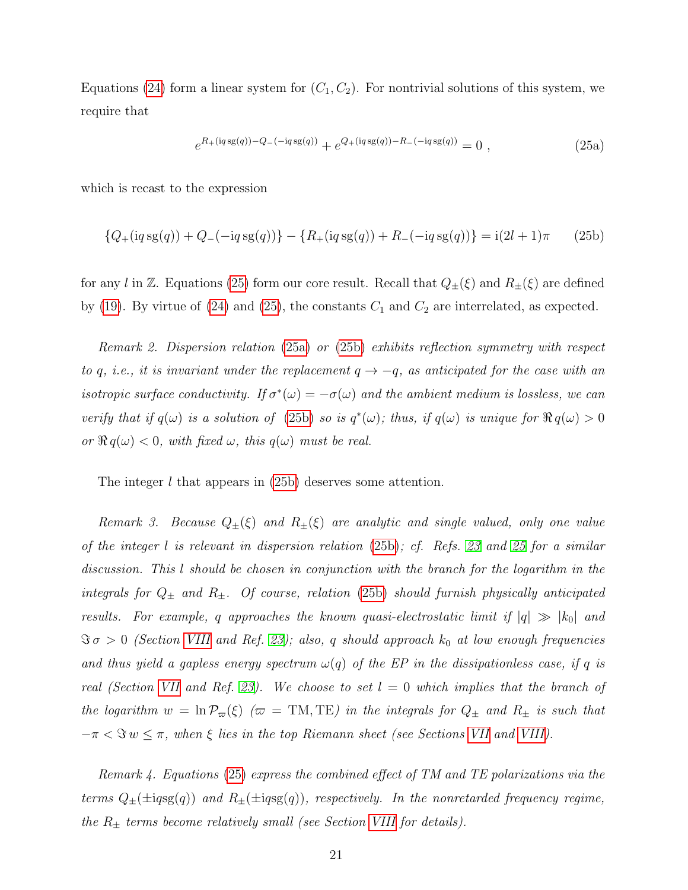Equations (24) form a linear system for $(C_1, C_2)$. For nontrivial solutions of this system, we require that

$$e^{R_+(\mathrm{i}q\,\mathrm{sg}(q))-Q_-(-\mathrm{i}q\,\mathrm{sg}(q))}+e^{Q_+(\mathrm{i}q\,\mathrm{sg}(q))-R_-(-\mathrm{i}q\,\mathrm{sg}(q))}=0\ , \tag{25a}$$

which is recast to the expression

$$\{Q_+(\mathrm{i}q\,\mathrm{sg}(q))+Q_-(-\mathrm{i}q\,\mathrm{sg}(q))\}-\{R_+(\mathrm{i}q\,\mathrm{sg}(q))+R_-(-\mathrm{i}q\,\mathrm{sg}(q))\}=\mathrm{i}(2l+1)\pi \tag{25b}$$

for any $l$ in $\mathbb{Z}$. Equations (25) form our core result. Recall that $Q_\pm(\xi)$ and $R_\pm(\xi)$ are defined by (19). By virtue of (24) and (25), the constants $C_1$ and $C_2$ are interrelated, as expected.

*Remark 2. Dispersion relation* (25a) *or* (25b) *exhibits reflection symmetry with respect to* $q$, *i.e., it is invariant under the replacement* $q \to -q$, *as anticipated for the case with an isotropic surface conductivity. If* $\sigma^*(\omega) = -\sigma(\omega)$ *and the ambient medium is lossless, we can verify that if* $q(\omega)$ *is a solution of* (25b) *so is* $q^*(\omega)$; *thus, if* $q(\omega)$ *is unique for* $\Re\, q(\omega) > 0$ *or* $\Re\, q(\omega) < 0$, *with fixed* $\omega$, *this* $q(\omega)$ *must be real.*

The integer $l$ that appears in (25b) deserves some attention.

*Remark 3. Because* $Q_\pm(\xi)$ *and* $R_\pm(\xi)$ *are analytic and single valued, only one value of the integer* $l$ *is relevant in dispersion relation* (25b); *cf. Refs. 23 and 25 for a similar discussion. This* $l$ *should be chosen in conjunction with the branch for the logarithm in the integrals for* $Q_\pm$ *and* $R_\pm$. *Of course, relation* (25b) *should furnish physically anticipated results. For example,* $q$ *approaches the known quasi-electrostatic limit if* $|q| \gg |k_0|$ *and* $\Im\, \sigma > 0$ *(Section VIII and Ref. 23); also,* $q$ *should approach* $k_0$ *at low enough frequencies and thus yield a gapless energy spectrum* $\omega(q)$ *of the EP in the dissipationless case, if* $q$ *is real (Section VII and Ref. 23). We choose to set* $l = 0$ *which implies that the branch of the logarithm* $w = \ln \mathcal{P}_\varpi(\xi)$ *(*$\varpi = \mathrm{TM}, \mathrm{TE}$*) in the integrals for* $Q_\pm$ *and* $R_\pm$ *is such that* $-\pi < \Im\, w \leq \pi$, *when* $\xi$ *lies in the top Riemann sheet (see Sections VII and VIII).*

*Remark 4. Equations* (25) *express the combined effect of TM and TE polarizations via the terms* $Q_\pm(\pm \mathrm{i}q\mathrm{sg}(q))$ *and* $R_\pm(\pm \mathrm{i}q\mathrm{sg}(q))$, *respectively. In the nonretarded frequency regime, the* $R_\pm$ *terms become relatively small (see Section VIII for details).*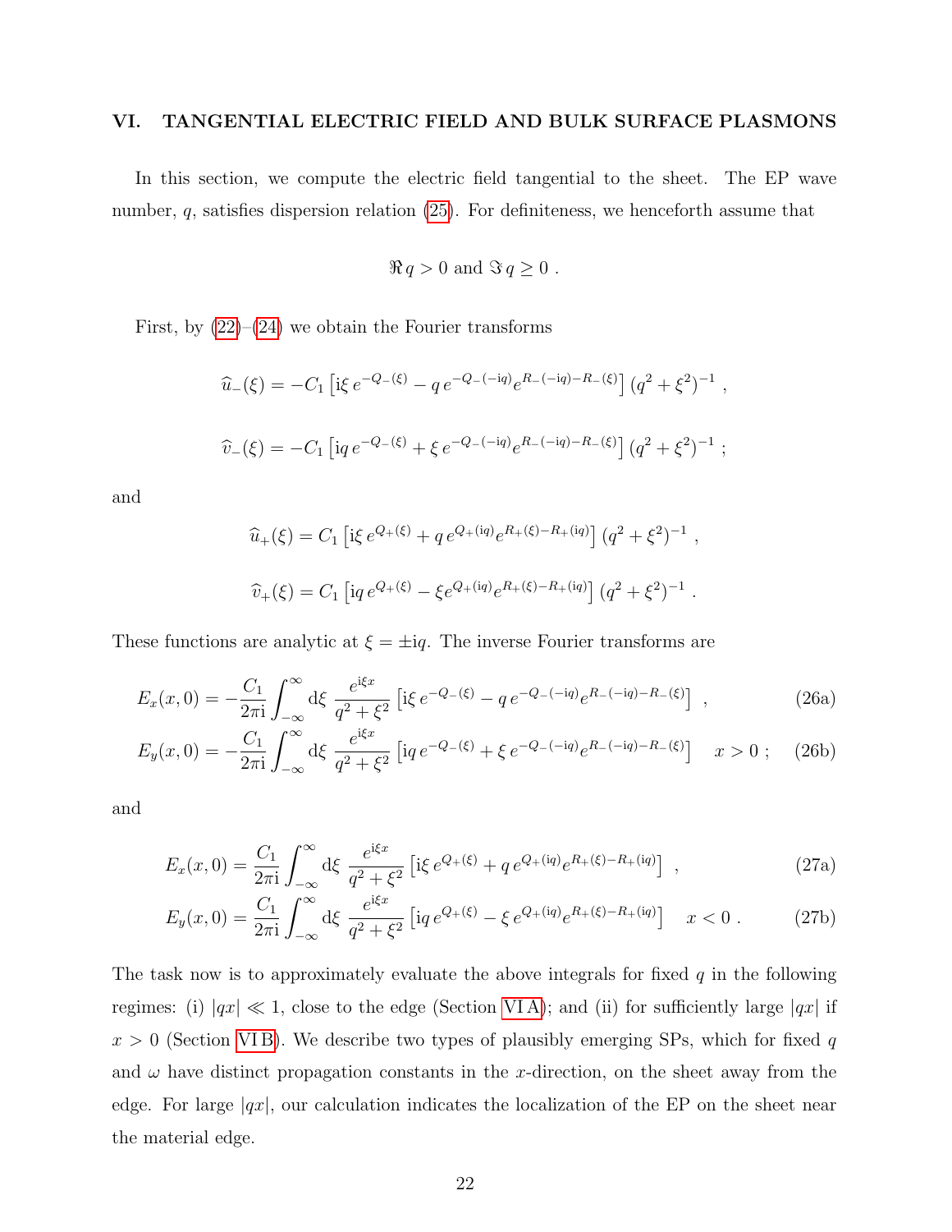## VI. TANGENTIAL ELECTRIC FIELD AND BULK SURFACE PLASMONS

In this section, we compute the electric field tangential to the sheet. The EP wave number, $q$, satisfies dispersion relation (25). For definiteness, we henceforth assume that

$$\Re q > 0 \text{ and } \Im q \geq 0 \ .$$

First, by (22)–(24) we obtain the Fourier transforms

$$\widehat{u}_-(\xi) = -C_1 \left[ \mathrm{i}\xi \, e^{-Q_-(\xi)} - q \, e^{-Q_-(-\mathrm{i}q)} e^{R_-(-\mathrm{i}q) - R_-(\xi)} \right] (q^2 + \xi^2)^{-1} \ ,$$

$$\widehat{v}_-(\xi) = -C_1 \left[ \mathrm{i}q \, e^{-Q_-(\xi)} + \xi \, e^{-Q_-(-\mathrm{i}q)} e^{R_-(-\mathrm{i}q) - R_-(\xi)} \right] (q^2 + \xi^2)^{-1} \ ;$$

and

$$\widehat{u}_+(\xi) = C_1 \left[ \mathrm{i}\xi \, e^{Q_+(\xi)} + q \, e^{Q_+(\mathrm{i}q)} e^{R_+(\xi) - R_+(\mathrm{i}q)} \right] (q^2 + \xi^2)^{-1} \ ,$$

$$\widehat{v}_+(\xi) = C_1 \left[ \mathrm{i}q \, e^{Q_+(\xi)} - \xi e^{Q_+(\mathrm{i}q)} e^{R_+(\xi) - R_+(\mathrm{i}q)} \right] (q^2 + \xi^2)^{-1} \ .$$

These functions are analytic at $\xi = \pm \mathrm{i}q$. The inverse Fourier transforms are

$$E_x(x, 0) = -\frac{C_1}{2\pi \mathrm{i}} \int_{-\infty}^{\infty} \mathrm{d}\xi \ \frac{e^{\mathrm{i}\xi x}}{q^2 + \xi^2} \left[ \mathrm{i}\xi \, e^{-Q_-(\xi)} - q \, e^{-Q_-(-\mathrm{i}q)} e^{R_-(-\mathrm{i}q) - R_-(\xi)} \right] \ , \tag{26a}$$

$$E_y(x, 0) = -\frac{C_1}{2\pi \mathrm{i}} \int_{-\infty}^{\infty} \mathrm{d}\xi \ \frac{e^{\mathrm{i}\xi x}}{q^2 + \xi^2} \left[ \mathrm{i}q \, e^{-Q_-(\xi)} + \xi \, e^{-Q_-(-\mathrm{i}q)} e^{R_-(-\mathrm{i}q) - R_-(\xi)} \right] \quad x > 0 \ ; \tag{26b}$$

and

$$E_x(x, 0) = \frac{C_1}{2\pi \mathrm{i}} \int_{-\infty}^{\infty} \mathrm{d}\xi \ \frac{e^{\mathrm{i}\xi x}}{q^2 + \xi^2} \left[ \mathrm{i}\xi \, e^{Q_+(\xi)} + q \, e^{Q_+(\mathrm{i}q)} e^{R_+(\xi) - R_+(\mathrm{i}q)} \right] \ , \tag{27a}$$

$$E_y(x, 0) = \frac{C_1}{2\pi \mathrm{i}} \int_{-\infty}^{\infty} \mathrm{d}\xi \ \frac{e^{\mathrm{i}\xi x}}{q^2 + \xi^2} \left[ \mathrm{i}q \, e^{Q_+(\xi)} - \xi \, e^{Q_+(\mathrm{i}q)} e^{R_+(\xi) - R_+(\mathrm{i}q)} \right] \quad x < 0 \ . \tag{27b}$$

The task now is to approximately evaluate the above integrals for fixed $q$ in the following regimes: (i) $|qx| \ll 1$, close to the edge (Section VI A); and (ii) for sufficiently large $|qx|$ if $x > 0$ (Section VI B). We describe two types of plausibly emerging SPs, which for fixed $q$ and $\omega$ have distinct propagation constants in the $x$-direction, on the sheet away from the edge. For large $|qx|$, our calculation indicates the localization of the EP on the sheet near the material edge.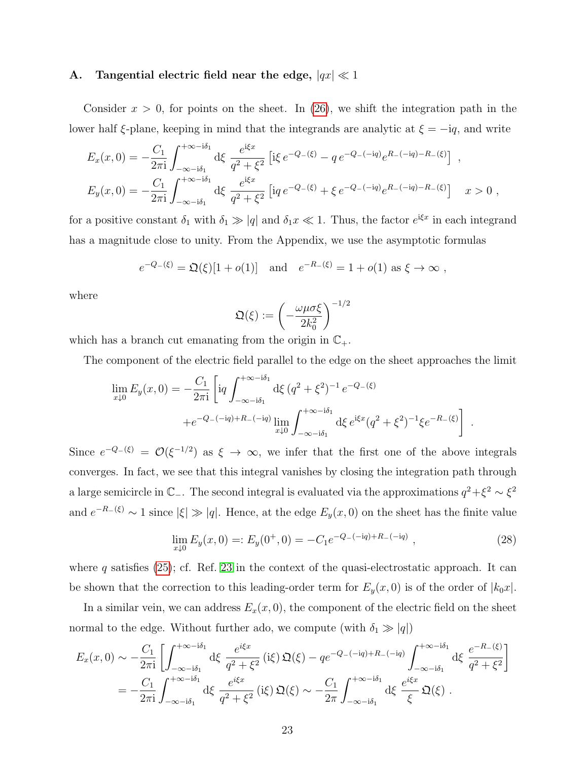### A. Tangential electric field near the edge, $|qx| \ll 1$

Consider $x > 0$, for points on the sheet. In (26), we shift the integration path in the lower half $\xi$-plane, keeping in mind that the integrands are analytic at $\xi = -\mathrm{i}q$, and write

$$E_x(x,0) = -\frac{C_1}{2\pi\mathrm{i}}\int_{-\infty-\mathrm{i}\delta_1}^{+\infty-\mathrm{i}\delta_1} \mathrm{d}\xi\ \frac{e^{\mathrm{i}\xi x}}{q^2+\xi^2}\left[\mathrm{i}\xi\, e^{-Q_-(\xi)} - q\, e^{-Q_-(-\mathrm{i}q)} e^{R_-(-\mathrm{i}q)-R_-(\xi)}\right] ,$$

$$E_y(x,0) = -\frac{C_1}{2\pi\mathrm{i}}\int_{-\infty-\mathrm{i}\delta_1}^{+\infty-\mathrm{i}\delta_1} \mathrm{d}\xi\ \frac{e^{\mathrm{i}\xi x}}{q^2+\xi^2}\left[\mathrm{i}q\, e^{-Q_-(\xi)} + \xi\, e^{-Q_-(-\mathrm{i}q)} e^{R_-(-\mathrm{i}q)-R_-(\xi)}\right] \quad x > 0 ,$$

for a positive constant $\delta_1$ with $\delta_1 \gg |q|$ and $\delta_1 x \ll 1$. Thus, the factor $e^{\mathrm{i}\xi x}$ in each integrand has a magnitude close to unity. From the Appendix, we use the asymptotic formulas

$$e^{-Q_-(\xi)} = \mathfrak{Q}(\xi)[1+o(1)] \quad \text{and} \quad e^{-R_-(\xi)} = 1 + o(1) \text{ as } \xi \to \infty ,$$

where

$$\mathfrak{Q}(\xi) := \left(-\frac{\omega\mu\sigma\xi}{2k_0^2}\right)^{-1/2}$$

which has a branch cut emanating from the origin in $\mathbb{C}_+$.

The component of the electric field parallel to the edge on the sheet approaches the limit

$$\lim_{x\downarrow 0} E_y(x,0) = -\frac{C_1}{2\pi\mathrm{i}}\left[\mathrm{i}q\int_{-\infty-\mathrm{i}\delta_1}^{+\infty-\mathrm{i}\delta_1} \mathrm{d}\xi\,(q^2+\xi^2)^{-1}\, e^{-Q_-(\xi)} \right.$$
$$\left. + e^{-Q_-(-\mathrm{i}q)+R_-(-\mathrm{i}q)} \lim_{x\downarrow 0}\int_{-\infty-\mathrm{i}\delta_1}^{+\infty-\mathrm{i}\delta_1} \mathrm{d}\xi\, e^{\mathrm{i}\xi x}(q^2+\xi^2)^{-1}\xi e^{-R_-(\xi)}\right] .$$

Since $e^{-Q_-(\xi)} = \mathcal{O}(\xi^{-1/2})$ as $\xi \to \infty$, we infer that the first one of the above integrals converges. In fact, we see that this integral vanishes by closing the integration path through a large semicircle in $\mathbb{C}_-$. The second integral is evaluated via the approximations $q^2+\xi^2 \sim \xi^2$ and $e^{-R_-(\xi)} \sim 1$ since $|\xi| \gg |q|$. Hence, at the edge $E_y(x,0)$ on the sheet has the finite value

$$\lim_{x\downarrow 0} E_y(x,0) =: E_y(0^+,0) = -C_1 e^{-Q_-(-\mathrm{i}q)+R_-(-\mathrm{i}q)} , \tag{28}$$

where $q$ satisfies (25); cf. Ref. 23 in the context of the quasi-electrostatic approach. It can be shown that the correction to this leading-order term for $E_y(x,0)$ is of the order of $|k_0 x|$.

In a similar vein, we can address $E_x(x,0)$, the component of the electric field on the sheet normal to the edge. Without further ado, we compute (with $\delta_1 \gg |q|$)

$$E_x(x,0) \sim -\frac{C_1}{2\pi\mathrm{i}}\left[\int_{-\infty-\mathrm{i}\delta_1}^{+\infty-\mathrm{i}\delta_1} \mathrm{d}\xi\ \frac{e^{i\xi x}}{q^2+\xi^2}\,(\mathrm{i}\xi)\,\mathfrak{Q}(\xi) - q e^{-Q_-(-\mathrm{i}q)+R_-(-\mathrm{i}q)}\int_{-\infty-\mathrm{i}\delta_1}^{+\infty-\mathrm{i}\delta_1} \mathrm{d}\xi\ \frac{e^{-R_-(\xi)}}{q^2+\xi^2}\right]$$
$$= -\frac{C_1}{2\pi\mathrm{i}}\int_{-\infty-\mathrm{i}\delta_1}^{+\infty-\mathrm{i}\delta_1} \mathrm{d}\xi\ \frac{e^{i\xi x}}{q^2+\xi^2}\,(\mathrm{i}\xi)\,\mathfrak{Q}(\xi) \sim -\frac{C_1}{2\pi}\int_{-\infty-\mathrm{i}\delta_1}^{+\infty-\mathrm{i}\delta_1} \mathrm{d}\xi\ \frac{e^{i\xi x}}{\xi}\,\mathfrak{Q}(\xi) .$$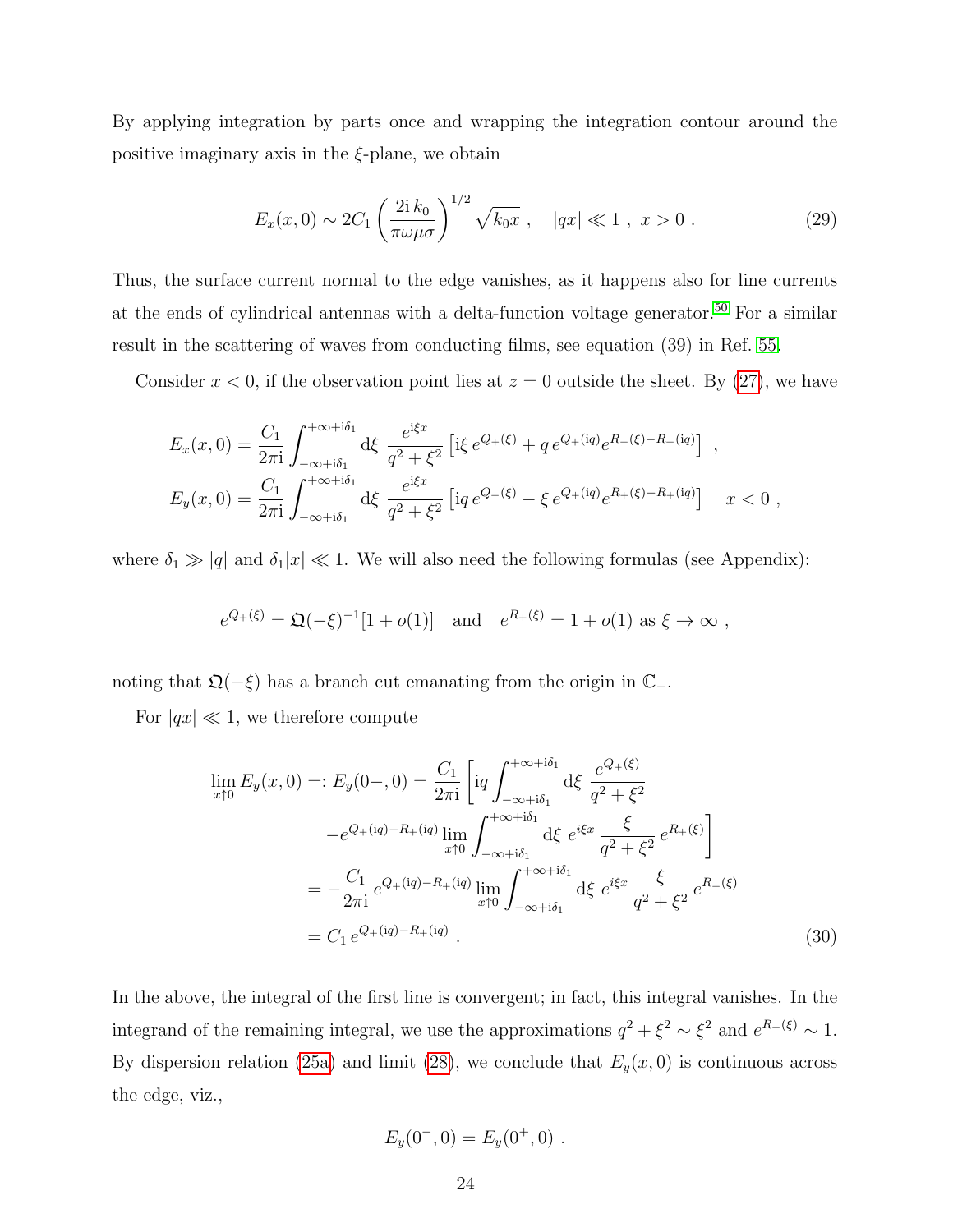By applying integration by parts once and wrapping the integration contour around the positive imaginary axis in the $\xi$-plane, we obtain

$$E_x(x,0) \sim 2C_1 \left(\frac{2\mathrm{i}\, k_0}{\pi\omega\mu\sigma}\right)^{1/2} \sqrt{k_0 x}\ , \quad |qx| \ll 1\ ,\ x>0\ . \tag{29}$$

Thus, the surface current normal to the edge vanishes, as it happens also for line currents at the ends of cylindrical antennas with a delta-function voltage generator.[50] For a similar result in the scattering of waves from conducting films, see equation (39) in Ref. [55].

Consider $x<0$, if the observation point lies at $z=0$ outside the sheet. By (27), we have

$$\begin{aligned}
E_x(x,0) &= \frac{C_1}{2\pi\mathrm{i}} \int_{-\infty+\mathrm{i}\delta_1}^{+\infty+\mathrm{i}\delta_1} \mathrm{d}\xi\ \frac{e^{\mathrm{i}\xi x}}{q^2+\xi^2} \left[\mathrm{i}\xi\, e^{Q_+(\xi)} + q\, e^{Q_+(\mathrm{i}q)} e^{R_+(\xi)-R_+(\mathrm{i}q)}\right]\ ,\\
E_y(x,0) &= \frac{C_1}{2\pi\mathrm{i}} \int_{-\infty+\mathrm{i}\delta_1}^{+\infty+\mathrm{i}\delta_1} \mathrm{d}\xi\ \frac{e^{\mathrm{i}\xi x}}{q^2+\xi^2} \left[\mathrm{i}q\, e^{Q_+(\xi)} - \xi\, e^{Q_+(\mathrm{i}q)} e^{R_+(\xi)-R_+(\mathrm{i}q)}\right] \quad x<0\ ,
\end{aligned}$$

where $\delta_1 \gg |q|$ and $\delta_1 |x| \ll 1$. We will also need the following formulas (see Appendix):

$$e^{Q_+(\xi)} = \mathfrak{Q}(-\xi)^{-1}[1+o(1)] \quad \text{and} \quad e^{R_+(\xi)} = 1 + o(1) \text{ as } \xi\to\infty\ ,$$

noting that $\mathfrak{Q}(-\xi)$ has a branch cut emanating from the origin in $\mathbb{C}_-$.

For $|qx| \ll 1$, we therefore compute

$$\begin{aligned}
\lim_{x\uparrow 0} E_y(x,0) =: E_y(0-,0) &= \frac{C_1}{2\pi\mathrm{i}} \left[\mathrm{i}q \int_{-\infty+\mathrm{i}\delta_1}^{+\infty+\mathrm{i}\delta_1} \mathrm{d}\xi\ \frac{e^{Q_+(\xi)}}{q^2+\xi^2} \right.\\
&\qquad \left. - e^{Q_+(\mathrm{i}q)-R_+(\mathrm{i}q)} \lim_{x\uparrow 0} \int_{-\infty+\mathrm{i}\delta_1}^{+\infty+\mathrm{i}\delta_1} \mathrm{d}\xi\ e^{i\xi x}\, \frac{\xi}{q^2+\xi^2}\, e^{R_+(\xi)} \right]\\
&= -\frac{C_1}{2\pi\mathrm{i}}\, e^{Q_+(\mathrm{i}q)-R_+(\mathrm{i}q)} \lim_{x\uparrow 0} \int_{-\infty+\mathrm{i}\delta_1}^{+\infty+\mathrm{i}\delta_1} \mathrm{d}\xi\ e^{i\xi x}\, \frac{\xi}{q^2+\xi^2}\, e^{R_+(\xi)}\\
&= C_1\, e^{Q_+(\mathrm{i}q)-R_+(\mathrm{i}q)}\ .
\end{aligned} \tag{30}$$

In the above, the integral of the first line is convergent; in fact, this integral vanishes. In the integrand of the remaining integral, we use the approximations $q^2+\xi^2 \sim \xi^2$ and $e^{R_+(\xi)} \sim 1$. By dispersion relation (25a) and limit (28), we conclude that $E_y(x,0)$ is continuous across the edge, viz.,

$$E_y(0^-,0) = E_y(0^+,0)\ .$$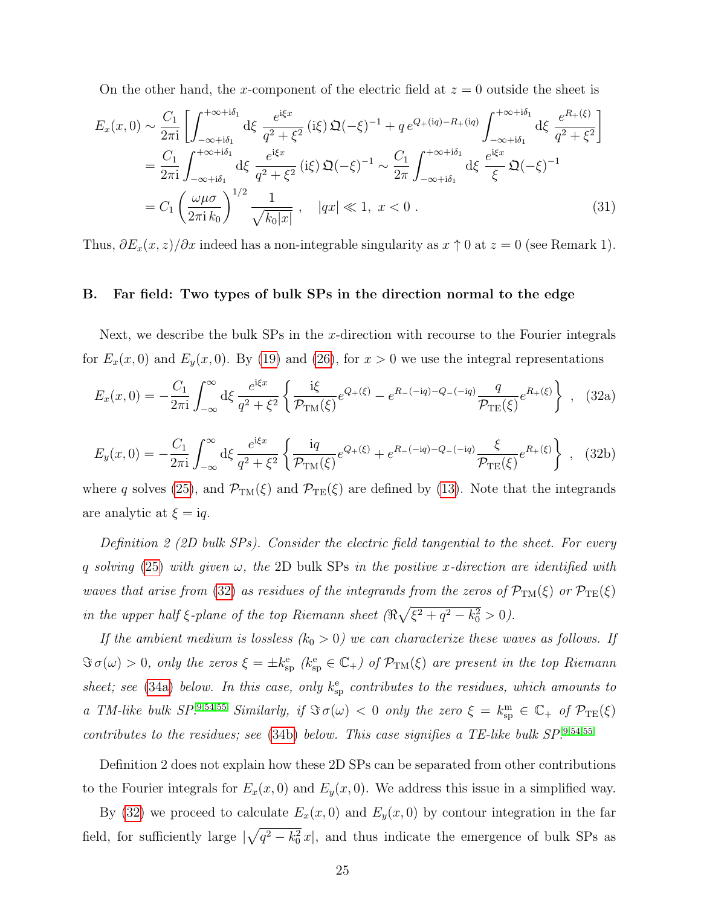On the other hand, the $x$-component of the electric field at $z = 0$ outside the sheet is

$$
\begin{aligned}
E_x(x,0) &\sim \frac{C_1}{2\pi \mathrm{i}} \left[ \int_{-\infty+\mathrm{i}\delta_1}^{+\infty+\mathrm{i}\delta_1} \mathrm{d}\xi \; \frac{e^{\mathrm{i}\xi x}}{q^2+\xi^2} \, (\mathrm{i}\xi) \, \mathfrak{Q}(-\xi)^{-1} + q \, e^{Q_+(\mathrm{i}q)-R_+(\mathrm{i}q)} \int_{-\infty+\mathrm{i}\delta_1}^{+\infty+\mathrm{i}\delta_1} \mathrm{d}\xi \; \frac{e^{R_+(\xi)}}{q^2+\xi^2} \right] \\
&= \frac{C_1}{2\pi \mathrm{i}} \int_{-\infty+\mathrm{i}\delta_1}^{+\infty+\mathrm{i}\delta_1} \mathrm{d}\xi \; \frac{e^{\mathrm{i}\xi x}}{q^2+\xi^2} \, (\mathrm{i}\xi) \, \mathfrak{Q}(-\xi)^{-1} \sim \frac{C_1}{2\pi} \int_{-\infty+\mathrm{i}\delta_1}^{+\infty+\mathrm{i}\delta_1} \mathrm{d}\xi \; \frac{e^{\mathrm{i}\xi x}}{\xi} \, \mathfrak{Q}(-\xi)^{-1} \\
&= C_1 \left( \frac{\omega\mu\sigma}{2\pi \mathrm{i}\, k_0} \right)^{1/2} \frac{1}{\sqrt{k_0|x|}} \;, \quad |qx| \ll 1, \; x<0 \;. \qquad (31)
\end{aligned}
$$

Thus, $\partial E_x(x,z)/\partial x$ indeed has a non-integrable singularity as $x \uparrow 0$ at $z=0$ (see Remark 1).

## B. Far field: Two types of bulk SPs in the direction normal to the edge

Next, we describe the bulk SPs in the $x$-direction with recourse to the Fourier integrals for $E_x(x,0)$ and $E_y(x,0)$. By (19) and (26), for $x>0$ we use the integral representations

$$
E_x(x,0) = -\frac{C_1}{2\pi \mathrm{i}} \int_{-\infty}^{\infty} \mathrm{d}\xi \, \frac{e^{\mathrm{i}\xi x}}{q^2+\xi^2} \left\{ \frac{\mathrm{i}\xi}{\mathcal{P}_{\mathrm{TM}}(\xi)} e^{Q_+(\xi)} - e^{R_-(-\mathrm{i}q)-Q_-(-\mathrm{i}q)} \frac{q}{\mathcal{P}_{\mathrm{TE}}(\xi)} e^{R_+(\xi)} \right\} \;, \quad (32\mathrm{a})
$$

$$
E_y(x,0) = -\frac{C_1}{2\pi \mathrm{i}} \int_{-\infty}^{\infty} \mathrm{d}\xi \, \frac{e^{\mathrm{i}\xi x}}{q^2+\xi^2} \left\{ \frac{\mathrm{i}q}{\mathcal{P}_{\mathrm{TM}}(\xi)} e^{Q_+(\xi)} + e^{R_-(-\mathrm{i}q)-Q_-(-\mathrm{i}q)} \frac{\xi}{\mathcal{P}_{\mathrm{TE}}(\xi)} e^{R_+(\xi)} \right\} \;, \quad (32\mathrm{b})
$$

where $q$ solves (25), and $\mathcal{P}_{\mathrm{TM}}(\xi)$ and $\mathcal{P}_{\mathrm{TE}}(\xi)$ are defined by (13). Note that the integrands are analytic at $\xi = \mathrm{i}q$.

*Definition 2 (2D bulk SPs). Consider the electric field tangential to the sheet. For every $q$ solving (25) with given $\omega$, the* 2D bulk SPs *in the positive $x$-direction are identified with waves that arise from (32) as residues of the integrands from the zeros of $\mathcal{P}_{\mathrm{TM}}(\xi)$ or $\mathcal{P}_{\mathrm{TE}}(\xi)$ in the upper half $\xi$-plane of the top Riemann sheet ($\Re\sqrt{\xi^2+q^2-k_0^2}>0$).*

*If the ambient medium is lossless ($k_0>0$) we can characterize these waves as follows. If $\Im\,\sigma(\omega)>0$, only the zeros $\xi = \pm k_{\mathrm{sp}}^{\mathrm{e}}$ ($k_{\mathrm{sp}}^{\mathrm{e}} \in \mathbb{C}_+$) of $\mathcal{P}_{\mathrm{TM}}(\xi)$ are present in the top Riemann sheet; see (34a) below. In this case, only $k_{\mathrm{sp}}^{\mathrm{e}}$ contributes to the residues, which amounts to a TM-like bulk SP.*[9,54,55] *Similarly, if $\Im\,\sigma(\omega)<0$ only the zero $\xi = k_{\mathrm{sp}}^{\mathrm{m}} \in \mathbb{C}_+$ of $\mathcal{P}_{\mathrm{TE}}(\xi)$ contributes to the residues; see (34b) below. This case signifies a TE-like bulk SP.*[9,54,55]

Definition 2 does not explain how these 2D SPs can be separated from other contributions to the Fourier integrals for $E_x(x,0)$ and $E_y(x,0)$. We address this issue in a simplified way.

By (32) we proceed to calculate $E_x(x,0)$ and $E_y(x,0)$ by contour integration in the far field, for sufficiently large $|\sqrt{q^2-k_0^2}\,x|$, and thus indicate the emergence of bulk SPs as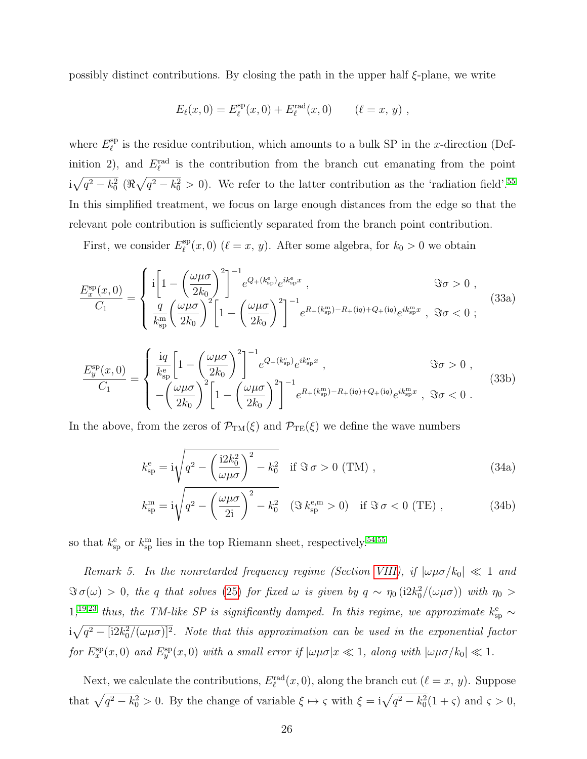possibly distinct contributions. By closing the path in the upper half $\xi$-plane, we write

$$E_\ell(x,0) = E_\ell^{\rm sp}(x,0) + E_\ell^{\rm rad}(x,0) \qquad (\ell = x,\, y)\ ,$$

where $E_\ell^{\rm sp}$ is the residue contribution, which amounts to a bulk SP in the $x$-direction (Definition 2), and $E_\ell^{\rm rad}$ is the contribution from the branch cut emanating from the point $\mathrm{i}\sqrt{q^2-k_0^2}$ ($\Re\sqrt{q^2-k_0^2}>0$). We refer to the latter contribution as the 'radiation field'.[55] In this simplified treatment, we focus on large enough distances from the edge so that the relevant pole contribution is sufficiently separated from the branch point contribution.

First, we consider $E_\ell^{\rm sp}(x,0)$ ($\ell = x,\, y$). After some algebra, for $k_0 > 0$ we obtain

$$\frac{E_x^{\rm sp}(x,0)}{C_1} = \begin{cases} \mathrm{i}\left[1-\left(\dfrac{\omega\mu\sigma}{2k_0}\right)^2\right]^{-1} e^{Q_+(k_{\rm sp}^{\rm e})} e^{ik_{\rm sp}^{\rm e}x}\ , & \Im\sigma > 0\ , \\ \dfrac{q}{k_{\rm sp}^{\rm m}}\left(\dfrac{\omega\mu\sigma}{2k_0}\right)^2\left[1-\left(\dfrac{\omega\mu\sigma}{2k_0}\right)^2\right]^{-1} e^{R_+(k_{\rm sp}^{\rm m})-R_+(\mathrm{i}q)+Q_+(\mathrm{i}q)} e^{ik_{\rm sp}^{\rm m}x}\ , & \Im\sigma < 0\ ; \end{cases} \tag{33a}$$

$$\frac{E_y^{\rm sp}(x,0)}{C_1} = \begin{cases} \dfrac{\mathrm{i}q}{k_{\rm sp}^{\rm e}}\left[1-\left(\dfrac{\omega\mu\sigma}{2k_0}\right)^2\right]^{-1} e^{Q_+(k_{\rm sp}^{\rm e})} e^{ik_{\rm sp}^{\rm e}x}\ , & \Im\sigma > 0\ , \\ -\left(\dfrac{\omega\mu\sigma}{2k_0}\right)^2\left[1-\left(\dfrac{\omega\mu\sigma}{2k_0}\right)^2\right]^{-1} e^{R_+(k_{\rm sp}^{\rm m})-R_+(\mathrm{i}q)+Q_+(\mathrm{i}q)} e^{ik_{\rm sp}^{\rm m}x}\ , & \Im\sigma < 0\ . \end{cases} \tag{33b}$$

In the above, from the zeros of $\mathcal{P}_{\rm TM}(\xi)$ and $\mathcal{P}_{\rm TE}(\xi)$ we define the wave numbers

$$k_{\rm sp}^{\rm e} = \mathrm{i}\sqrt{q^2-\left(\frac{\mathrm{i}2k_0^2}{\omega\mu\sigma}\right)^2-k_0^2} \quad \text{if } \Im\,\sigma > 0 \text{ (TM)}\ , \tag{34a}$$

$$k_{\rm sp}^{\rm m} = \mathrm{i}\sqrt{q^2-\left(\frac{\omega\mu\sigma}{2\mathrm{i}}\right)^2-k_0^2} \quad (\Im\, k_{\rm sp}^{\rm e,m} > 0) \quad \text{if } \Im\,\sigma < 0 \text{ (TE)}\ , \tag{34b}$$

so that $k_{\rm sp}^{\rm e}$ or $k_{\rm sp}^{\rm m}$ lies in the top Riemann sheet, respectively.[54,55]

*Remark 5. In the nonretarded frequency regime (Section VIII), if $|\omega\mu\sigma/k_0| \ll 1$ and $\Im\,\sigma(\omega) > 0$, the $q$ that solves (25) for fixed $\omega$ is given by $q \sim \eta_0\,(\mathrm{i}2k_0^2/(\omega\mu\sigma))$ with $\eta_0 > 1$;[19,23] thus, the TM-like SP is significantly damped. In this regime, we approximate $k_{\rm sp}^{\rm e} \sim \mathrm{i}\sqrt{q^2-[\mathrm{i}2k_0^2/(\omega\mu\sigma)]^2}$. Note that this approximation can be used in the exponential factor for $E_x^{\rm sp}(x,0)$ and $E_y^{\rm sp}(x,0)$ with a small error if $|\omega\mu\sigma|x \ll 1$, along with $|\omega\mu\sigma/k_0| \ll 1$.*

Next, we calculate the contributions, $E_\ell^{\rm rad}(x,0)$, along the branch cut ($\ell = x,\, y$). Suppose that $\sqrt{q^2-k_0^2} > 0$. By the change of variable $\xi \mapsto \varsigma$ with $\xi = \mathrm{i}\sqrt{q^2-k_0^2}(1+\varsigma)$ and $\varsigma > 0$,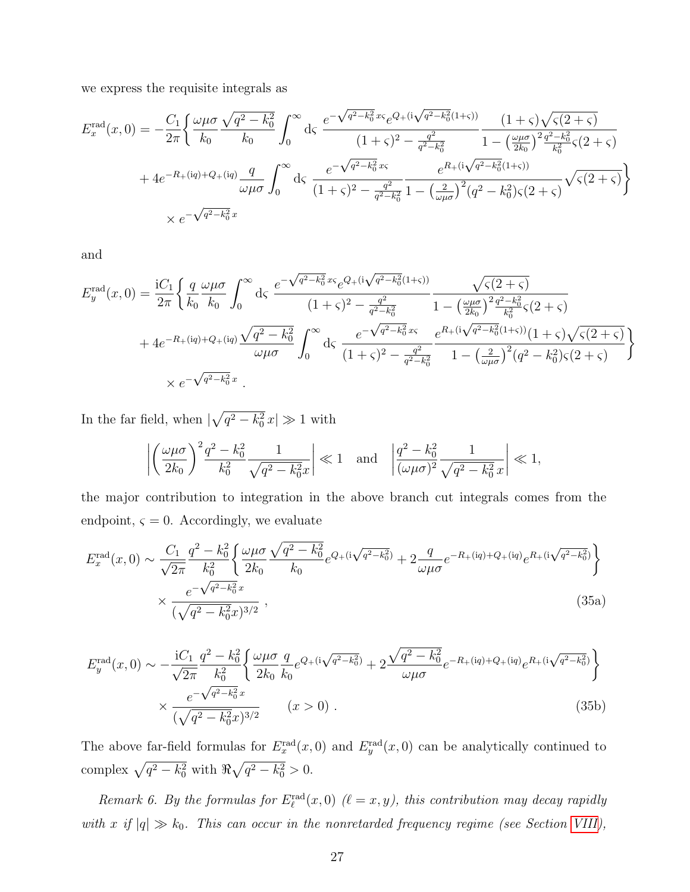we express the requisite integrals as

$$
\begin{aligned}
E_x^{\rm rad}(x,0) = -\frac{C_1}{2\pi}\bigg\{ & \frac{\omega\mu\sigma}{k_0}\frac{\sqrt{q^2-k_0^2}}{k_0}\int_0^\infty {\rm d}\varsigma\ \frac{e^{-\sqrt{q^2-k_0^2}\,x\varsigma}e^{Q_+({\rm i}\sqrt{q^2-k_0^2}(1+\varsigma))}}{(1+\varsigma)^2-\frac{q^2}{q^2-k_0^2}}\frac{(1+\varsigma)\sqrt{\varsigma(2+\varsigma)}}{1-\left(\frac{\omega\mu\sigma}{2k_0}\right)^2\frac{q^2-k_0^2}{k_0^2}\varsigma(2+\varsigma)} \\
& + 4e^{-R_+({\rm i}q)+Q_+({\rm i}q)}\frac{q}{\omega\mu\sigma}\int_0^\infty {\rm d}\varsigma\ \frac{e^{-\sqrt{q^2-k_0^2}\,x\varsigma}}{(1+\varsigma)^2-\frac{q^2}{q^2-k_0^2}}\frac{e^{R_+({\rm i}\sqrt{q^2-k_0^2}(1+\varsigma))}}{1-\left(\frac{2}{\omega\mu\sigma}\right)^2(q^2-k_0^2)\varsigma(2+\varsigma)}\sqrt{\varsigma(2+\varsigma)}\bigg\} \\
& \times e^{-\sqrt{q^2-k_0^2}\,x}
\end{aligned}
$$

and

$$
\begin{aligned}
E_y^{\rm rad}(x,0) = \frac{{\rm i}C_1}{2\pi}\bigg\{ & \frac{q}{k_0}\frac{\omega\mu\sigma}{k_0}\int_0^\infty {\rm d}\varsigma\ \frac{e^{-\sqrt{q^2-k_0^2}\,x\varsigma}e^{Q_+({\rm i}\sqrt{q^2-k_0^2}(1+\varsigma))}}{(1+\varsigma)^2-\frac{q^2}{q^2-k_0^2}}\frac{\sqrt{\varsigma(2+\varsigma)}}{1-\left(\frac{\omega\mu\sigma}{2k_0}\right)^2\frac{q^2-k_0^2}{k_0^2}\varsigma(2+\varsigma)} \\
& + 4e^{-R_+({\rm i}q)+Q_+({\rm i}q)}\frac{\sqrt{q^2-k_0^2}}{\omega\mu\sigma}\int_0^\infty {\rm d}\varsigma\ \frac{e^{-\sqrt{q^2-k_0^2}\,x\varsigma}}{(1+\varsigma)^2-\frac{q^2}{q^2-k_0^2}}\frac{e^{R_+({\rm i}\sqrt{q^2-k_0^2}(1+\varsigma))}(1+\varsigma)\sqrt{\varsigma(2+\varsigma)}}{1-\left(\frac{2}{\omega\mu\sigma}\right)^2(q^2-k_0^2)\varsigma(2+\varsigma)}\bigg\} \\
& \times e^{-\sqrt{q^2-k_0^2}\,x}\ .
\end{aligned}
$$

In the far field, when $|\sqrt{q^2-k_0^2}\,x|\gg 1$ with

$$
\left|\left(\frac{\omega\mu\sigma}{2k_0}\right)^2\frac{q^2-k_0^2}{k_0^2}\frac{1}{\sqrt{q^2-k_0^2}x}\right|\ll 1 \quad \text{and} \quad \left|\frac{q^2-k_0^2}{(\omega\mu\sigma)^2}\frac{1}{\sqrt{q^2-k_0^2}\,x}\right|\ll 1,
$$

the major contribution to integration in the above branch cut integrals comes from the endpoint, $\varsigma=0$. Accordingly, we evaluate

$$
\begin{aligned}
E_x^{\rm rad}(x,0) \sim \frac{C_1}{\sqrt{2\pi}}\frac{q^2-k_0^2}{k_0^2}\bigg\{ & \frac{\omega\mu\sigma}{2k_0}\frac{\sqrt{q^2-k_0^2}}{k_0}e^{Q_+({\rm i}\sqrt{q^2-k_0^2})}+2\frac{q}{\omega\mu\sigma}e^{-R_+({\rm i}q)+Q_+({\rm i}q)}e^{R_+({\rm i}\sqrt{q^2-k_0^2})}\bigg\} \\
& \times \frac{e^{-\sqrt{q^2-k_0^2}\,x}}{(\sqrt{q^2-k_0^2}x)^{3/2}}\ , 
\end{aligned}
\tag{35a}
$$

$$
\begin{aligned}
E_y^{\rm rad}(x,0) \sim -\frac{{\rm i}C_1}{\sqrt{2\pi}}\frac{q^2-k_0^2}{k_0^2}\bigg\{ & \frac{\omega\mu\sigma}{2k_0}\frac{q}{k_0}e^{Q_+({\rm i}\sqrt{q^2-k_0^2})}+2\frac{\sqrt{q^2-k_0^2}}{\omega\mu\sigma}e^{-R_+({\rm i}q)+Q_+({\rm i}q)}e^{R_+({\rm i}\sqrt{q^2-k_0^2})}\bigg\} \\
& \times \frac{e^{-\sqrt{q^2-k_0^2}\,x}}{(\sqrt{q^2-k_0^2}x)^{3/2}} \qquad (x>0)\ .
\end{aligned}
\tag{35b}
$$

The above far-field formulas for $E_x^{\rm rad}(x,0)$ and $E_y^{\rm rad}(x,0)$ can be analytically continued to complex $\sqrt{q^2-k_0^2}$ with $\Re\sqrt{q^2-k_0^2}>0$.

*Remark 6. By the formulas for $E_\ell^{\rm rad}(x,0)$ ($\ell=x,y$), this contribution may decay rapidly with $x$ if $|q|\gg k_0$. This can occur in the nonretarded frequency regime (see Section VIII),*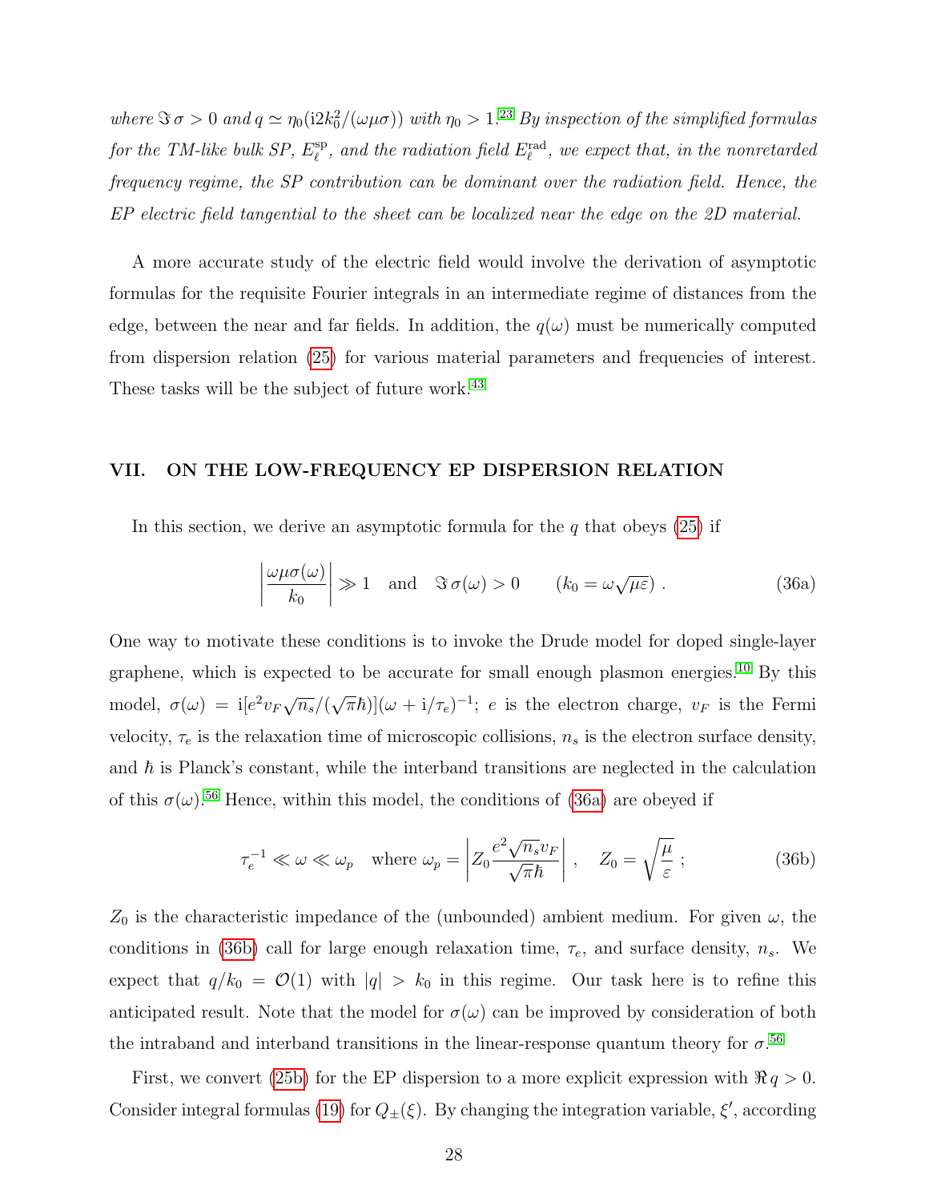*where $\Im\,\sigma > 0$ and $q \simeq \eta_0(\mathrm{i}2k_0^2/(\omega\mu\sigma))$ with $\eta_0 > 1$.*[23] *By inspection of the simplified formulas for the TM-like bulk SP, $E_\ell^{\mathrm{sp}}$, and the radiation field $E_\ell^{\mathrm{rad}}$, we expect that, in the nonretarded frequency regime, the SP contribution can be dominant over the radiation field. Hence, the EP electric field tangential to the sheet can be localized near the edge on the 2D material.*

A more accurate study of the electric field would involve the derivation of asymptotic formulas for the requisite Fourier integrals in an intermediate regime of distances from the edge, between the near and far fields. In addition, the $q(\omega)$ must be numerically computed from dispersion relation (25) for various material parameters and frequencies of interest. These tasks will be the subject of future work.[43]

## VII. ON THE LOW-FREQUENCY EP DISPERSION RELATION

In this section, we derive an asymptotic formula for the $q$ that obeys (25) if

$$\left|\frac{\omega\mu\sigma(\omega)}{k_0}\right| \gg 1 \quad \text{and} \quad \Im\,\sigma(\omega) > 0 \qquad (k_0 = \omega\sqrt{\mu\varepsilon})\ . \tag{36a}$$

One way to motivate these conditions is to invoke the Drude model for doped single-layer graphene, which is expected to be accurate for small enough plasmon energies.[10] By this model, $\sigma(\omega) = \mathrm{i}[e^2 v_F\sqrt{n_s}/(\sqrt{\pi}\hbar)](\omega + \mathrm{i}/\tau_e)^{-1}$; $e$ is the electron charge, $v_F$ is the Fermi velocity, $\tau_e$ is the relaxation time of microscopic collisions, $n_s$ is the electron surface density, and $\hbar$ is Planck's constant, while the interband transitions are neglected in the calculation of this $\sigma(\omega)$.[56] Hence, within this model, the conditions of (36a) are obeyed if

$$\tau_e^{-1} \ll \omega \ll \omega_p \quad \text{where } \omega_p = \left|Z_0\frac{e^2\sqrt{n_s}v_F}{\sqrt{\pi}\hbar}\right|\ , \quad Z_0 = \sqrt{\frac{\mu}{\varepsilon}}\ ; \tag{36b}$$

$Z_0$ is the characteristic impedance of the (unbounded) ambient medium. For given $\omega$, the conditions in (36b) call for large enough relaxation time, $\tau_e$, and surface density, $n_s$. We expect that $q/k_0 = \mathcal{O}(1)$ with $|q| > k_0$ in this regime. Our task here is to refine this anticipated result. Note that the model for $\sigma(\omega)$ can be improved by consideration of both the intraband and interband transitions in the linear-response quantum theory for $\sigma$.[56]

First, we convert (25b) for the EP dispersion to a more explicit expression with $\Re\,q > 0$. Consider integral formulas (19) for $Q_\pm(\xi)$. By changing the integration variable, $\xi'$, according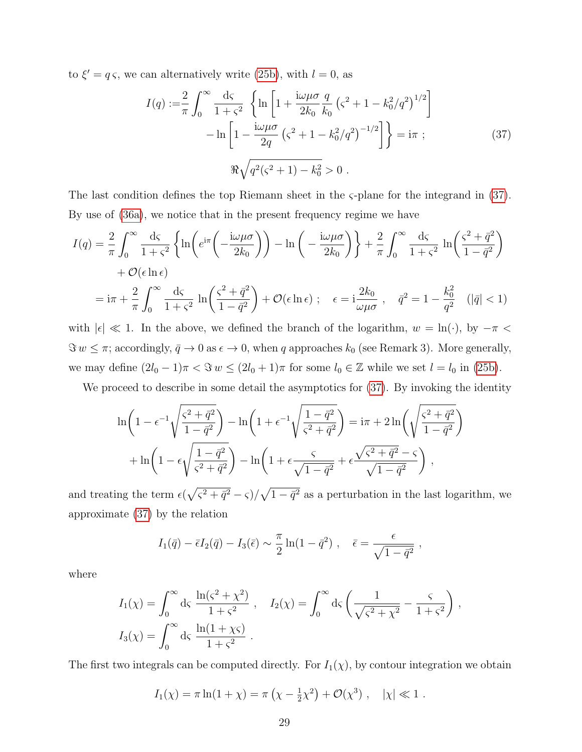to $\xi' = q\,\varsigma$, we can alternatively write (25b), with $l = 0$, as

$$
\begin{aligned}
I(q) := & \frac{2}{\pi} \int_0^\infty \frac{\mathrm{d}\varsigma}{1+\varsigma^2} \, \left\{ \ln\left[1 + \frac{\mathrm{i}\omega\mu\sigma}{2k_0} \frac{q}{k_0} \left(\varsigma^2 + 1 - k_0^2/q^2\right)^{1/2}\right] \right. \\
& \left. - \ln\left[1 - \frac{\mathrm{i}\omega\mu\sigma}{2q} \left(\varsigma^2 + 1 - k_0^2/q^2\right)^{-1/2}\right] \right\} = \mathrm{i}\pi \ ; \qquad (37) \\
& \Re\sqrt{q^2(\varsigma^2+1) - k_0^2} > 0 \ .
\end{aligned}
$$

The last condition defines the top Riemann sheet in the $\varsigma$-plane for the integrand in (37). By use of (36a), we notice that in the present frequency regime we have

$$
\begin{aligned}
I(q) &= \frac{2}{\pi}\int_0^\infty \frac{\mathrm{d}\varsigma}{1+\varsigma^2}\left\{\ln\!\left(e^{\mathrm{i}\pi}\!\left(-\frac{\mathrm{i}\omega\mu\sigma}{2k_0}\right)\right) - \ln\!\left(-\frac{\mathrm{i}\omega\mu\sigma}{2k_0}\right)\right\} + \frac{2}{\pi}\int_0^\infty \frac{\mathrm{d}\varsigma}{1+\varsigma^2}\,\ln\!\left(\frac{\varsigma^2+\bar{q}^2}{1-\bar{q}^2}\right) \\
&\quad + \mathcal{O}(\epsilon\ln\epsilon) \\
&= \mathrm{i}\pi + \frac{2}{\pi}\int_0^\infty \frac{\mathrm{d}\varsigma}{1+\varsigma^2}\,\ln\!\left(\frac{\varsigma^2+\bar{q}^2}{1-\bar{q}^2}\right) + \mathcal{O}(\epsilon\ln\epsilon)\ ; \quad \epsilon = \mathrm{i}\frac{2k_0}{\omega\mu\sigma}\ , \quad \bar{q}^2 = 1 - \frac{k_0^2}{q^2} \quad (|\bar{q}|<1)
\end{aligned}
$$

with $|\epsilon| \ll 1$. In the above, we defined the branch of the logarithm, $w = \ln(\cdot)$, by $-\pi < \Im\, w \le \pi$; accordingly, $\bar{q} \to 0$ as $\epsilon \to 0$, when $q$ approaches $k_0$ (see Remark 3). More generally, we may define $(2l_0 - 1)\pi < \Im\, w \le (2l_0+1)\pi$ for some $l_0 \in \mathbb{Z}$ while we set $l = l_0$ in (25b).

We proceed to describe in some detail the asymptotics for (37). By invoking the identity

$$
\begin{aligned}
\ln\!\left(1 - \epsilon^{-1}\sqrt{\frac{\varsigma^2+\bar{q}^2}{1-\bar{q}^2}}\right) - \ln\!\left(1 + \epsilon^{-1}\sqrt{\frac{1-\bar{q}^2}{\varsigma^2+\bar{q}^2}}\right) &= \mathrm{i}\pi + 2\ln\!\left(\sqrt{\frac{\varsigma^2+\bar{q}^2}{1-\bar{q}^2}}\right) \\
+ \ln\!\left(1 - \epsilon\sqrt{\frac{1-\bar{q}^2}{\varsigma^2+\bar{q}^2}}\right) - \ln\!\left(1 + \epsilon\frac{\varsigma}{\sqrt{1-\bar{q}^2}} + \epsilon\frac{\sqrt{\varsigma^2+\bar{q}^2}-\varsigma}{\sqrt{1-\bar{q}^2}}\right)\ ,
\end{aligned}
$$

and treating the term $\epsilon(\sqrt{\varsigma^2+\bar{q}^2}-\varsigma)/\sqrt{1-\bar{q}^2}$ as a perturbation in the last logarithm, we approximate (37) by the relation

$$
I_1(\bar{q}) - \bar{\epsilon} I_2(\bar{q}) - I_3(\bar{\epsilon}) \sim \frac{\pi}{2}\ln(1-\bar{q}^2)\ , \quad \bar{\epsilon} = \frac{\epsilon}{\sqrt{1-\bar{q}^2}}\ ,
$$

where

$$
\begin{aligned}
I_1(\chi) &= \int_0^\infty \mathrm{d}\varsigma\,\frac{\ln(\varsigma^2+\chi^2)}{1+\varsigma^2}\ , \quad I_2(\chi) = \int_0^\infty \mathrm{d}\varsigma\left(\frac{1}{\sqrt{\varsigma^2+\chi^2}} - \frac{\varsigma}{1+\varsigma^2}\right)\ , \\
I_3(\chi) &= \int_0^\infty \mathrm{d}\varsigma\,\frac{\ln(1+\chi\varsigma)}{1+\varsigma^2}\ .
\end{aligned}
$$

The first two integrals can be computed directly. For $I_1(\chi)$, by contour integration we obtain

$$
I_1(\chi) = \pi\ln(1+\chi) = \pi\left(\chi - \tfrac{1}{2}\chi^2\right) + \mathcal{O}(\chi^3)\ , \quad |\chi| \ll 1\ .
$$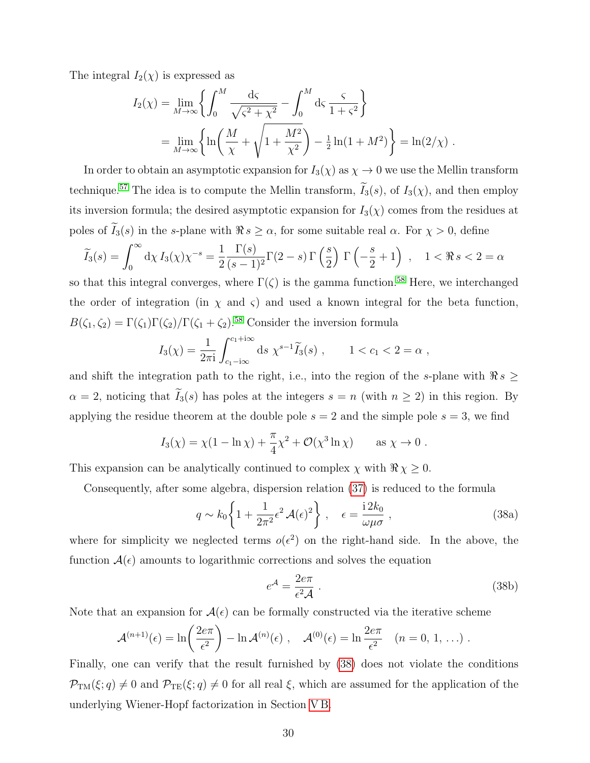The integral $I_2(\chi)$ is expressed as

$$
\begin{aligned}
I_2(\chi) &= \lim_{M\to\infty}\left\{\int_0^M \frac{\mathrm{d}\varsigma}{\sqrt{\varsigma^2+\chi^2}} - \int_0^M \mathrm{d}\varsigma\, \frac{\varsigma}{1+\varsigma^2}\right\} \\
&= \lim_{M\to\infty}\left\{\ln\!\left(\frac{M}{\chi}+\sqrt{1+\frac{M^2}{\chi^2}}\right) - \tfrac{1}{2}\ln(1+M^2)\right\} = \ln(2/\chi)\ .
\end{aligned}
$$

In order to obtain an asymptotic expansion for $I_3(\chi)$ as $\chi \to 0$ we use the Mellin transform technique.[57] The idea is to compute the Mellin transform, $\widetilde{I}_3(s)$, of $I_3(\chi)$, and then employ its inversion formula; the desired asymptotic expansion for $I_3(\chi)$ comes from the residues at poles of $\widetilde{I}_3(s)$ in the $s$-plane with $\Re s \geq \alpha$, for some suitable real $\alpha$. For $\chi > 0$, define

$$
\widetilde{I}_3(s) = \int_0^\infty \mathrm{d}\chi\, I_3(\chi)\chi^{-s} = \frac{1}{2}\frac{\Gamma(s)}{(s-1)^2}\Gamma(2-s)\,\Gamma\left(\frac{s}{2}\right)\,\Gamma\left(-\frac{s}{2}+1\right)\ , \quad 1 < \Re s < 2 = \alpha
$$

so that this integral converges, where $\Gamma(\zeta)$ is the gamma function.[58] Here, we interchanged the order of integration (in $\chi$ and $\varsigma$) and used a known integral for the beta function, $B(\zeta_1, \zeta_2) = \Gamma(\zeta_1)\Gamma(\zeta_2)/\Gamma(\zeta_1+\zeta_2)$.[58] Consider the inversion formula

$$
I_3(\chi) = \frac{1}{2\pi \mathrm{i}}\int_{c_1-\mathrm{i}\infty}^{c_1+\mathrm{i}\infty} \mathrm{d}s\ \chi^{s-1}\widetilde{I}_3(s)\ , \qquad 1 < c_1 < 2 = \alpha\ ,
$$

and shift the integration path to the right, i.e., into the region of the $s$-plane with $\Re s \geq \alpha = 2$, noticing that $\widetilde{I}_3(s)$ has poles at the integers $s = n$ (with $n \geq 2$) in this region. By applying the residue theorem at the double pole $s = 2$ and the simple pole $s = 3$, we find

$$
I_3(\chi) = \chi(1-\ln\chi) + \frac{\pi}{4}\chi^2 + \mathcal{O}(\chi^3\ln\chi) \qquad \text{as } \chi \to 0\ .
$$

This expansion can be analytically continued to complex $\chi$ with $\Re\chi \geq 0$.

Consequently, after some algebra, dispersion relation (37) is reduced to the formula

$$
q \sim k_0\left\{1 + \frac{1}{2\pi^2}\epsilon^2\,\mathcal{A}(\epsilon)^2\right\}\ , \quad \epsilon = \frac{\mathrm{i}\,2k_0}{\omega\mu\sigma}\ , \tag{38a}
$$

where for simplicity we neglected terms $o(\epsilon^2)$ on the right-hand side. In the above, the function $\mathcal{A}(\epsilon)$ amounts to logarithmic corrections and solves the equation

$$
e^{\mathcal{A}} = \frac{2e\pi}{\epsilon^2\mathcal{A}}\ . \tag{38b}
$$

Note that an expansion for $\mathcal{A}(\epsilon)$ can be formally constructed via the iterative scheme

$$
\mathcal{A}^{(n+1)}(\epsilon) = \ln\!\left(\frac{2e\pi}{\epsilon^2}\right) - \ln\mathcal{A}^{(n)}(\epsilon)\ , \quad \mathcal{A}^{(0)}(\epsilon) = \ln\frac{2e\pi}{\epsilon^2} \quad (n = 0,\, 1,\, \ldots)\ .
$$

Finally, one can verify that the result furnished by (38) does not violate the conditions $\mathcal{P}_{\mathrm{TM}}(\xi; q) \neq 0$ and $\mathcal{P}_{\mathrm{TE}}(\xi; q) \neq 0$ for all real $\xi$, which are assumed for the application of the underlying Wiener-Hopf factorization in Section V B.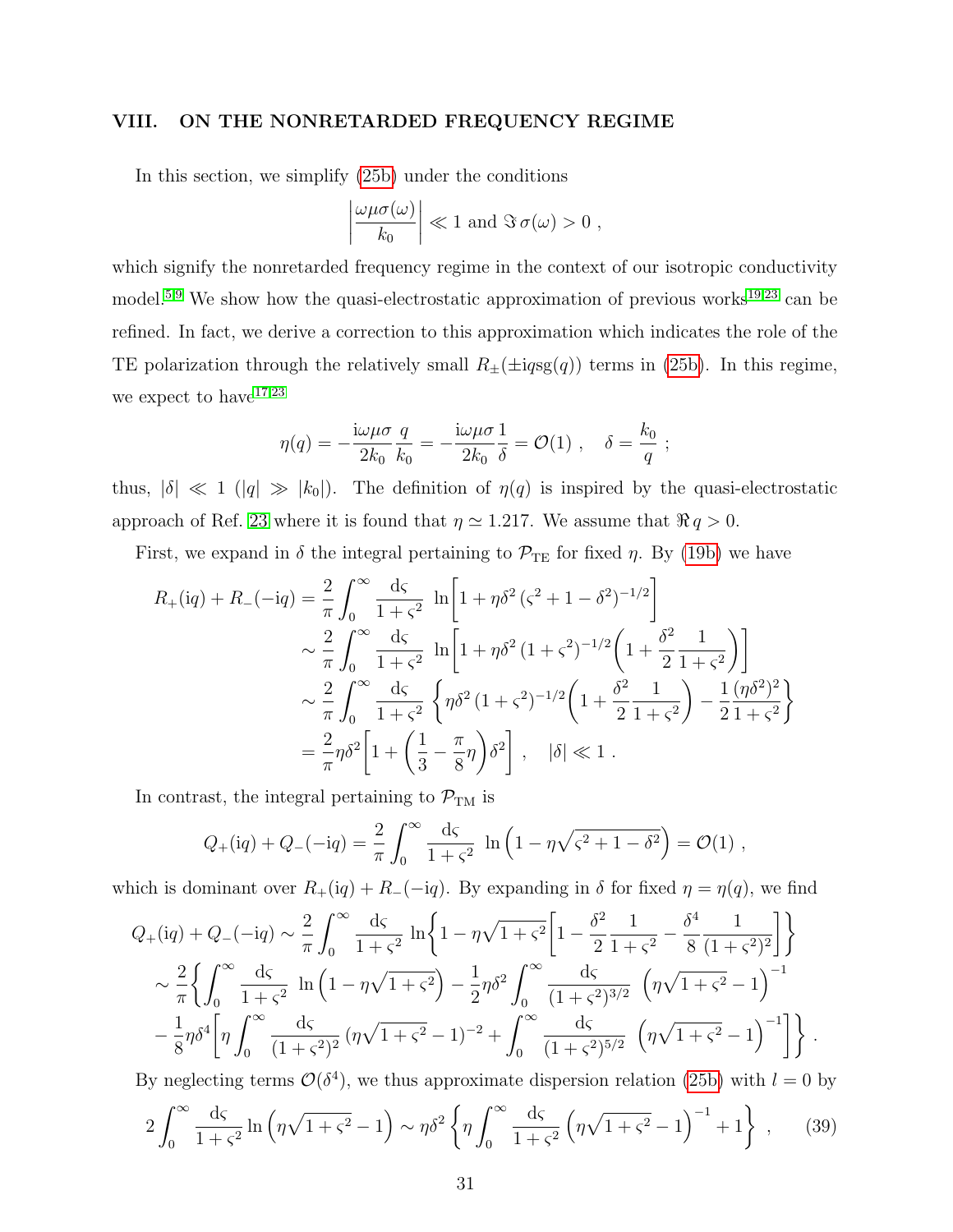## VIII. ON THE NONRETARDED FREQUENCY REGIME

In this section, we simplify (25b) under the conditions

$$\left|\frac{\omega\mu\sigma(\omega)}{k_0}\right| \ll 1 \text{ and } \Im\,\sigma(\omega) > 0\ ,$$

which signify the nonretarded frequency regime in the context of our isotropic conductivity model.[5,9] We show how the quasi-electrostatic approximation of previous works[19,23] can be refined. In fact, we derive a correction to this approximation which indicates the role of the TE polarization through the relatively small $R_\pm(\pm \mathrm{i}q\mathrm{sg}(q))$ terms in (25b). In this regime, we expect to have[17,23]

$$\eta(q) = -\frac{\mathrm{i}\omega\mu\sigma}{2k_0}\frac{q}{k_0} = -\frac{\mathrm{i}\omega\mu\sigma}{2k_0}\frac{1}{\delta} = \mathcal{O}(1)\ , \quad \delta = \frac{k_0}{q}\ ;$$

thus, $|\delta| \ll 1$ ($|q| \gg |k_0|$). The definition of $\eta(q)$ is inspired by the quasi-electrostatic approach of Ref. 23 where it is found that $\eta \simeq 1.217$. We assume that $\Re\, q > 0$.

First, we expand in $\delta$ the integral pertaining to $\mathcal{P}_{\mathrm{TE}}$ for fixed $\eta$. By (19b) we have

$$\begin{aligned}
R_+(\mathrm{i}q) + R_-(-\mathrm{i}q) &= \frac{2}{\pi}\int_0^\infty \frac{\mathrm{d}\varsigma}{1+\varsigma^2}\ \ln\!\left[1 + \eta\delta^2\,(\varsigma^2+1-\delta^2)^{-1/2}\right] \\
&\sim \frac{2}{\pi}\int_0^\infty \frac{\mathrm{d}\varsigma}{1+\varsigma^2}\ \ln\!\left[1 + \eta\delta^2\,(1+\varsigma^2)^{-1/2}\left(1 + \frac{\delta^2}{2}\frac{1}{1+\varsigma^2}\right)\right] \\
&\sim \frac{2}{\pi}\int_0^\infty \frac{\mathrm{d}\varsigma}{1+\varsigma^2}\ \left\{\eta\delta^2\,(1+\varsigma^2)^{-1/2}\left(1 + \frac{\delta^2}{2}\frac{1}{1+\varsigma^2}\right) - \frac{1}{2}\frac{(\eta\delta^2)^2}{1+\varsigma^2}\right\} \\
&= \frac{2}{\pi}\eta\delta^2\left[1 + \left(\frac{1}{3} - \frac{\pi}{8}\eta\right)\delta^2\right]\ , \quad |\delta| \ll 1\ .
\end{aligned}$$

In contrast, the integral pertaining to $\mathcal{P}_{\mathrm{TM}}$ is

$$Q_+(\mathrm{i}q) + Q_-(-\mathrm{i}q) = \frac{2}{\pi}\int_0^\infty \frac{\mathrm{d}\varsigma}{1+\varsigma^2}\ \ln\left(1 - \eta\sqrt{\varsigma^2+1-\delta^2}\right) = \mathcal{O}(1)\ ,$$

which is dominant over $R_+(\mathrm{i}q) + R_-(-\mathrm{i}q)$. By expanding in $\delta$ for fixed $\eta = \eta(q)$, we find

$$\begin{aligned}
Q_+(\mathrm{i}q) + Q_-(-\mathrm{i}q) &\sim \frac{2}{\pi}\int_0^\infty \frac{\mathrm{d}\varsigma}{1+\varsigma^2}\ \ln\!\left\{1 - \eta\sqrt{1+\varsigma^2}\left[1 - \frac{\delta^2}{2}\frac{1}{1+\varsigma^2} - \frac{\delta^4}{8}\frac{1}{(1+\varsigma^2)^2}\right]\right\} \\
&\sim \frac{2}{\pi}\left\{\int_0^\infty \frac{\mathrm{d}\varsigma}{1+\varsigma^2}\ \ln\left(1 - \eta\sqrt{1+\varsigma^2}\right) - \frac{1}{2}\eta\delta^2\int_0^\infty \frac{\mathrm{d}\varsigma}{(1+\varsigma^2)^{3/2}}\ \left(\eta\sqrt{1+\varsigma^2}-1\right)^{-1}\right. \\
&\quad \left. - \frac{1}{8}\eta\delta^4\left[\eta\int_0^\infty \frac{\mathrm{d}\varsigma}{(1+\varsigma^2)^2}\,(\eta\sqrt{1+\varsigma^2}-1)^{-2} + \int_0^\infty \frac{\mathrm{d}\varsigma}{(1+\varsigma^2)^{5/2}}\ \left(\eta\sqrt{1+\varsigma^2}-1\right)^{-1}\right]\right\}\ .
\end{aligned}$$

By neglecting terms $\mathcal{O}(\delta^4)$, we thus approximate dispersion relation (25b) with $l = 0$ by

$$2\int_0^\infty \frac{\mathrm{d}\varsigma}{1+\varsigma^2}\ln\left(\eta\sqrt{1+\varsigma^2}-1\right) \sim \eta\delta^2\left\{\eta\int_0^\infty \frac{\mathrm{d}\varsigma}{1+\varsigma^2}\left(\eta\sqrt{1+\varsigma^2}-1\right)^{-1} + 1\right\}\ , \qquad (39)$$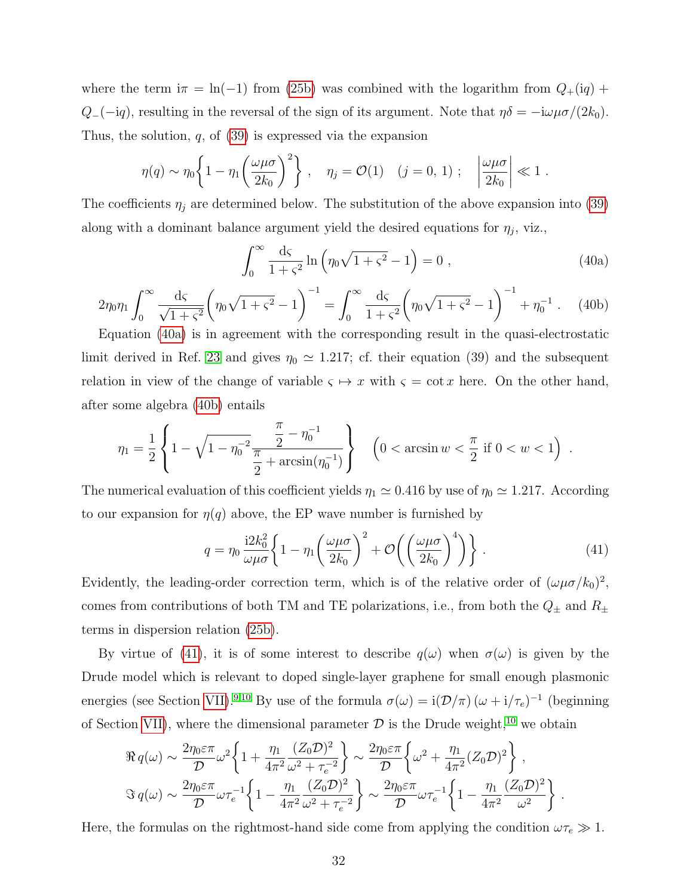where the term $\mathrm{i}\pi = \ln(-1)$ from (25b) was combined with the logarithm from $Q_+(\mathrm{i}q) + Q_-(-\mathrm{i}q)$, resulting in the reversal of the sign of its argument. Note that $\eta\delta = -\mathrm{i}\omega\mu\sigma/(2k_0)$. Thus, the solution, $q$, of (39) is expressed via the expansion

$$\eta(q) \sim \eta_0\left\{1 - \eta_1\left(\frac{\omega\mu\sigma}{2k_0}\right)^2\right\} , \quad \eta_j = \mathcal{O}(1) \quad (j = 0,\, 1) \; ; \quad \left|\frac{\omega\mu\sigma}{2k_0}\right| \ll 1 \; .$$

The coefficients $\eta_j$ are determined below. The substitution of the above expansion into (39) along with a dominant balance argument yield the desired equations for $\eta_j$, viz.,

$$\int_0^\infty \frac{\mathrm{d}\varsigma}{1+\varsigma^2}\ln\left(\eta_0\sqrt{1+\varsigma^2} - 1\right) = 0 \; , \tag{40a}$$

$$2\eta_0\eta_1\int_0^\infty \frac{\mathrm{d}\varsigma}{\sqrt{1+\varsigma^2}}\left(\eta_0\sqrt{1+\varsigma^2}-1\right)^{-1} = \int_0^\infty \frac{\mathrm{d}\varsigma}{1+\varsigma^2}\left(\eta_0\sqrt{1+\varsigma^2}-1\right)^{-1} + \eta_0^{-1} \; . \tag{40b}$$

Equation (40a) is in agreement with the corresponding result in the quasi-electrostatic limit derived in Ref. 23 and gives $\eta_0 \simeq 1.217$; cf. their equation (39) and the subsequent relation in view of the change of variable $\varsigma \mapsto x$ with $\varsigma = \cot x$ here. On the other hand, after some algebra (40b) entails

$$\eta_1 = \frac{1}{2}\left\{1 - \sqrt{1-\eta_0^{-2}}\,\frac{\dfrac{\pi}{2} - \eta_0^{-1}}{\dfrac{\pi}{2} + \arcsin(\eta_0^{-1})}\right\} \quad \left(0 < \arcsin w < \frac{\pi}{2} \text{ if } 0 < w < 1\right) \; .$$

The numerical evaluation of this coefficient yields $\eta_1 \simeq 0.416$ by use of $\eta_0 \simeq 1.217$. According to our expansion for $\eta(q)$ above, the EP wave number is furnished by

$$q = \eta_0\,\frac{\mathrm{i}2k_0^2}{\omega\mu\sigma}\left\{1 - \eta_1\left(\frac{\omega\mu\sigma}{2k_0}\right)^2 + \mathcal{O}\left(\left(\frac{\omega\mu\sigma}{2k_0}\right)^4\right)\right\} \; . \tag{41}$$

Evidently, the leading-order correction term, which is of the relative order of $(\omega\mu\sigma/k_0)^2$, comes from contributions of both TM and TE polarizations, i.e., from both the $Q_\pm$ and $R_\pm$ terms in dispersion relation (25b).

By virtue of (41), it is of some interest to describe $q(\omega)$ when $\sigma(\omega)$ is given by the Drude model which is relevant to doped single-layer graphene for small enough plasmonic energies (see Section VII).[9,10] By use of the formula $\sigma(\omega) = \mathrm{i}(\mathcal{D}/\pi)\,(\omega + \mathrm{i}/\tau_e)^{-1}$ (beginning of Section VII), where the dimensional parameter $\mathcal{D}$ is the Drude weight,[10] we obtain

$$\Re\, q(\omega) \sim \frac{2\eta_0\varepsilon\pi}{\mathcal{D}}\omega^2\left\{1 + \frac{\eta_1}{4\pi^2}\frac{(Z_0\mathcal{D})^2}{\omega^2+\tau_e^{-2}}\right\} \sim \frac{2\eta_0\varepsilon\pi}{\mathcal{D}}\left\{\omega^2 + \frac{\eta_1}{4\pi^2}(Z_0\mathcal{D})^2\right\} \; ,$$

$$\Im\, q(\omega) \sim \frac{2\eta_0\varepsilon\pi}{\mathcal{D}}\omega\tau_e^{-1}\left\{1 - \frac{\eta_1}{4\pi^2}\frac{(Z_0\mathcal{D})^2}{\omega^2+\tau_e^{-2}}\right\} \sim \frac{2\eta_0\varepsilon\pi}{\mathcal{D}}\omega\tau_e^{-1}\left\{1 - \frac{\eta_1}{4\pi^2}\frac{(Z_0\mathcal{D})^2}{\omega^2}\right\} \; .$$

Here, the formulas on the rightmost-hand side come from applying the condition $\omega\tau_e \gg 1$.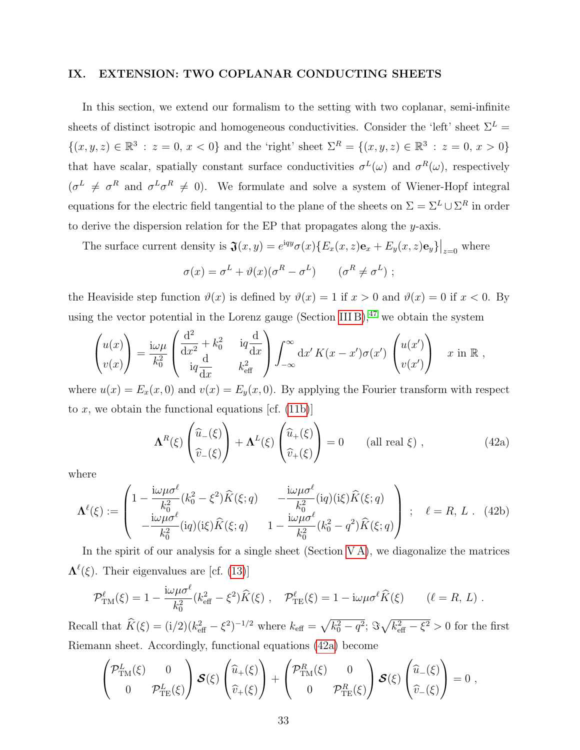## IX. EXTENSION: TWO COPLANAR CONDUCTING SHEETS

In this section, we extend our formalism to the setting with two coplanar, semi-infinite sheets of distinct isotropic and homogeneous conductivities. Consider the 'left' sheet $\Sigma^L = \{(x,y,z) \in \mathbb{R}^3 \,:\, z=0,\, x<0\}$ and the 'right' sheet $\Sigma^R = \{(x,y,z) \in \mathbb{R}^3 \,:\, z=0,\, x>0\}$ that have scalar, spatially constant surface conductivities $\sigma^L(\omega)$ and $\sigma^R(\omega)$, respectively ($\sigma^L \neq \sigma^R$ and $\sigma^L\sigma^R \neq 0$). We formulate and solve a system of Wiener-Hopf integral equations for the electric field tangential to the plane of the sheets on $\Sigma = \Sigma^L \cup \Sigma^R$ in order to derive the dispersion relation for the EP that propagates along the $y$-axis.

The surface current density is $\mathfrak{J}(x,y) = e^{\mathrm{i}qy}\sigma(x)\{E_x(x,z)\mathbf{e}_x + E_y(x,z)\mathbf{e}_y\}\big|_{z=0}$ where

$$\sigma(x) = \sigma^L + \vartheta(x)(\sigma^R - \sigma^L) \qquad (\sigma^R \neq \sigma^L)\ ;$$

the Heaviside step function $\vartheta(x)$ is defined by $\vartheta(x) = 1$ if $x>0$ and $\vartheta(x) = 0$ if $x<0$. By using the vector potential in the Lorenz gauge (Section III B),[47] we obtain the system

$$\begin{pmatrix} u(x) \\ v(x) \end{pmatrix} = \frac{\mathrm{i}\omega\mu}{k_0^2} \begin{pmatrix} \dfrac{\mathrm{d}^2}{\mathrm{d}x^2} + k_0^2 & \mathrm{i}q\dfrac{\mathrm{d}}{\mathrm{d}x} \\ \mathrm{i}q\dfrac{\mathrm{d}}{\mathrm{d}x} & k_{\text{eff}}^2 \end{pmatrix} \int_{-\infty}^{\infty} \mathrm{d}x'\, K(x-x')\sigma(x') \begin{pmatrix} u(x') \\ v(x') \end{pmatrix} \quad x \text{ in } \mathbb{R}\ ,$$

where $u(x) = E_x(x,0)$ and $v(x) = E_y(x,0)$. By applying the Fourier transform with respect to $x$, we obtain the functional equations [cf. (11b)]

$$\mathbf{\Lambda}^R(\xi)\begin{pmatrix} \widehat{u}_-(\xi) \\ \widehat{v}_-(\xi) \end{pmatrix} + \mathbf{\Lambda}^L(\xi)\begin{pmatrix} \widehat{u}_+(\xi) \\ \widehat{v}_+(\xi) \end{pmatrix} = 0 \qquad (\text{all real } \xi)\ , \tag{42a}$$

where

$$\mathbf{\Lambda}^\ell(\xi) := \begin{pmatrix} 1 - \dfrac{\mathrm{i}\omega\mu\sigma^\ell}{k_0^2}(k_0^2 - \xi^2)\widehat{K}(\xi;q) & -\dfrac{\mathrm{i}\omega\mu\sigma^\ell}{k_0^2}(\mathrm{i}q)(\mathrm{i}\xi)\widehat{K}(\xi;q) \\ -\dfrac{\mathrm{i}\omega\mu\sigma^\ell}{k_0^2}(\mathrm{i}q)(\mathrm{i}\xi)\widehat{K}(\xi;q) & 1 - \dfrac{\mathrm{i}\omega\mu\sigma^\ell}{k_0^2}(k_0^2 - q^2)\widehat{K}(\xi;q) \end{pmatrix}\ ; \quad \ell = R,\, L\ . \tag{42b}$$

In the spirit of our analysis for a single sheet (Section V A), we diagonalize the matrices $\mathbf{\Lambda}^\ell(\xi)$. Their eigenvalues are [cf. (13)]

$$\mathcal{P}^\ell_{\text{TM}}(\xi) = 1 - \frac{\mathrm{i}\omega\mu\sigma^\ell}{k_0^2}(k_{\text{eff}}^2 - \xi^2)\widehat{K}(\xi)\ , \quad \mathcal{P}^\ell_{\text{TE}}(\xi) = 1 - \mathrm{i}\omega\mu\sigma^\ell\widehat{K}(\xi) \qquad (\ell = R,\, L)\ .$$

Recall that $\widehat{K}(\xi) = (\mathrm{i}/2)(k_{\text{eff}}^2 - \xi^2)^{-1/2}$ where $k_{\text{eff}} = \sqrt{k_0^2 - q^2}$; $\Im\sqrt{k_{\text{eff}}^2 - \xi^2} > 0$ for the first Riemann sheet. Accordingly, functional equations (42a) become

$$\begin{pmatrix} \mathcal{P}^L_{\text{TM}}(\xi) & 0 \\ 0 & \mathcal{P}^L_{\text{TE}}(\xi) \end{pmatrix} \boldsymbol{\mathcal{S}}(\xi) \begin{pmatrix} \widehat{u}_+(\xi) \\ \widehat{v}_+(\xi) \end{pmatrix} + \begin{pmatrix} \mathcal{P}^R_{\text{TM}}(\xi) & 0 \\ 0 & \mathcal{P}^R_{\text{TE}}(\xi) \end{pmatrix} \boldsymbol{\mathcal{S}}(\xi) \begin{pmatrix} \widehat{u}_-(\xi) \\ \widehat{v}_-(\xi) \end{pmatrix} = 0\ ,$$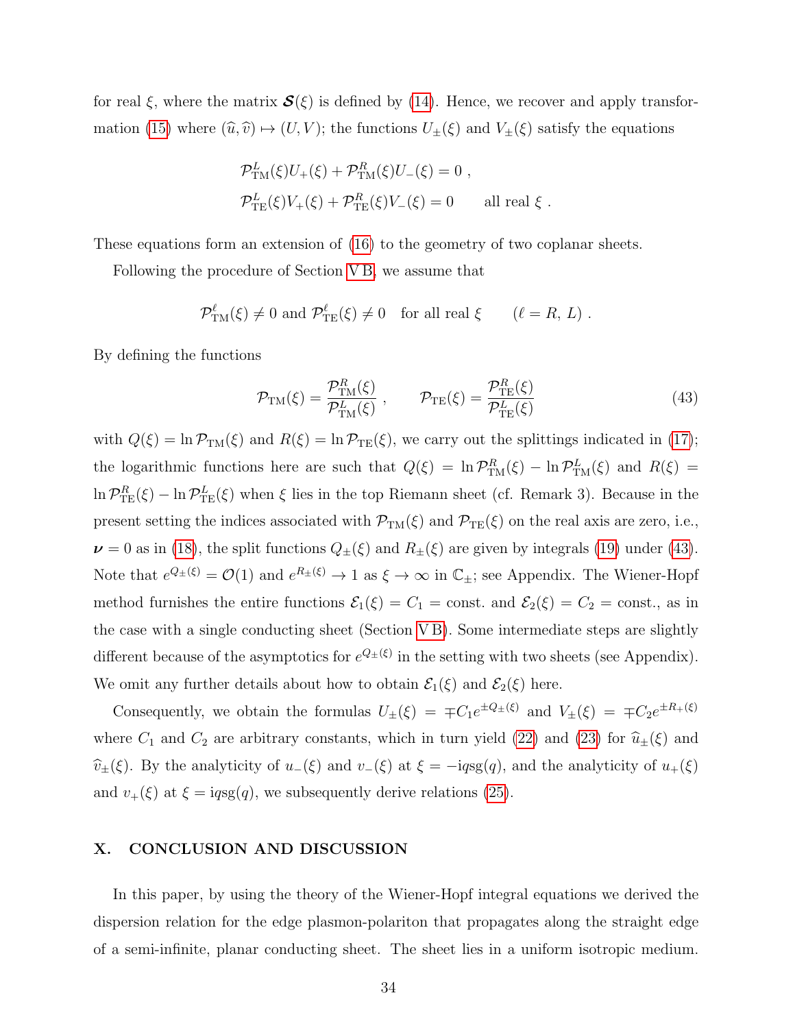for real $\xi$, where the matrix $\boldsymbol{\mathcal{S}}(\xi)$ is defined by (14). Hence, we recover and apply transformation (15) where $(\widehat{u},\widehat{v})\mapsto(U,V)$; the functions $U_\pm(\xi)$ and $V_\pm(\xi)$ satisfy the equations

$$\mathcal{P}^L_{\rm TM}(\xi)U_+(\xi)+\mathcal{P}^R_{\rm TM}(\xi)U_-(\xi)=0\ ,$$
$$\mathcal{P}^L_{\rm TE}(\xi)V_+(\xi)+\mathcal{P}^R_{\rm TE}(\xi)V_-(\xi)=0\qquad \text{all real } \xi\ .$$

These equations form an extension of (16) to the geometry of two coplanar sheets.

Following the procedure of Section V B, we assume that

$$\mathcal{P}^\ell_{\rm TM}(\xi)\neq 0 \text{ and } \mathcal{P}^\ell_{\rm TE}(\xi)\neq 0 \quad \text{for all real } \xi \qquad (\ell=R,\,L)\ .$$

By defining the functions

$$\mathcal{P}_{\rm TM}(\xi)=\frac{\mathcal{P}^R_{\rm TM}(\xi)}{\mathcal{P}^L_{\rm TM}(\xi)}\ ,\qquad \mathcal{P}_{\rm TE}(\xi)=\frac{\mathcal{P}^R_{\rm TE}(\xi)}{\mathcal{P}^L_{\rm TE}(\xi)} \tag{43}$$

with $Q(\xi)=\ln\mathcal{P}_{\rm TM}(\xi)$ and $R(\xi)=\ln\mathcal{P}_{\rm TE}(\xi)$, we carry out the splittings indicated in (17); the logarithmic functions here are such that $Q(\xi)=\ln\mathcal{P}^R_{\rm TM}(\xi)-\ln\mathcal{P}^L_{\rm TM}(\xi)$ and $R(\xi)=\ln\mathcal{P}^R_{\rm TE}(\xi)-\ln\mathcal{P}^L_{\rm TE}(\xi)$ when $\xi$ lies in the top Riemann sheet (cf. Remark 3). Because in the present setting the indices associated with $\mathcal{P}_{\rm TM}(\xi)$ and $\mathcal{P}_{\rm TE}(\xi)$ on the real axis are zero, i.e., $\boldsymbol{\nu}=0$ as in (18), the split functions $Q_\pm(\xi)$ and $R_\pm(\xi)$ are given by integrals (19) under (43). Note that $e^{Q_\pm(\xi)}=\mathcal{O}(1)$ and $e^{R_\pm(\xi)}\to 1$ as $\xi\to\infty$ in $\mathbb{C}_\pm$; see Appendix. The Wiener-Hopf method furnishes the entire functions $\mathcal{E}_1(\xi)=C_1=\text{const.}$ and $\mathcal{E}_2(\xi)=C_2=\text{const.}$, as in the case with a single conducting sheet (Section V B). Some intermediate steps are slightly different because of the asymptotics for $e^{Q_\pm(\xi)}$ in the setting with two sheets (see Appendix). We omit any further details about how to obtain $\mathcal{E}_1(\xi)$ and $\mathcal{E}_2(\xi)$ here.

Consequently, we obtain the formulas $U_\pm(\xi)=\mp C_1e^{\pm Q_\pm(\xi)}$ and $V_\pm(\xi)=\mp C_2e^{\pm R_+(\xi)}$ where $C_1$ and $C_2$ are arbitrary constants, which in turn yield (22) and (23) for $\widehat{u}_\pm(\xi)$ and $\widehat{v}_\pm(\xi)$. By the analyticity of $u_-(\xi)$ and $v_-(\xi)$ at $\xi=-\mathrm{i}q\mathrm{sg}(q)$, and the analyticity of $u_+(\xi)$ and $v_+(\xi)$ at $\xi=\mathrm{i}q\mathrm{sg}(q)$, we subsequently derive relations (25).

## X. CONCLUSION AND DISCUSSION

In this paper, by using the theory of the Wiener-Hopf integral equations we derived the dispersion relation for the edge plasmon-polariton that propagates along the straight edge of a semi-infinite, planar conducting sheet. The sheet lies in a uniform isotropic medium.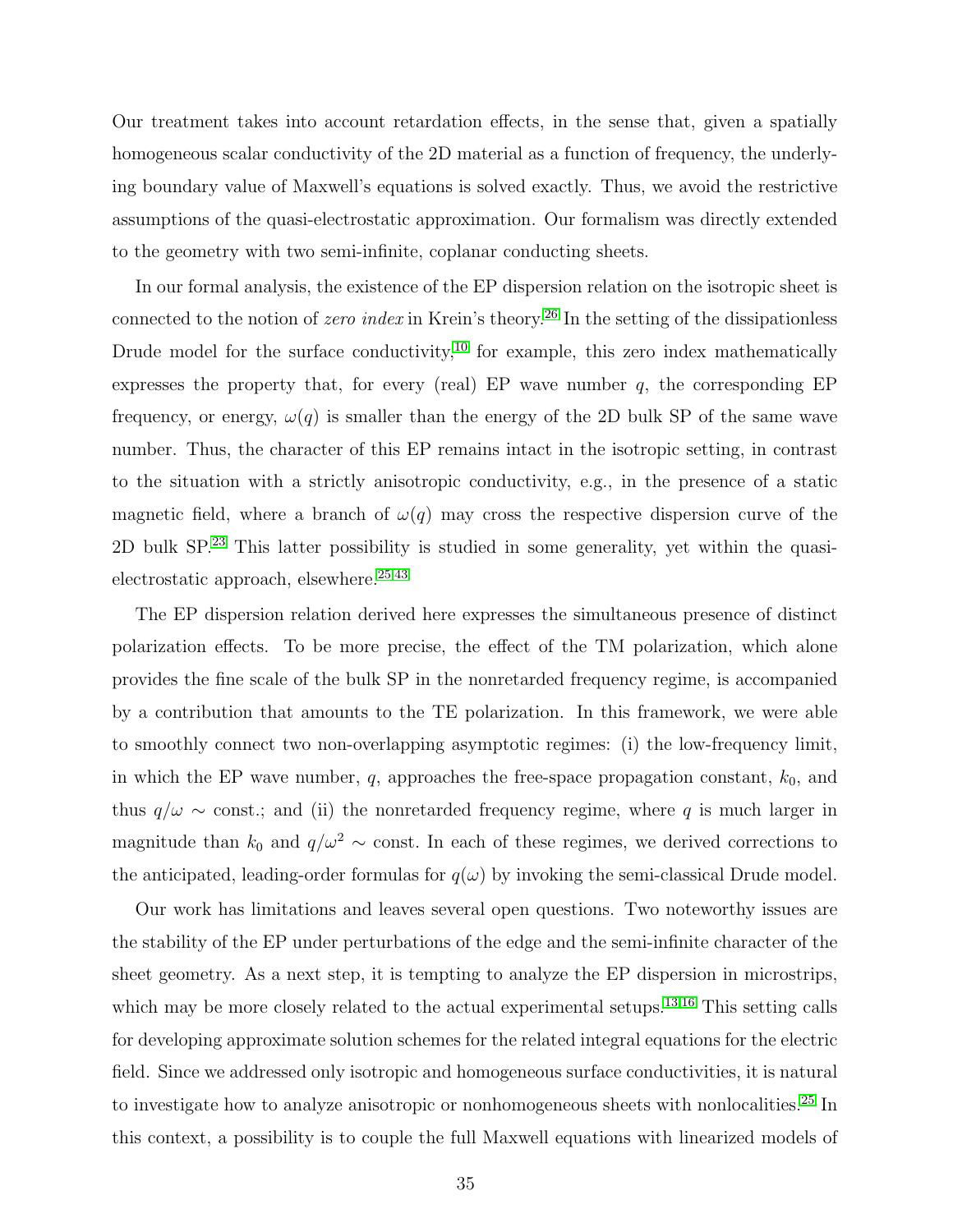Our treatment takes into account retardation effects, in the sense that, given a spatially homogeneous scalar conductivity of the 2D material as a function of frequency, the underlying boundary value of Maxwell's equations is solved exactly. Thus, we avoid the restrictive assumptions of the quasi-electrostatic approximation. Our formalism was directly extended to the geometry with two semi-infinite, coplanar conducting sheets.

In our formal analysis, the existence of the EP dispersion relation on the isotropic sheet is connected to the notion of *zero index* in Krein's theory.[26] In the setting of the dissipationless Drude model for the surface conductivity,[10] for example, this zero index mathematically expresses the property that, for every (real) EP wave number $q$, the corresponding EP frequency, or energy, $\omega(q)$ is smaller than the energy of the 2D bulk SP of the same wave number. Thus, the character of this EP remains intact in the isotropic setting, in contrast to the situation with a strictly anisotropic conductivity, e.g., in the presence of a static magnetic field, where a branch of $\omega(q)$ may cross the respective dispersion curve of the 2D bulk SP.[23] This latter possibility is studied in some generality, yet within the quasi-electrostatic approach, elsewhere.[25,43]

The EP dispersion relation derived here expresses the simultaneous presence of distinct polarization effects. To be more precise, the effect of the TM polarization, which alone provides the fine scale of the bulk SP in the nonretarded frequency regime, is accompanied by a contribution that amounts to the TE polarization. In this framework, we were able to smoothly connect two non-overlapping asymptotic regimes: (i) the low-frequency limit, in which the EP wave number, $q$, approaches the free-space propagation constant, $k_0$, and thus $q/\omega \sim$ const.; and (ii) the nonretarded frequency regime, where $q$ is much larger in magnitude than $k_0$ and $q/\omega^2 \sim$ const. In each of these regimes, we derived corrections to the anticipated, leading-order formulas for $q(\omega)$ by invoking the semi-classical Drude model.

Our work has limitations and leaves several open questions. Two noteworthy issues are the stability of the EP under perturbations of the edge and the semi-infinite character of the sheet geometry. As a next step, it is tempting to analyze the EP dispersion in microstrips, which may be more closely related to the actual experimental setups.[13,16] This setting calls for developing approximate solution schemes for the related integral equations for the electric field. Since we addressed only isotropic and homogeneous surface conductivities, it is natural to investigate how to analyze anisotropic or nonhomogeneous sheets with nonlocalities.[25] In this context, a possibility is to couple the full Maxwell equations with linearized models of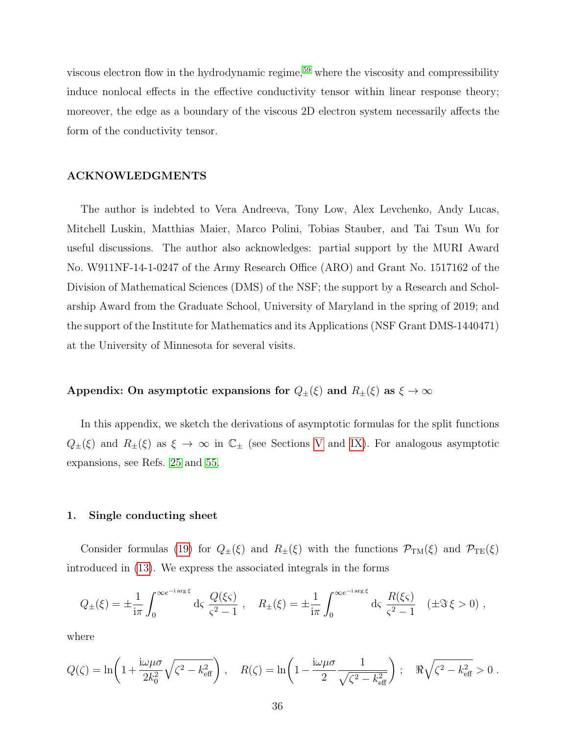viscous electron flow in the hydrodynamic regime,[59] where the viscosity and compressibility induce nonlocal effects in the effective conductivity tensor within linear response theory; moreover, the edge as a boundary of the viscous 2D electron system necessarily affects the form of the conductivity tensor.

## ACKNOWLEDGMENTS

The author is indebted to Vera Andreeva, Tony Low, Alex Levchenko, Andy Lucas, Mitchell Luskin, Matthias Maier, Marco Polini, Tobias Stauber, and Tai Tsun Wu for useful discussions. The author also acknowledges: partial support by the MURI Award No. W911NF-14-1-0247 of the Army Research Office (ARO) and Grant No. 1517162 of the Division of Mathematical Sciences (DMS) of the NSF; the support by a Research and Scholarship Award from the Graduate School, University of Maryland in the spring of 2019; and the support of the Institute for Mathematics and its Applications (NSF Grant DMS-1440471) at the University of Minnesota for several visits.

## Appendix: On asymptotic expansions for $Q_\pm(\xi)$ and $R_\pm(\xi)$ as $\xi \to \infty$

In this appendix, we sketch the derivations of asymptotic formulas for the split functions $Q_\pm(\xi)$ and $R_\pm(\xi)$ as $\xi \to \infty$ in $\mathbb{C}_\pm$ (see Sections V and IX). For analogous asymptotic expansions, see Refs. 25 and 55.

### 1. Single conducting sheet

Consider formulas (19) for $Q_\pm(\xi)$ and $R_\pm(\xi)$ with the functions $\mathcal{P}_{\rm TM}(\xi)$ and $\mathcal{P}_{\rm TE}(\xi)$ introduced in (13). We express the associated integrals in the forms

$$
Q_\pm(\xi) = \pm\frac{1}{\mathrm{i}\pi}\int_0^{\infty e^{-\mathrm{i}\arg\xi}} \mathrm{d}\varsigma\ \frac{Q(\xi\varsigma)}{\varsigma^2-1}\ , \quad R_\pm(\xi) = \pm\frac{1}{\mathrm{i}\pi}\int_0^{\infty e^{-\mathrm{i}\arg\xi}} \mathrm{d}\varsigma\ \frac{R(\xi\varsigma)}{\varsigma^2-1} \quad (\pm\Im\,\xi > 0)\ ,
$$

where

$$
Q(\zeta) = \ln\!\left(1+\frac{\mathrm{i}\omega\mu\sigma}{2k_0^2}\sqrt{\zeta^2-k_{\rm eff}^2}\right)\ , \quad R(\zeta) = \ln\!\left(1-\frac{\mathrm{i}\omega\mu\sigma}{2}\frac{1}{\sqrt{\zeta^2-k_{\rm eff}^2}}\right)\ ; \quad \Re\sqrt{\zeta^2-k_{\rm eff}^2} > 0\ .
$$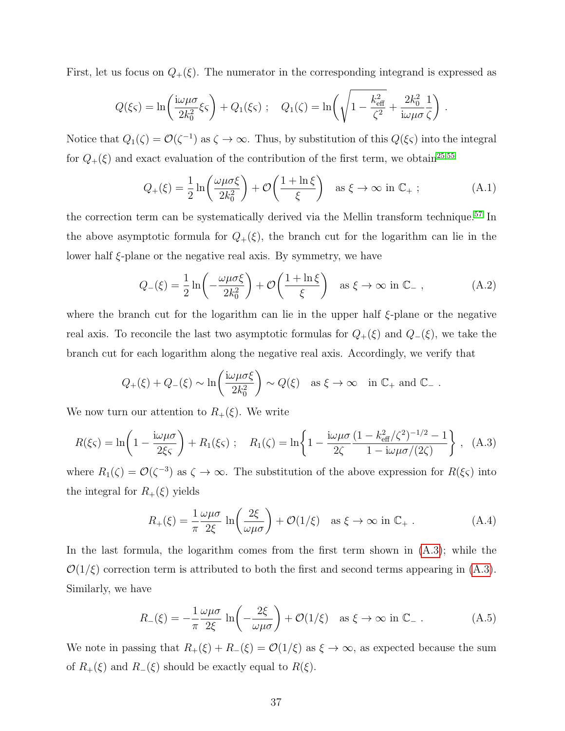First, let us focus on $Q_+(\xi)$. The numerator in the corresponding integrand is expressed as

$$Q(\xi\varsigma) = \ln\biggl(\frac{\mathrm{i}\omega\mu\sigma}{2k_0^2}\xi\varsigma\biggr) + Q_1(\xi\varsigma) \ ; \quad Q_1(\zeta) = \ln\biggl(\sqrt{1-\frac{k_{\mathrm{eff}}^2}{\zeta^2}} + \frac{2k_0^2}{\mathrm{i}\omega\mu\sigma}\frac{1}{\zeta}\biggr) \ .$$

Notice that $Q_1(\zeta) = \mathcal{O}(\zeta^{-1})$ as $\zeta \to \infty$. Thus, by substitution of this $Q(\xi\varsigma)$ into the integral for $Q_+(\xi)$ and exact evaluation of the contribution of the first term, we obtain[25,55]

$$Q_+(\xi) = \frac{1}{2}\ln\biggl(\frac{\omega\mu\sigma\xi}{2k_0^2}\biggr) + \mathcal{O}\biggl(\frac{1+\ln\xi}{\xi}\biggr) \quad \text{as } \xi \to \infty \text{ in } \mathbb{C}_+ \ ; \tag{A.1}$$

the correction term can be systematically derived via the Mellin transform technique.[57] In the above asymptotic formula for $Q_+(\xi)$, the branch cut for the logarithm can lie in the lower half $\xi$-plane or the negative real axis. By symmetry, we have

$$Q_-(\xi) = \frac{1}{2}\ln\biggl(-\frac{\omega\mu\sigma\xi}{2k_0^2}\biggr) + \mathcal{O}\biggl(\frac{1+\ln\xi}{\xi}\biggr) \quad \text{as } \xi \to \infty \text{ in } \mathbb{C}_- \ , \tag{A.2}$$

where the branch cut for the logarithm can lie in the upper half $\xi$-plane or the negative real axis. To reconcile the last two asymptotic formulas for $Q_+(\xi)$ and $Q_-(\xi)$, we take the branch cut for each logarithm along the negative real axis. Accordingly, we verify that

$$Q_+(\xi) + Q_-(\xi) \sim \ln\biggl(\frac{\mathrm{i}\omega\mu\sigma\xi}{2k_0^2}\biggr) \sim Q(\xi) \quad \text{as } \xi \to \infty \quad \text{in } \mathbb{C}_+ \text{ and } \mathbb{C}_- \ .$$

We now turn our attention to $R_+(\xi)$. We write

$$R(\xi\varsigma) = \ln\biggl(1 - \frac{\mathrm{i}\omega\mu\sigma}{2\xi\varsigma}\biggr) + R_1(\xi\varsigma) \ ; \quad R_1(\zeta) = \ln\biggl\{1 - \frac{\mathrm{i}\omega\mu\sigma}{2\zeta}\frac{(1-k_{\mathrm{eff}}^2/\zeta^2)^{-1/2} - 1}{1 - \mathrm{i}\omega\mu\sigma/(2\zeta)}\biggr\} \ , \tag{A.3}$$

where $R_1(\zeta) = \mathcal{O}(\zeta^{-3})$ as $\zeta \to \infty$. The substitution of the above expression for $R(\xi\varsigma)$ into the integral for $R_+(\xi)$ yields

$$R_+(\xi) = \frac{1}{\pi}\frac{\omega\mu\sigma}{2\xi}\ \ln\biggl(\frac{2\xi}{\omega\mu\sigma}\biggr) + \mathcal{O}(1/\xi) \quad \text{as } \xi \to \infty \text{ in } \mathbb{C}_+ \ . \tag{A.4}$$

In the last formula, the logarithm comes from the first term shown in (A.3); while the $\mathcal{O}(1/\xi)$ correction term is attributed to both the first and second terms appearing in (A.3). Similarly, we have

$$R_-(\xi) = -\frac{1}{\pi}\frac{\omega\mu\sigma}{2\xi}\ \ln\biggl(-\frac{2\xi}{\omega\mu\sigma}\biggr) + \mathcal{O}(1/\xi) \quad \text{as } \xi \to \infty \text{ in } \mathbb{C}_- \ . \tag{A.5}$$

We note in passing that $R_+(\xi) + R_-(\xi) = \mathcal{O}(1/\xi)$ as $\xi \to \infty$, as expected because the sum of $R_+(\xi)$ and $R_-(\xi)$ should be exactly equal to $R(\xi)$.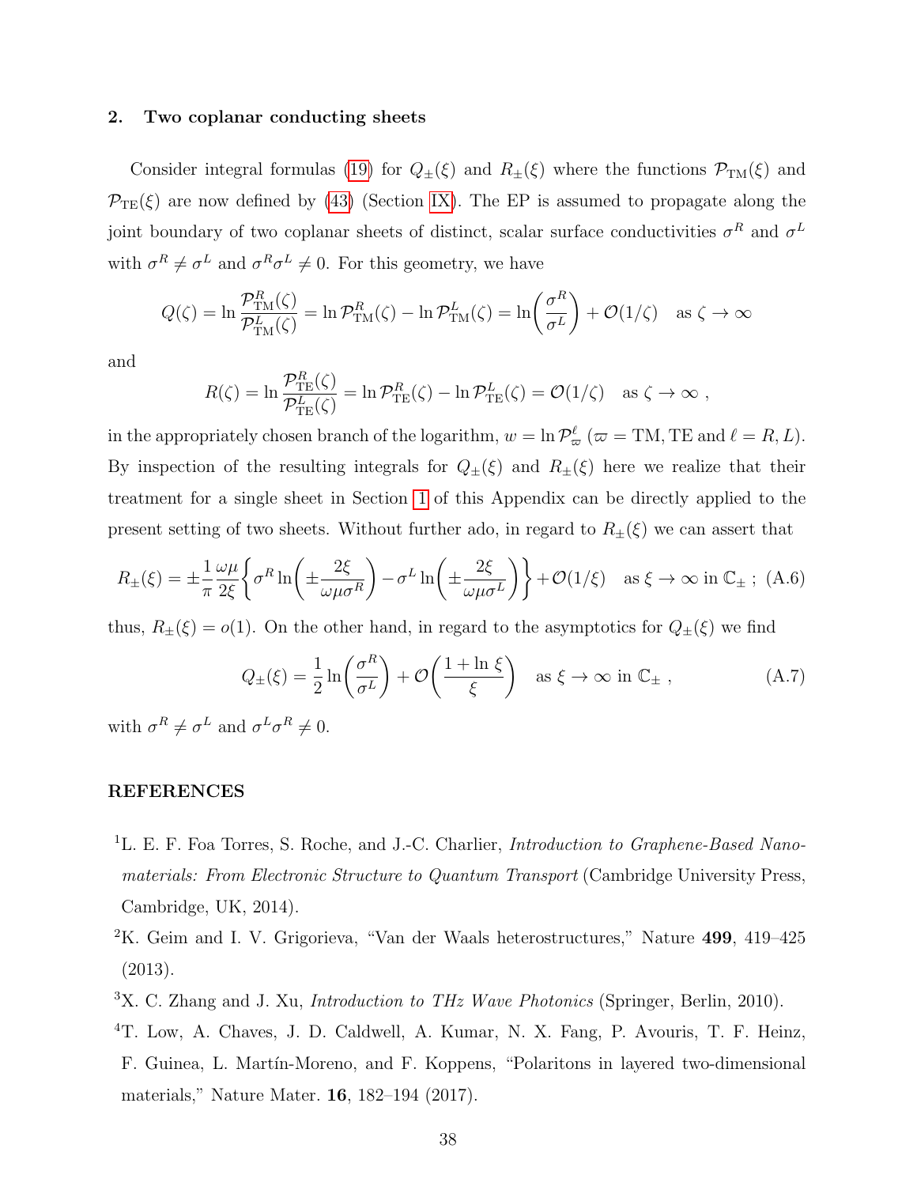### 2. Two coplanar conducting sheets

Consider integral formulas (19) for $Q_\pm(\xi)$ and $R_\pm(\xi)$ where the functions $\mathcal{P}_{\rm TM}(\xi)$ and $\mathcal{P}_{\rm TE}(\xi)$ are now defined by (43) (Section IX). The EP is assumed to propagate along the joint boundary of two coplanar sheets of distinct, scalar surface conductivities $\sigma^R$ and $\sigma^L$ with $\sigma^R \neq \sigma^L$ and $\sigma^R\sigma^L \neq 0$. For this geometry, we have

$$Q(\zeta) = \ln \frac{\mathcal{P}^R_{\rm TM}(\zeta)}{\mathcal{P}^L_{\rm TM}(\zeta)} = \ln \mathcal{P}^R_{\rm TM}(\zeta) - \ln \mathcal{P}^L_{\rm TM}(\zeta) = \ln\left(\frac{\sigma^R}{\sigma^L}\right) + \mathcal{O}(1/\zeta) \quad \text{as } \zeta \to \infty$$

and

$$R(\zeta) = \ln \frac{\mathcal{P}^R_{\rm TE}(\zeta)}{\mathcal{P}^L_{\rm TE}(\zeta)} = \ln \mathcal{P}^R_{\rm TE}(\zeta) - \ln \mathcal{P}^L_{\rm TE}(\zeta) = \mathcal{O}(1/\zeta) \quad \text{as } \zeta \to \infty\ ,$$

in the appropriately chosen branch of the logarithm, $w = \ln \mathcal{P}^\ell_\varpi$ ($\varpi = \text{TM}, \text{TE}$ and $\ell = R, L$). By inspection of the resulting integrals for $Q_\pm(\xi)$ and $R_\pm(\xi)$ here we realize that their treatment for a single sheet in Section 1 of this Appendix can be directly applied to the present setting of two sheets. Without further ado, in regard to $R_\pm(\xi)$ we can assert that

$$R_\pm(\xi) = \pm\frac{1}{\pi}\frac{\omega\mu}{2\xi}\left\{\sigma^R \ln\left(\pm\frac{2\xi}{\omega\mu\sigma^R}\right) - \sigma^L \ln\left(\pm\frac{2\xi}{\omega\mu\sigma^L}\right)\right\} + \mathcal{O}(1/\xi) \quad \text{as } \xi \to \infty \text{ in } \mathbb{C}_\pm\ ; \quad \text{(A.6)}$$

thus, $R_\pm(\xi) = o(1)$. On the other hand, in regard to the asymptotics for $Q_\pm(\xi)$ we find

$$Q_\pm(\xi) = \frac{1}{2}\ln\left(\frac{\sigma^R}{\sigma^L}\right) + \mathcal{O}\left(\frac{1+\ln\,\xi}{\xi}\right) \quad \text{as } \xi \to \infty \text{ in } \mathbb{C}_\pm\ , \qquad \text{(A.7)}$$

with $\sigma^R \neq \sigma^L$ and $\sigma^L\sigma^R \neq 0$.

## REFERENCES

[1] L. E. F. Foa Torres, S. Roche, and J.-C. Charlier, *Introduction to Graphene-Based Nanomaterials: From Electronic Structure to Quantum Transport* (Cambridge University Press, Cambridge, UK, 2014).

[2] K. Geim and I. V. Grigorieva, "Van der Waals heterostructures," Nature **499**, 419–425 (2013).

[3] X. C. Zhang and J. Xu, *Introduction to THz Wave Photonics* (Springer, Berlin, 2010).

[4] T. Low, A. Chaves, J. D. Caldwell, A. Kumar, N. X. Fang, P. Avouris, T. F. Heinz, F. Guinea, L. Martín-Moreno, and F. Koppens, "Polaritons in layered two-dimensional materials," Nature Mater. **16**, 182–194 (2017).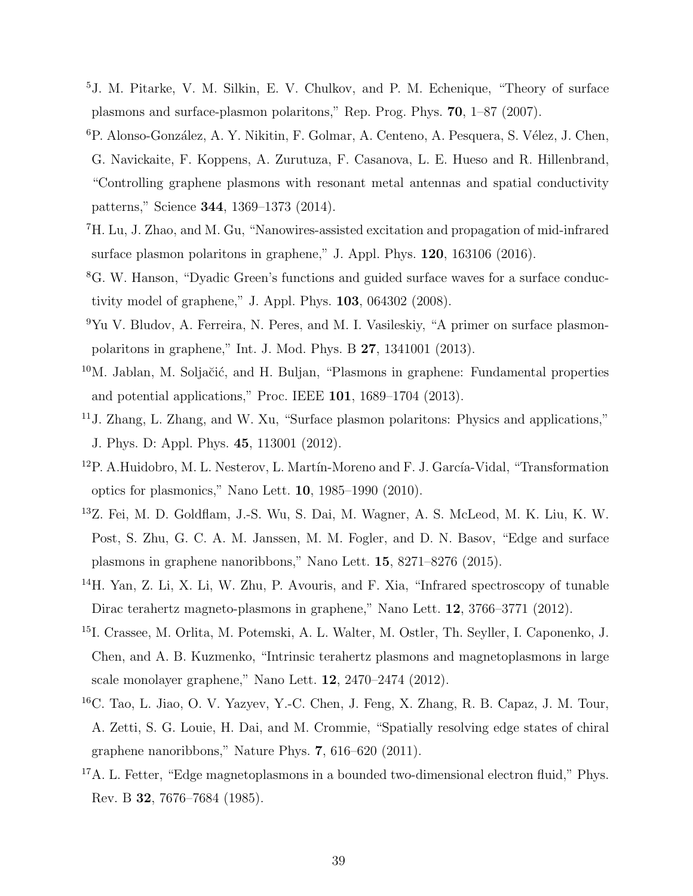[5] J. M. Pitarke, V. M. Silkin, E. V. Chulkov, and P. M. Echenique, "Theory of surface plasmons and surface-plasmon polaritons," Rep. Prog. Phys. **70**, 1–87 (2007).

[6] P. Alonso-González, A. Y. Nikitin, F. Golmar, A. Centeno, A. Pesquera, S. Vélez, J. Chen, G. Navickaite, F. Koppens, A. Zurutuza, F. Casanova, L. E. Hueso and R. Hillenbrand, "Controlling graphene plasmons with resonant metal antennas and spatial conductivity patterns," Science **344**, 1369–1373 (2014).

[7] H. Lu, J. Zhao, and M. Gu, "Nanowires-assisted excitation and propagation of mid-infrared surface plasmon polaritons in graphene," J. Appl. Phys. **120**, 163106 (2016).

[8] G. W. Hanson, "Dyadic Green's functions and guided surface waves for a surface conductivity model of graphene," J. Appl. Phys. **103**, 064302 (2008).

[9] Yu V. Bludov, A. Ferreira, N. Peres, and M. I. Vasileskiy, "A primer on surface plasmon-polaritons in graphene," Int. J. Mod. Phys. B **27**, 1341001 (2013).

[10] M. Jablan, M. Soljačić, and H. Buljan, "Plasmons in graphene: Fundamental properties and potential applications," Proc. IEEE **101**, 1689–1704 (2013).

[11] J. Zhang, L. Zhang, and W. Xu, "Surface plasmon polaritons: Physics and applications," J. Phys. D: Appl. Phys. **45**, 113001 (2012).

[12] P. A.Huidobro, M. L. Nesterov, L. Martín-Moreno and F. J. García-Vidal, "Transformation optics for plasmonics," Nano Lett. **10**, 1985–1990 (2010).

[13] Z. Fei, M. D. Goldflam, J.-S. Wu, S. Dai, M. Wagner, A. S. McLeod, M. K. Liu, K. W. Post, S. Zhu, G. C. A. M. Janssen, M. M. Fogler, and D. N. Basov, "Edge and surface plasmons in graphene nanoribbons," Nano Lett. **15**, 8271–8276 (2015).

[14] H. Yan, Z. Li, X. Li, W. Zhu, P. Avouris, and F. Xia, "Infrared spectroscopy of tunable Dirac terahertz magneto-plasmons in graphene," Nano Lett. **12**, 3766–3771 (2012).

[15] I. Crassee, M. Orlita, M. Potemski, A. L. Walter, M. Ostler, Th. Seyller, I. Caponenko, J. Chen, and A. B. Kuzmenko, "Intrinsic terahertz plasmons and magnetoplasmons in large scale monolayer graphene," Nano Lett. **12**, 2470–2474 (2012).

[16] C. Tao, L. Jiao, O. V. Yazyev, Y.-C. Chen, J. Feng, X. Zhang, R. B. Capaz, J. M. Tour, A. Zetti, S. G. Louie, H. Dai, and M. Crommie, "Spatially resolving edge states of chiral graphene nanoribbons," Nature Phys. **7**, 616–620 (2011).

[17] A. L. Fetter, "Edge magnetoplasmons in a bounded two-dimensional electron fluid," Phys. Rev. B **32**, 7676–7684 (1985).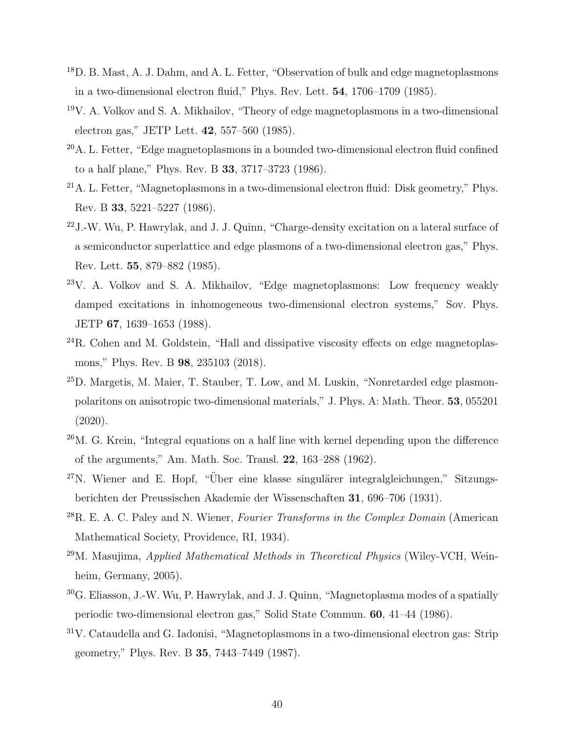[18] D. B. Mast, A. J. Dahm, and A. L. Fetter, "Observation of bulk and edge magnetoplasmons in a two-dimensional electron fluid," Phys. Rev. Lett. **54**, 1706–1709 (1985).

[19] V. A. Volkov and S. A. Mikhailov, "Theory of edge magnetoplasmons in a two-dimensional electron gas," JETP Lett. **42**, 557–560 (1985).

[20] A. L. Fetter, "Edge magnetoplasmons in a bounded two-dimensional electron fluid confined to a half plane," Phys. Rev. B **33**, 3717–3723 (1986).

[21] A. L. Fetter, "Magnetoplasmons in a two-dimensional electron fluid: Disk geometry," Phys. Rev. B **33**, 5221–5227 (1986).

[22] J.-W. Wu, P. Hawrylak, and J. J. Quinn, "Charge-density excitation on a lateral surface of a semiconductor superlattice and edge plasmons of a two-dimensional electron gas," Phys. Rev. Lett. **55**, 879–882 (1985).

[23] V. A. Volkov and S. A. Mikhailov, "Edge magnetoplasmons: Low frequency weakly damped excitations in inhomogeneous two-dimensional electron systems," Sov. Phys. JETP **67**, 1639–1653 (1988).

[24] R. Cohen and M. Goldstein, "Hall and dissipative viscosity effects on edge magnetoplasmons," Phys. Rev. B **98**, 235103 (2018).

[25] D. Margetis, M. Maier, T. Stauber, T. Low, and M. Luskin, "Nonretarded edge plasmon-polaritons on anisotropic two-dimensional materials," J. Phys. A: Math. Theor. **53**, 055201 (2020).

[26] M. G. Krein, "Integral equations on a half line with kernel depending upon the difference of the arguments," Am. Math. Soc. Transl. **22**, 163–288 (1962).

[27] N. Wiener and E. Hopf, "Über eine klasse singulärer integralgleichungen," Sitzungsberichten der Preussischen Akademie der Wissenschaften **31**, 696–706 (1931).

[28] R. E. A. C. Paley and N. Wiener, *Fourier Transforms in the Complex Domain* (American Mathematical Society, Providence, RI, 1934).

[29] M. Masujima, *Applied Mathematical Methods in Theoretical Physics* (Wiley-VCH, Weinheim, Germany, 2005).

[30] G. Eliasson, J.-W. Wu, P. Hawrylak, and J. J. Quinn, "Magnetoplasma modes of a spatially periodic two-dimensional electron gas," Solid State Commun. **60**, 41–44 (1986).

[31] V. Cataudella and G. Iadonisi, "Magnetoplasmons in a two-dimensional electron gas: Strip geometry," Phys. Rev. B **35**, 7443–7449 (1987).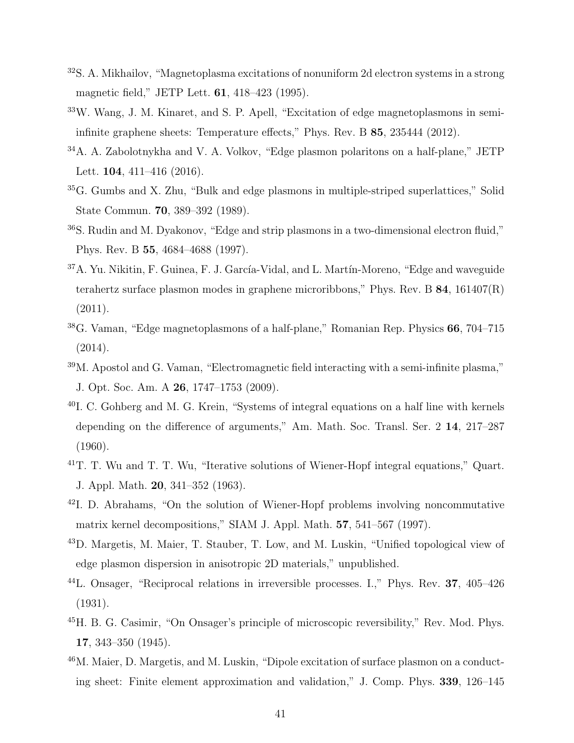[32] S. A. Mikhailov, "Magnetoplasma excitations of nonuniform 2d electron systems in a strong magnetic field," JETP Lett. **61**, 418–423 (1995).

[33] W. Wang, J. M. Kinaret, and S. P. Apell, "Excitation of edge magnetoplasmons in semi-infinite graphene sheets: Temperature effects," Phys. Rev. B **85**, 235444 (2012).

[34] A. A. Zabolotnykha and V. A. Volkov, "Edge plasmon polaritons on a half-plane," JETP Lett. **104**, 411–416 (2016).

[35] G. Gumbs and X. Zhu, "Bulk and edge plasmons in multiple-striped superlattices," Solid State Commun. **70**, 389–392 (1989).

[36] S. Rudin and M. Dyakonov, "Edge and strip plasmons in a two-dimensional electron fluid," Phys. Rev. B **55**, 4684–4688 (1997).

[37] A. Yu. Nikitin, F. Guinea, F. J. García-Vidal, and L. Martín-Moreno, "Edge and waveguide terahertz surface plasmon modes in graphene microribbons," Phys. Rev. B **84**, 161407(R) (2011).

[38] G. Vaman, "Edge magnetoplasmons of a half-plane," Romanian Rep. Physics **66**, 704–715 (2014).

[39] M. Apostol and G. Vaman, "Electromagnetic field interacting with a semi-infinite plasma," J. Opt. Soc. Am. A **26**, 1747–1753 (2009).

[40] I. C. Gohberg and M. G. Krein, "Systems of integral equations on a half line with kernels depending on the difference of arguments," Am. Math. Soc. Transl. Ser. 2 **14**, 217–287 (1960).

[41] T. T. Wu and T. T. Wu, "Iterative solutions of Wiener-Hopf integral equations," Quart. J. Appl. Math. **20**, 341–352 (1963).

[42] I. D. Abrahams, "On the solution of Wiener-Hopf problems involving noncommutative matrix kernel decompositions," SIAM J. Appl. Math. **57**, 541–567 (1997).

[43] D. Margetis, M. Maier, T. Stauber, T. Low, and M. Luskin, "Unified topological view of edge plasmon dispersion in anisotropic 2D materials," unpublished.

[44] L. Onsager, "Reciprocal relations in irreversible processes. I.," Phys. Rev. **37**, 405–426 (1931).

[45] H. B. G. Casimir, "On Onsager's principle of microscopic reversibility," Rev. Mod. Phys. **17**, 343–350 (1945).

[46] M. Maier, D. Margetis, and M. Luskin, "Dipole excitation of surface plasmon on a conducting sheet: Finite element approximation and validation," J. Comp. Phys. **339**, 126–145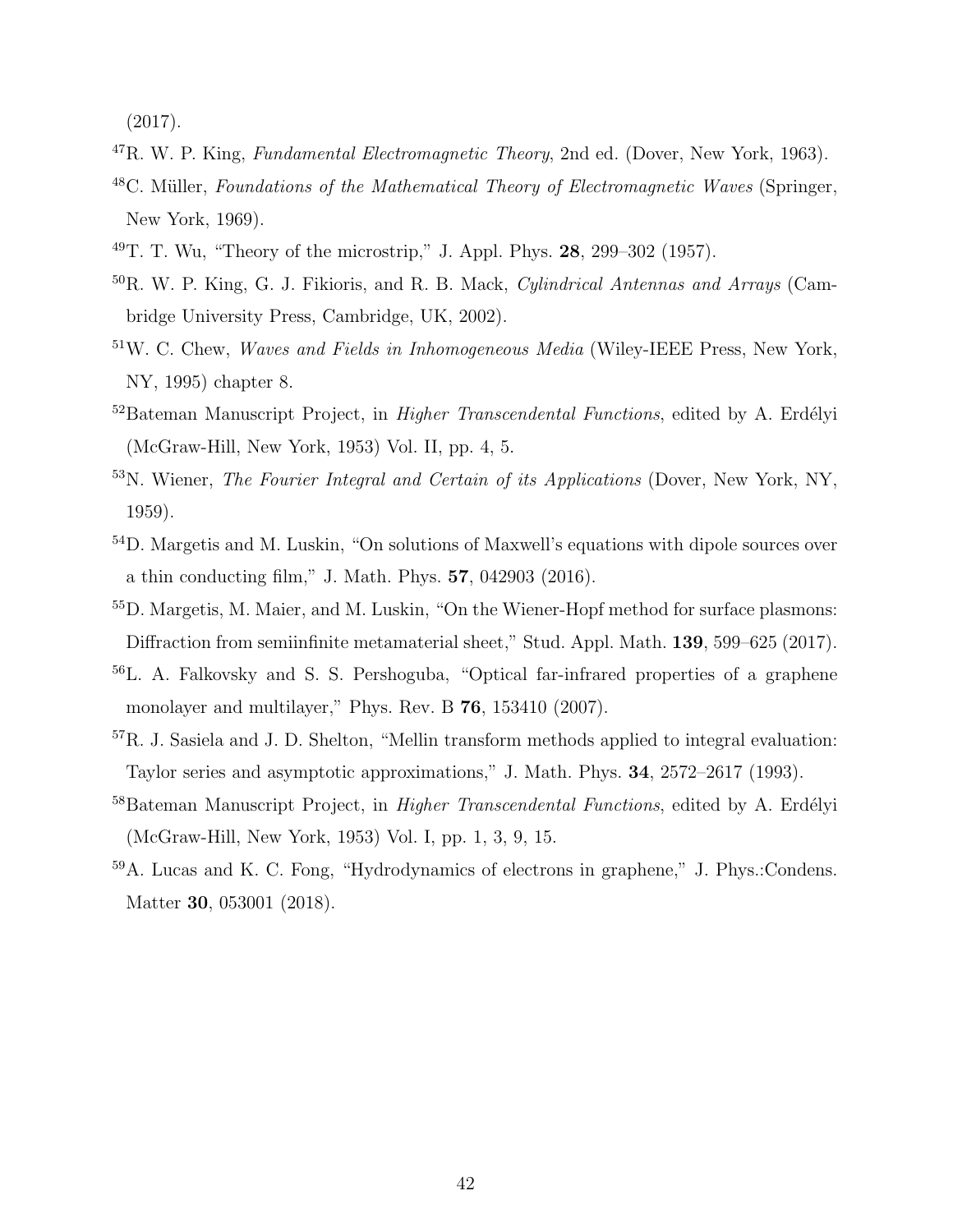(2017).

[47]R. W. P. King, *Fundamental Electromagnetic Theory*, 2nd ed. (Dover, New York, 1963).

[48]C. Müller, *Foundations of the Mathematical Theory of Electromagnetic Waves* (Springer, New York, 1969).

[49]T. T. Wu, "Theory of the microstrip," J. Appl. Phys. **28**, 299–302 (1957).

[50]R. W. P. King, G. J. Fikioris, and R. B. Mack, *Cylindrical Antennas and Arrays* (Cambridge University Press, Cambridge, UK, 2002).

[51]W. C. Chew, *Waves and Fields in Inhomogeneous Media* (Wiley-IEEE Press, New York, NY, 1995) chapter 8.

[52]Bateman Manuscript Project, in *Higher Transcendental Functions*, edited by A. Erdélyi (McGraw-Hill, New York, 1953) Vol. II, pp. 4, 5.

[53]N. Wiener, *The Fourier Integral and Certain of its Applications* (Dover, New York, NY, 1959).

[54]D. Margetis and M. Luskin, "On solutions of Maxwell's equations with dipole sources over a thin conducting film," J. Math. Phys. **57**, 042903 (2016).

[55]D. Margetis, M. Maier, and M. Luskin, "On the Wiener-Hopf method for surface plasmons: Diffraction from semiinfinite metamaterial sheet," Stud. Appl. Math. **139**, 599–625 (2017).

[56]L. A. Falkovsky and S. S. Pershoguba, "Optical far-infrared properties of a graphene monolayer and multilayer," Phys. Rev. B **76**, 153410 (2007).

[57]R. J. Sasiela and J. D. Shelton, "Mellin transform methods applied to integral evaluation: Taylor series and asymptotic approximations," J. Math. Phys. **34**, 2572–2617 (1993).

[58]Bateman Manuscript Project, in *Higher Transcendental Functions*, edited by A. Erdélyi (McGraw-Hill, New York, 1953) Vol. I, pp. 1, 3, 9, 15.

[59]A. Lucas and K. C. Fong, "Hydrodynamics of electrons in graphene," J. Phys.:Condens. Matter **30**, 053001 (2018).